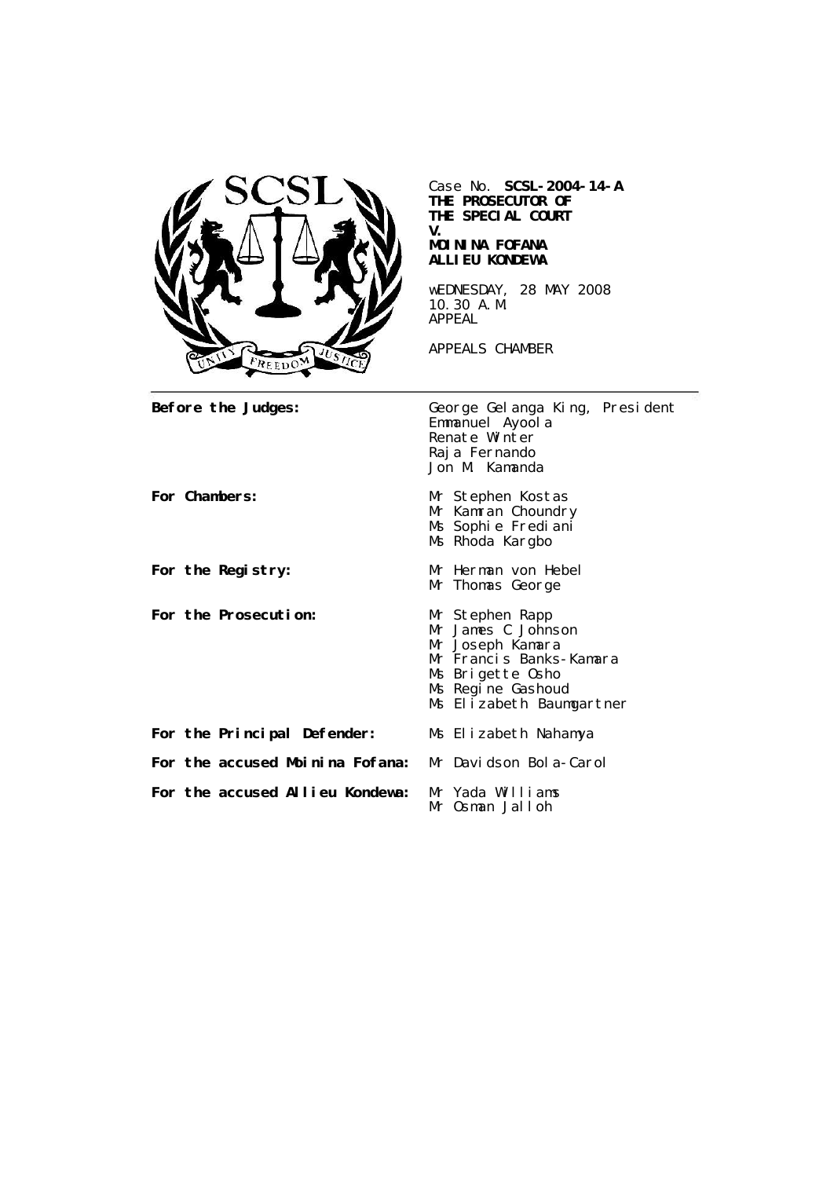Case No. **SCSL-2004-14-A**
**THE PROSECUTOR OF THE SPECIAL COURT**
**V.**
**MOININA FOFANA**
**ALLIEU KONDEWA**

wEDNESDAY, 28 MAY 2008
10.30 A.M.
APPEAL

APPEALS CHAMBER

---

| | |
|---|---|
| **Before the Judges:** | George Gelanga King, President<br>Emmanuel Ayoola<br>Renate Winter<br>Raja Fernando<br>Jon M. Kamanda |
| **For Chambers:** | Mr Stephen Kostas<br>Mr Kamran Choundry<br>Ms Sophie Frediani<br>Ms Rhoda Kargbo |
| **For the Registry:** | Mr Herman von Hebel<br>Mr Thomas George |
| **For the Prosecution:** | Mr Stephen Rapp<br>Mr James C Johnson<br>Mr Joseph Kamara<br>Mr Francis Banks-Kamara<br>Ms Brigette Osho<br>Ms Regine Gashoud<br>Ms Elizabeth Baumgartner |
| **For the Principal Defender:** | Ms Elizabeth Nahamya |
| **For the accused Moinina Fofana:** | Mr Davidson Bola-Carol |
| **For the accused Allieu Kondewa:** | Mr Yada Williams<br>Mr Osman Jalloh |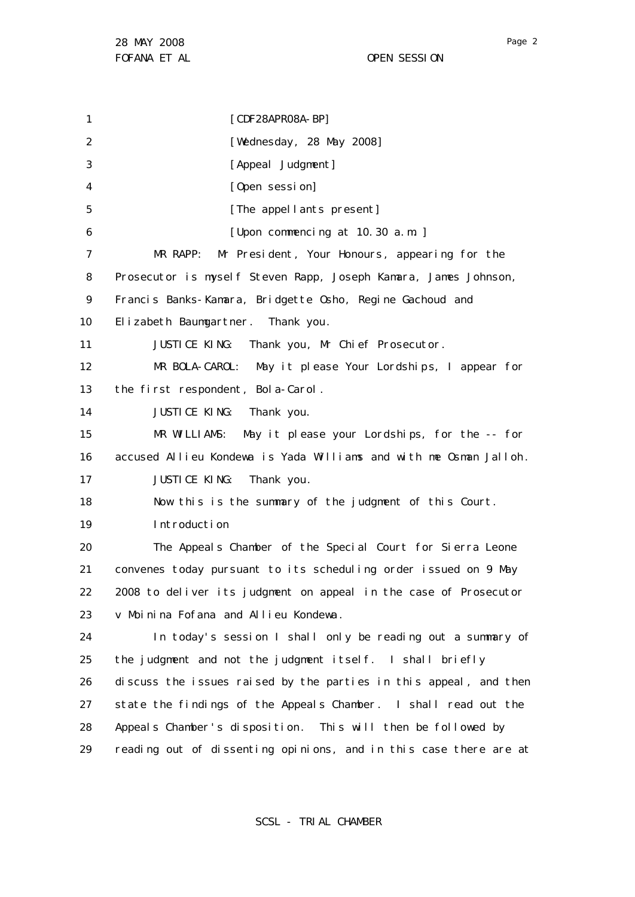[CDF28APR08A-BP]

[Wednesday, 28 May 2008]

[Appeal Judgment]

[Open session]

[The appellants present]

[Upon commencing at 10.30 a.m.]

MR RAPP: Mr President, Your Honours, appearing for the Prosecutor is myself Steven Rapp, Joseph Kamara, James Johnson, Francis Banks-Kamara, Bridgette Osho, Regine Gachoud and Elizabeth Baumgartner. Thank you.

JUSTICE KING: Thank you, Mr Chief Prosecutor.

MR BOLA-CAROL: May it please Your Lordships, I appear for the first respondent, Bola-Carol.

JUSTICE KING: Thank you.

MR WILLIAMS: May it please your Lordships, for the -- for accused Allieu Kondewa is Yada Williams and with me Osman Jalloh.

JUSTICE KING: Thank you.

Now this is the summary of the judgment of this Court.

Introduction

The Appeals Chamber of the Special Court for Sierra Leone convenes today pursuant to its scheduling order issued on 9 May 2008 to deliver its judgment on appeal in the case of Prosecutor v Moinina Fofana and Allieu Kondewa.

In today's session I shall only be reading out a summary of the judgment and not the judgment itself. I shall briefly discuss the issues raised by the parties in this appeal, and then state the findings of the Appeals Chamber. I shall read out the Appeals Chamber's disposition. This will then be followed by reading out of dissenting opinions, and in this case there are at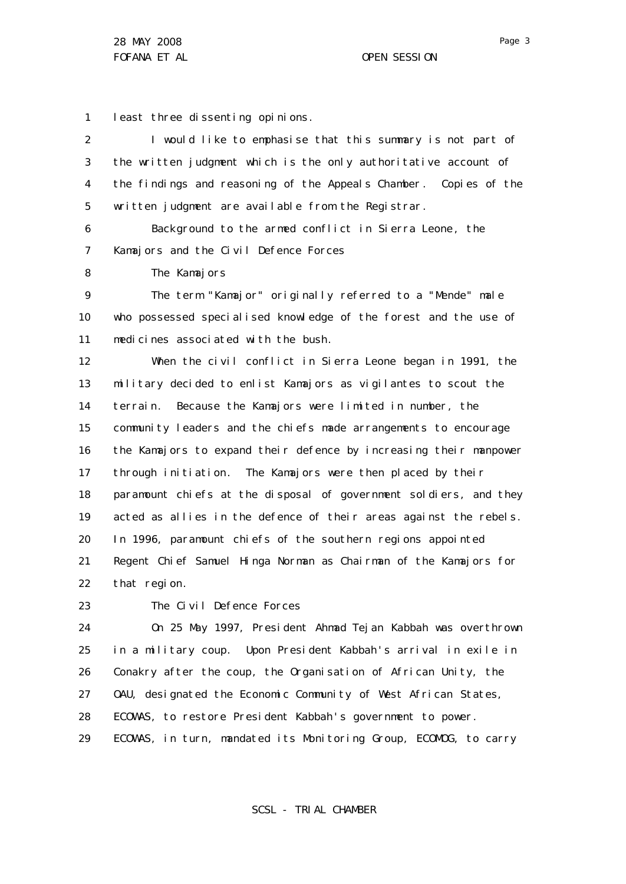least three dissenting opinions.

I would like to emphasise that this summary is not part of the written judgment which is the only authoritative account of the findings and reasoning of the Appeals Chamber. Copies of the written judgment are available from the Registrar.

Background to the armed conflict in Sierra Leone, the Kamajors and the Civil Defence Forces

The Kamajors

The term "Kamajor" originally referred to a "Mende" male who possessed specialised knowledge of the forest and the use of medicines associated with the bush.

When the civil conflict in Sierra Leone began in 1991, the military decided to enlist Kamajors as vigilantes to scout the terrain. Because the Kamajors were limited in number, the community leaders and the chiefs made arrangements to encourage the Kamajors to expand their defence by increasing their manpower through initiation. The Kamajors were then placed by their paramount chiefs at the disposal of government soldiers, and they acted as allies in the defence of their areas against the rebels. In 1996, paramount chiefs of the southern regions appointed Regent Chief Samuel Hinga Norman as Chairman of the Kamajors for that region.

The Civil Defence Forces

On 25 May 1997, President Ahmad Tejan Kabbah was overthrown in a military coup. Upon President Kabbah's arrival in exile in Conakry after the coup, the Organisation of African Unity, the OAU, designated the Economic Community of West African States, ECOWAS, to restore President Kabbah's government to power. ECOWAS, in turn, mandated its Monitoring Group, ECOMOG, to carry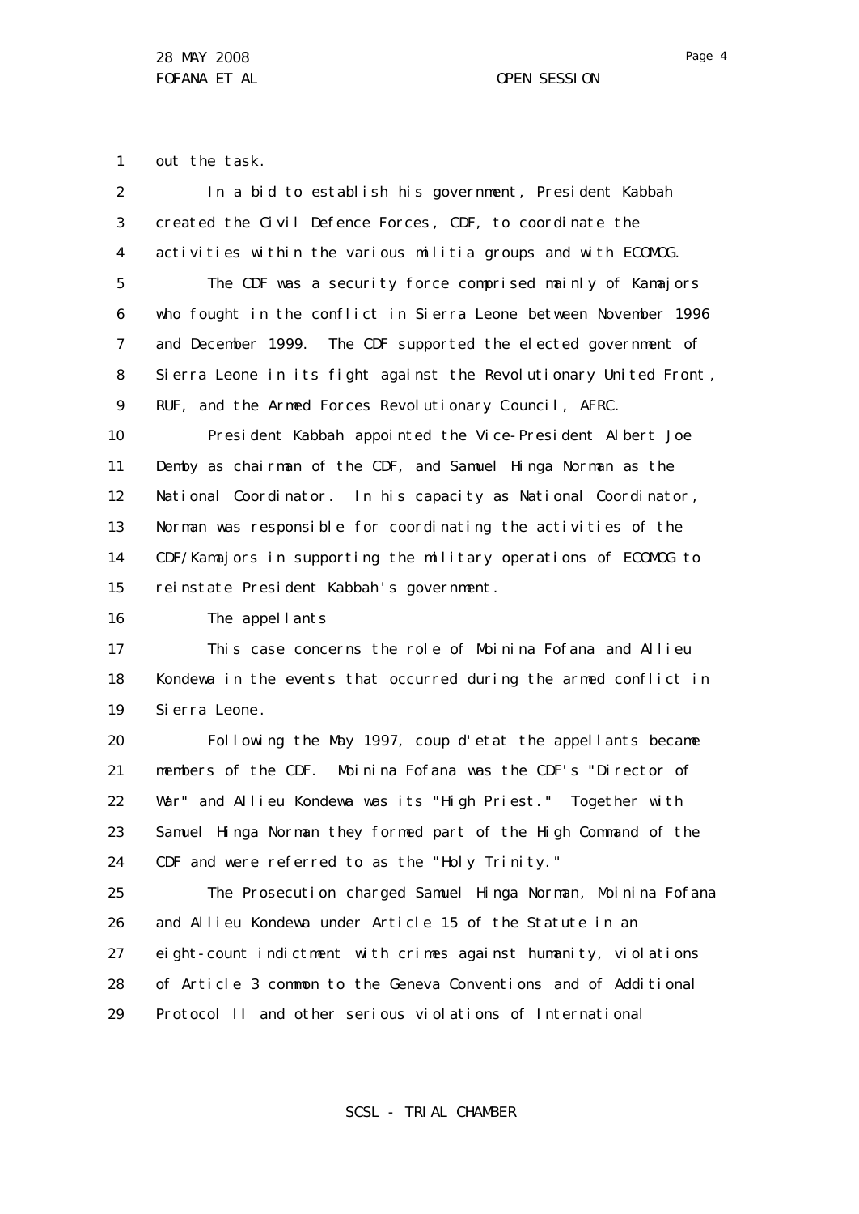out the task.

In a bid to establish his government, President Kabbah created the Civil Defence Forces, CDF, to coordinate the activities within the various militia groups and with ECOMOG.

The CDF was a security force comprised mainly of Kamajors who fought in the conflict in Sierra Leone between November 1996 and December 1999. The CDF supported the elected government of Sierra Leone in its fight against the Revolutionary United Front, RUF, and the Armed Forces Revolutionary Council, AFRC.

President Kabbah appointed the Vice-President Albert Joe Demby as chairman of the CDF, and Samuel Hinga Norman as the National Coordinator. In his capacity as National Coordinator, Norman was responsible for coordinating the activities of the CDF/Kamajors in supporting the military operations of ECOMOG to reinstate President Kabbah's government.

## The appellants

This case concerns the role of Moinina Fofana and Allieu Kondewa in the events that occurred during the armed conflict in Sierra Leone.

Following the May 1997, coup d'etat the appellants became members of the CDF. Moinina Fofana was the CDF's "Director of War" and Allieu Kondewa was its "High Priest." Together with Samuel Hinga Norman they formed part of the High Command of the CDF and were referred to as the "Holy Trinity."

The Prosecution charged Samuel Hinga Norman, Moinina Fofana and Allieu Kondewa under Article 15 of the Statute in an eight-count indictment with crimes against humanity, violations of Article 3 common to the Geneva Conventions and of Additional Protocol II and other serious violations of International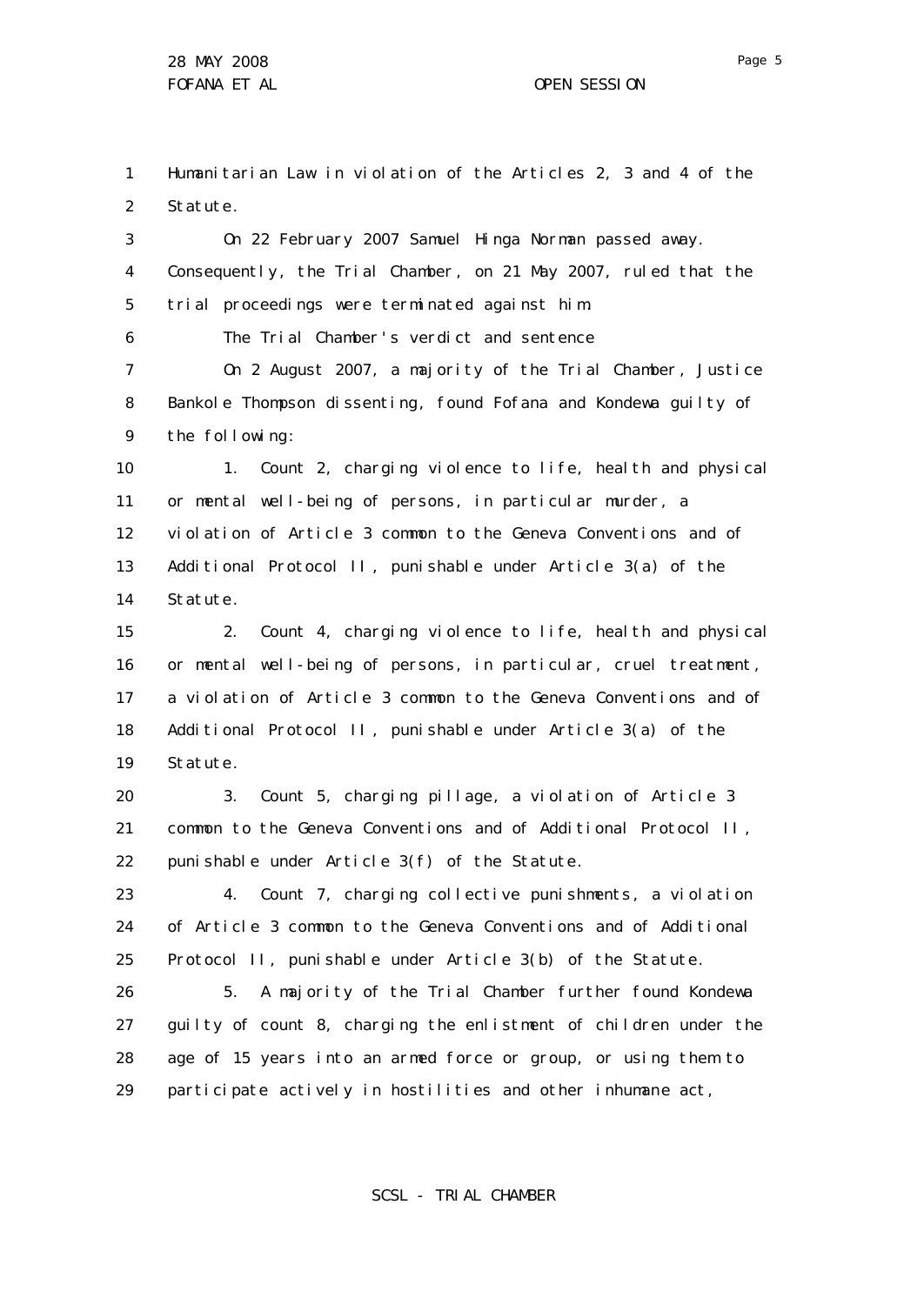Humanitarian Law in violation of the Articles 2, 3 and 4 of the Statute.

On 22 February 2007 Samuel Hinga Norman passed away. Consequently, the Trial Chamber, on 21 May 2007, ruled that the trial proceedings were terminated against him.

The Trial Chamber's verdict and sentence

On 2 August 2007, a majority of the Trial Chamber, Justice Bankole Thompson dissenting, found Fofana and Kondewa guilty of the following:

1. Count 2, charging violence to life, health and physical or mental well-being of persons, in particular murder, a violation of Article 3 common to the Geneva Conventions and of Additional Protocol II, punishable under Article 3(a) of the Statute.

2. Count 4, charging violence to life, health and physical or mental well-being of persons, in particular, cruel treatment, a violation of Article 3 common to the Geneva Conventions and of Additional Protocol II, punishable under Article 3(a) of the Statute.

3. Count 5, charging pillage, a violation of Article 3 common to the Geneva Conventions and of Additional Protocol II, punishable under Article 3(f) of the Statute.

4. Count 7, charging collective punishments, a violation of Article 3 common to the Geneva Conventions and of Additional Protocol II, punishable under Article 3(b) of the Statute.

5. A majority of the Trial Chamber further found Kondewa guilty of count 8, charging the enlistment of children under the age of 15 years into an armed force or group, or using them to participate actively in hostilities and other inhumane act,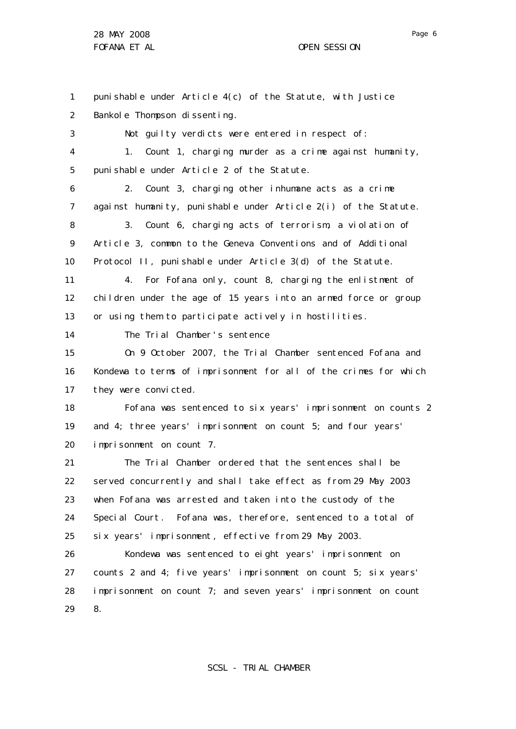punishable under Article 4(c) of the Statute, with Justice Bankole Thompson dissenting.

Not guilty verdicts were entered in respect of:

1. Count 1, charging murder as a crime against humanity, punishable under Article 2 of the Statute.

2. Count 3, charging other inhumane acts as a crime against humanity, punishable under Article 2(i) of the Statute.

3. Count 6, charging acts of terrorism, a violation of Article 3, common to the Geneva Conventions and of Additional Protocol II, punishable under Article 3(d) of the Statute.

4. For Fofana only, count 8, charging the enlistment of children under the age of 15 years into an armed force or group or using them to participate actively in hostilities.

The Trial Chamber's sentence

On 9 October 2007, the Trial Chamber sentenced Fofana and Kondewa to terms of imprisonment for all of the crimes for which they were convicted.

Fofana was sentenced to six years' imprisonment on counts 2 and 4; three years' imprisonment on count 5; and four years' imprisonment on count 7.

The Trial Chamber ordered that the sentences shall be served concurrently and shall take effect as from 29 May 2003 when Fofana was arrested and taken into the custody of the Special Court. Fofana was, therefore, sentenced to a total of six years' imprisonment, effective from 29 May 2003.

Kondewa was sentenced to eight years' imprisonment on counts 2 and 4; five years' imprisonment on count 5; six years' imprisonment on count 7; and seven years' imprisonment on count 8.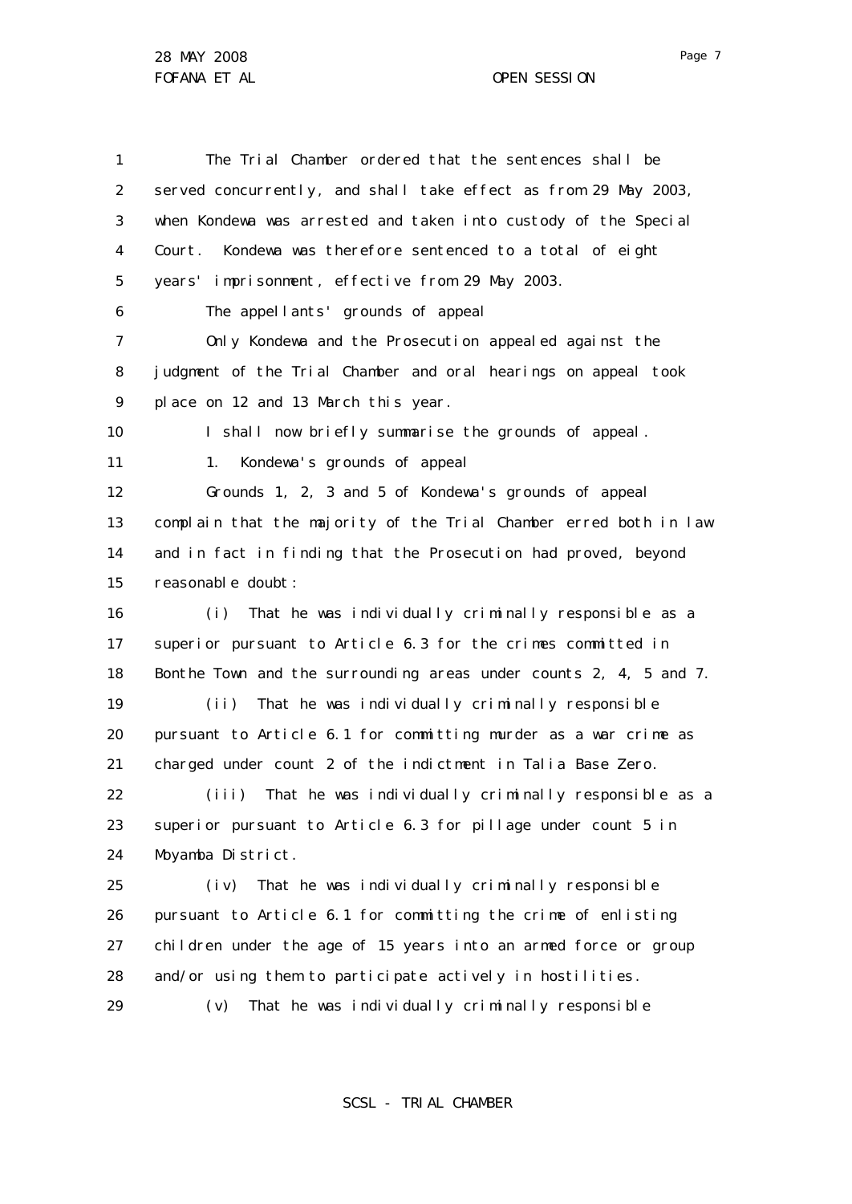The Trial Chamber ordered that the sentences shall be served concurrently, and shall take effect as from 29 May 2003, when Kondewa was arrested and taken into custody of the Special Court. Kondewa was therefore sentenced to a total of eight years' imprisonment, effective from 29 May 2003.

The appellants' grounds of appeal

Only Kondewa and the Prosecution appealed against the judgment of the Trial Chamber and oral hearings on appeal took place on 12 and 13 March this year.

I shall now briefly summarise the grounds of appeal.

1. Kondewa's grounds of appeal

Grounds 1, 2, 3 and 5 of Kondewa's grounds of appeal complain that the majority of the Trial Chamber erred both in law and in fact in finding that the Prosecution had proved, beyond reasonable doubt:

(i) That he was individually criminally responsible as a superior pursuant to Article 6.3 for the crimes committed in Bonthe Town and the surrounding areas under counts 2, 4, 5 and 7.

(ii) That he was individually criminally responsible pursuant to Article 6.1 for committing murder as a war crime as charged under count 2 of the indictment in Talia Base Zero.

(iii) That he was individually criminally responsible as a superior pursuant to Article 6.3 for pillage under count 5 in Moyamba District.

(iv) That he was individually criminally responsible pursuant to Article 6.1 for committing the crime of enlisting children under the age of 15 years into an armed force or group and/or using them to participate actively in hostilities.

(v) That he was individually criminally responsible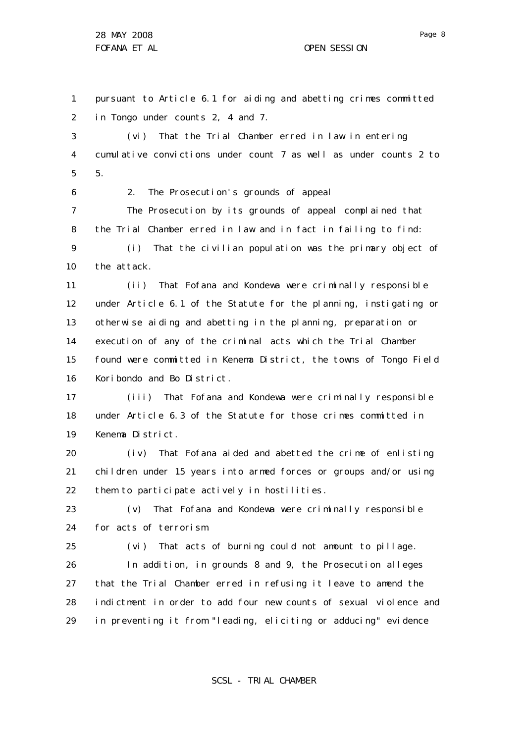pursuant to Article 6.1 for aiding and abetting crimes committed in Tongo under counts 2, 4 and 7.

(vi) That the Trial Chamber erred in law in entering cumulative convictions under count 7 as well as under counts 2 to 5.

2. The Prosecution's grounds of appeal

The Prosecution by its grounds of appeal complained that the Trial Chamber erred in law and in fact in failing to find:

(i) That the civilian population was the primary object of the attack.

(ii) That Fofana and Kondewa were criminally responsible under Article 6.1 of the Statute for the planning, instigating or otherwise aiding and abetting in the planning, preparation or execution of any of the criminal acts which the Trial Chamber found were committed in Kenema District, the towns of Tongo Field Koribondo and Bo District.

(iii) That Fofana and Kondewa were criminally responsible under Article 6.3 of the Statute for those crimes committed in Kenema District.

(iv) That Fofana aided and abetted the crime of enlisting children under 15 years into armed forces or groups and/or using them to participate actively in hostilities.

(v) That Fofana and Kondewa were criminally responsible for acts of terrorism.

(vi) That acts of burning could not amount to pillage.

In addition, in grounds 8 and 9, the Prosecution alleges that the Trial Chamber erred in refusing it leave to amend the indictment in order to add four new counts of sexual violence and in preventing it from "leading, eliciting or adducing" evidence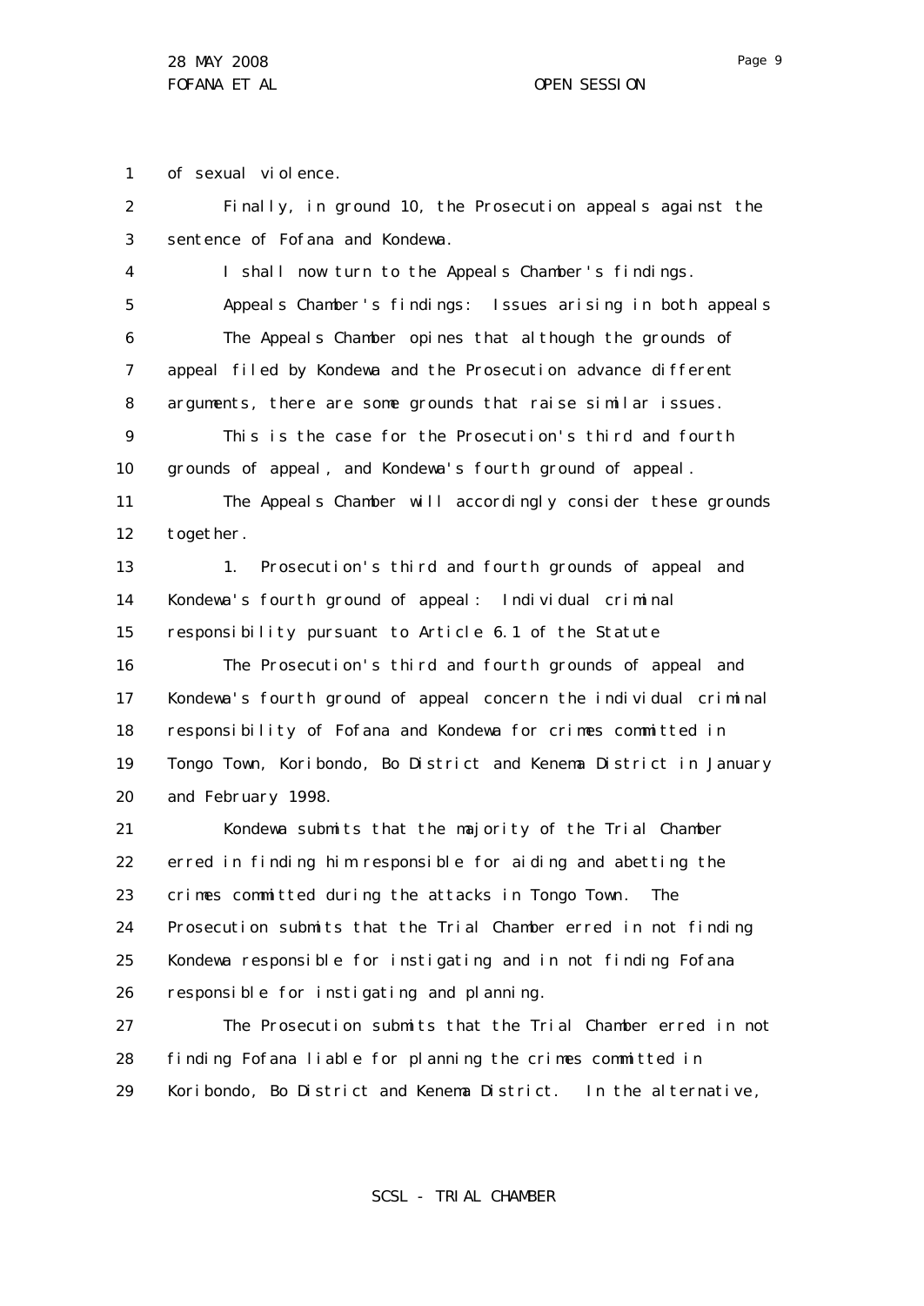of sexual violence.

Finally, in ground 10, the Prosecution appeals against the sentence of Fofana and Kondewa.

I shall now turn to the Appeals Chamber's findings.

Appeals Chamber's findings: Issues arising in both appeals

The Appeals Chamber opines that although the grounds of appeal filed by Kondewa and the Prosecution advance different arguments, there are some grounds that raise similar issues.

This is the case for the Prosecution's third and fourth grounds of appeal, and Kondewa's fourth ground of appeal.

The Appeals Chamber will accordingly consider these grounds together.

1. Prosecution's third and fourth grounds of appeal and Kondewa's fourth ground of appeal: Individual criminal responsibility pursuant to Article 6.1 of the Statute

The Prosecution's third and fourth grounds of appeal and Kondewa's fourth ground of appeal concern the individual criminal responsibility of Fofana and Kondewa for crimes committed in Tongo Town, Koribondo, Bo District and Kenema District in January and February 1998.

Kondewa submits that the majority of the Trial Chamber erred in finding him responsible for aiding and abetting the crimes committed during the attacks in Tongo Town. The Prosecution submits that the Trial Chamber erred in not finding Kondewa responsible for instigating and in not finding Fofana responsible for instigating and planning.

The Prosecution submits that the Trial Chamber erred in not finding Fofana liable for planning the crimes committed in Koribondo, Bo District and Kenema District. In the alternative,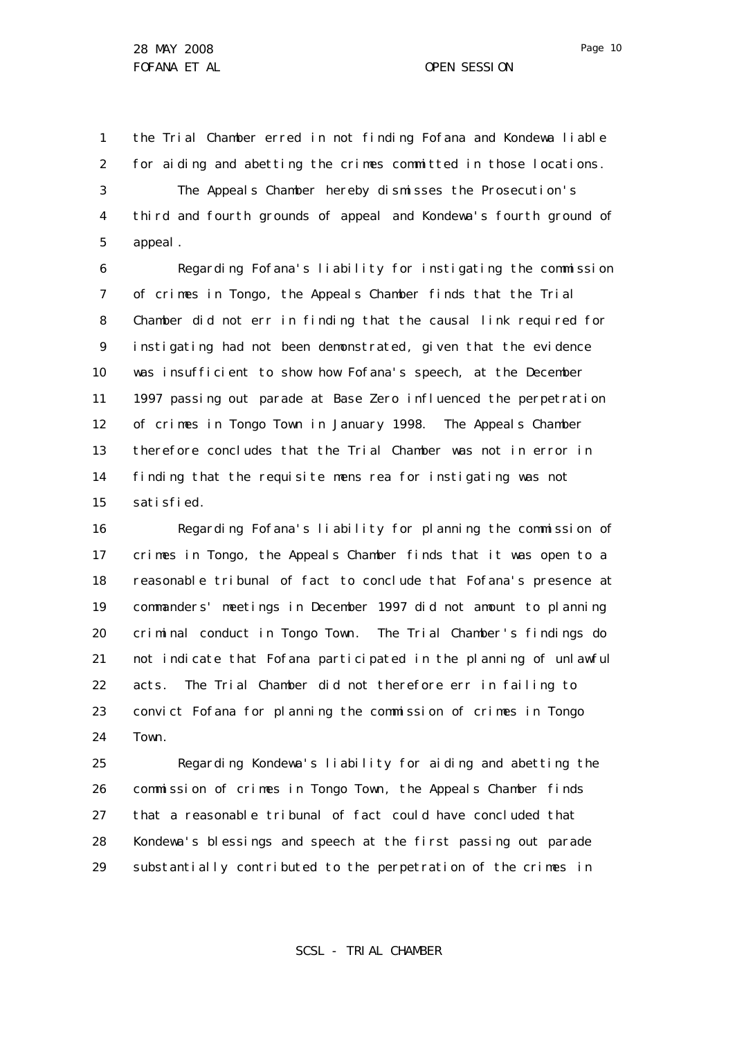the Trial Chamber erred in not finding Fofana and Kondewa liable for aiding and abetting the crimes committed in those locations.

The Appeals Chamber hereby dismisses the Prosecution's third and fourth grounds of appeal and Kondewa's fourth ground of appeal.

Regarding Fofana's liability for instigating the commission of crimes in Tongo, the Appeals Chamber finds that the Trial Chamber did not err in finding that the causal link required for instigating had not been demonstrated, given that the evidence was insufficient to show how Fofana's speech, at the December 1997 passing out parade at Base Zero influenced the perpetration of crimes in Tongo Town in January 1998. The Appeals Chamber therefore concludes that the Trial Chamber was not in error in finding that the requisite mens rea for instigating was not satisfied.

Regarding Fofana's liability for planning the commission of crimes in Tongo, the Appeals Chamber finds that it was open to a reasonable tribunal of fact to conclude that Fofana's presence at commanders' meetings in December 1997 did not amount to planning criminal conduct in Tongo Town. The Trial Chamber's findings do not indicate that Fofana participated in the planning of unlawful acts. The Trial Chamber did not therefore err in failing to convict Fofana for planning the commission of crimes in Tongo Town.

Regarding Kondewa's liability for aiding and abetting the commission of crimes in Tongo Town, the Appeals Chamber finds that a reasonable tribunal of fact could have concluded that Kondewa's blessings and speech at the first passing out parade substantially contributed to the perpetration of the crimes in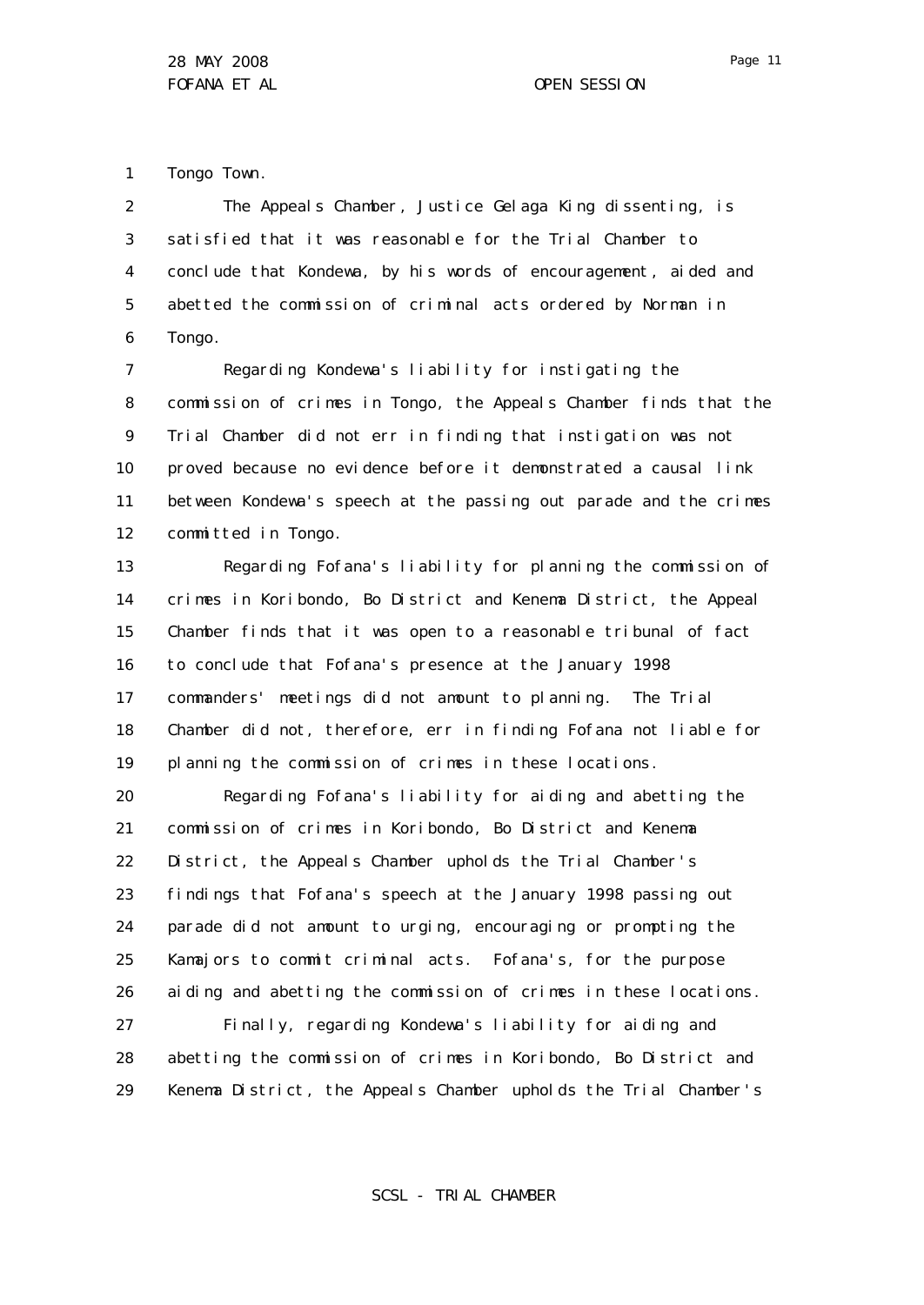Tongo Town.

The Appeals Chamber, Justice Gelaga King dissenting, is satisfied that it was reasonable for the Trial Chamber to conclude that Kondewa, by his words of encouragement, aided and abetted the commission of criminal acts ordered by Norman in Tongo.

Regarding Kondewa's liability for instigating the commission of crimes in Tongo, the Appeals Chamber finds that the Trial Chamber did not err in finding that instigation was not proved because no evidence before it demonstrated a causal link between Kondewa's speech at the passing out parade and the crimes committed in Tongo.

Regarding Fofana's liability for planning the commission of crimes in Koribondo, Bo District and Kenema District, the Appeal Chamber finds that it was open to a reasonable tribunal of fact to conclude that Fofana's presence at the January 1998 commanders' meetings did not amount to planning. The Trial Chamber did not, therefore, err in finding Fofana not liable for planning the commission of crimes in these locations.

Regarding Fofana's liability for aiding and abetting the commission of crimes in Koribondo, Bo District and Kenema District, the Appeals Chamber upholds the Trial Chamber's findings that Fofana's speech at the January 1998 passing out parade did not amount to urging, encouraging or prompting the Kamajors to commit criminal acts. Fofana's, for the purpose aiding and abetting the commission of crimes in these locations.

Finally, regarding Kondewa's liability for aiding and abetting the commission of crimes in Koribondo, Bo District and Kenema District, the Appeals Chamber upholds the Trial Chamber's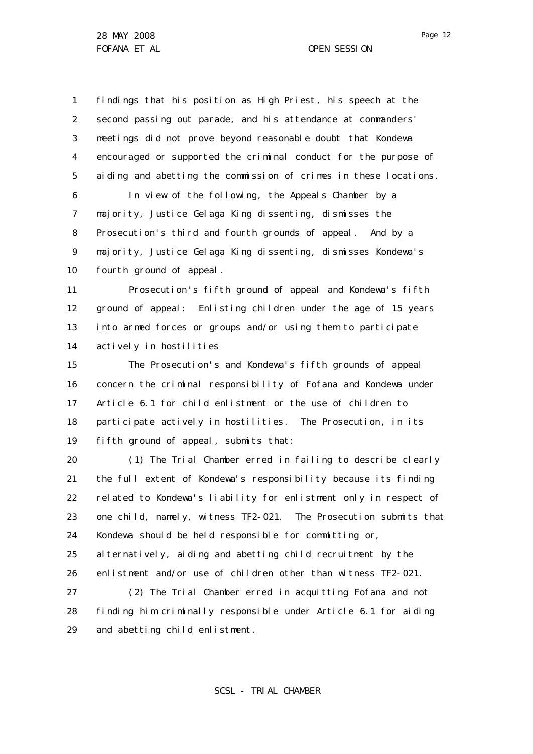findings that his position as High Priest, his speech at the second passing out parade, and his attendance at commanders' meetings did not prove beyond reasonable doubt that Kondewa encouraged or supported the criminal conduct for the purpose of aiding and abetting the commission of crimes in these locations.

In view of the following, the Appeals Chamber by a majority, Justice Gelaga King dissenting, dismisses the Prosecution's third and fourth grounds of appeal. And by a majority, Justice Gelaga King dissenting, dismisses Kondewa's fourth ground of appeal.

Prosecution's fifth ground of appeal and Kondewa's fifth ground of appeal: Enlisting children under the age of 15 years into armed forces or groups and/or using them to participate actively in hostilities

The Prosecution's and Kondewa's fifth grounds of appeal concern the criminal responsibility of Fofana and Kondewa under Article 6.1 for child enlistment or the use of children to participate actively in hostilities. The Prosecution, in its fifth ground of appeal, submits that:

(1) The Trial Chamber erred in failing to describe clearly the full extent of Kondewa's responsibility because its finding related to Kondewa's liability for enlistment only in respect of one child, namely, witness TF2-021. The Prosecution submits that Kondewa should be held responsible for committing or, alternatively, aiding and abetting child recruitment by the enlistment and/or use of children other than witness TF2-021.

(2) The Trial Chamber erred in acquitting Fofana and not finding him criminally responsible under Article 6.1 for aiding and abetting child enlistment.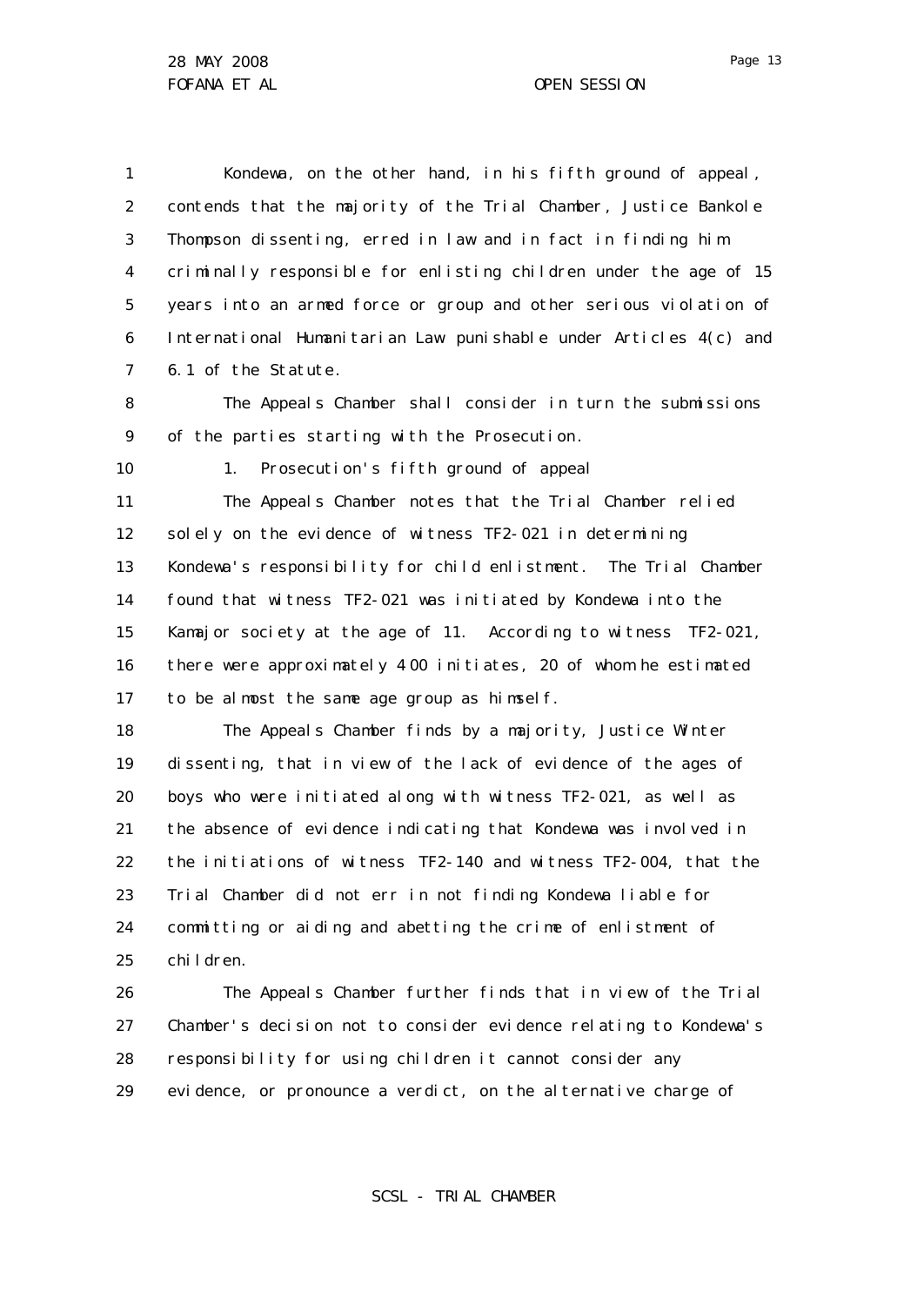Kondewa, on the other hand, in his fifth ground of appeal, contends that the majority of the Trial Chamber, Justice Bankole Thompson dissenting, erred in law and in fact in finding him criminally responsible for enlisting children under the age of 15 years into an armed force or group and other serious violation of International Humanitarian Law punishable under Articles 4(c) and 6.1 of the Statute.

The Appeals Chamber shall consider in turn the submissions of the parties starting with the Prosecution.

1. Prosecution's fifth ground of appeal

The Appeals Chamber notes that the Trial Chamber relied solely on the evidence of witness TF2-021 in determining Kondewa's responsibility for child enlistment. The Trial Chamber found that witness TF2-021 was initiated by Kondewa into the Kamajor society at the age of 11. According to witness TF2-021, there were approximately 4 00 initiates, 20 of whom he estimated to be almost the same age group as himself.

The Appeals Chamber finds by a majority, Justice Winter dissenting, that in view of the lack of evidence of the ages of boys who were initiated along with witness TF2-021, as well as the absence of evidence indicating that Kondewa was involved in the initiations of witness TF2-140 and witness TF2-004, that the Trial Chamber did not err in not finding Kondewa liable for committing or aiding and abetting the crime of enlistment of children.

The Appeals Chamber further finds that in view of the Trial Chamber's decision not to consider evidence relating to Kondewa's responsibility for using children it cannot consider any evidence, or pronounce a verdict, on the alternative charge of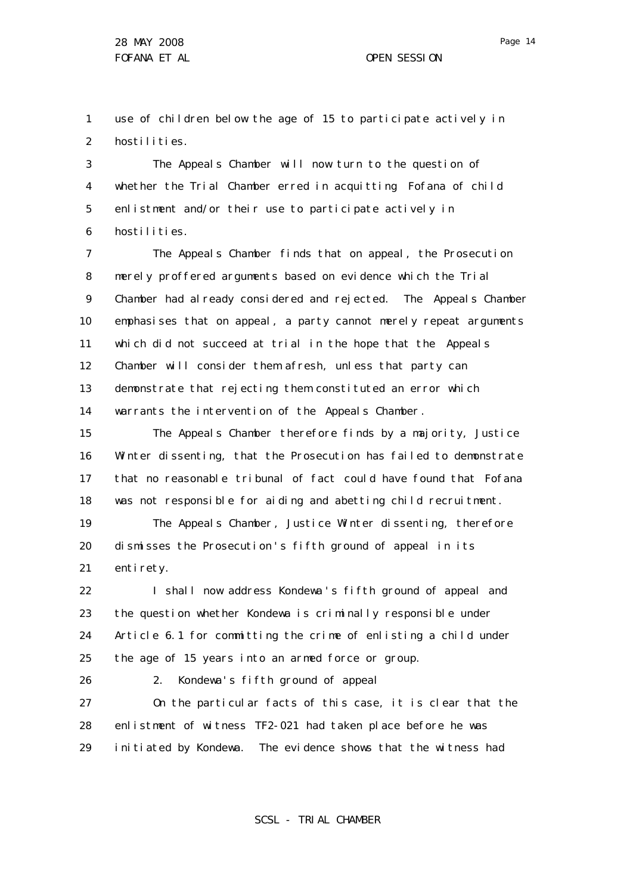use of children below the age of 15 to participate actively in hostilities.

The Appeals Chamber will now turn to the question of whether the Trial Chamber erred in acquitting Fofana of child enlistment and/or their use to participate actively in hostilities.

The Appeals Chamber finds that on appeal, the Prosecution merely proffered arguments based on evidence which the Trial Chamber had already considered and rejected. The Appeals Chamber emphasises that on appeal, a party cannot merely repeat arguments which did not succeed at trial in the hope that the Appeals Chamber will consider them afresh, unless that party can demonstrate that rejecting them constituted an error which warrants the intervention of the Appeals Chamber.

The Appeals Chamber therefore finds by a majority, Justice Winter dissenting, that the Prosecution has failed to demonstrate that no reasonable tribunal of fact could have found that Fofana was not responsible for aiding and abetting child recruitment.

The Appeals Chamber, Justice Winter dissenting, therefore dismisses the Prosecution's fifth ground of appeal in its entirety.

I shall now address Kondewa's fifth ground of appeal and the question whether Kondewa is criminally responsible under Article 6.1 for committing the crime of enlisting a child under the age of 15 years into an armed force or group.

2. Kondewa's fifth ground of appeal

On the particular facts of this case, it is clear that the enlistment of witness TF2-021 had taken place before he was initiated by Kondewa. The evidence shows that the witness had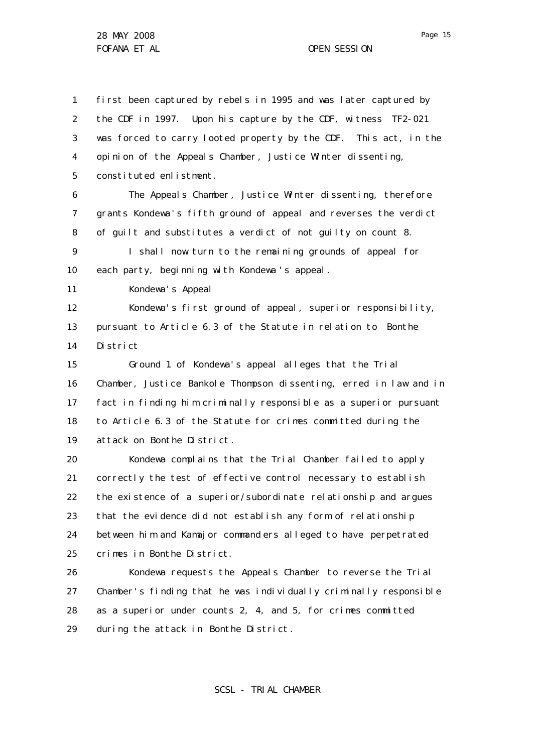first been captured by rebels in 1995 and was later captured by the CDF in 1997. Upon his capture by the CDF, witness TF2-021 was forced to carry looted property by the CDF. This act, in the opinion of the Appeals Chamber, Justice Winter dissenting, constituted enlistment.

The Appeals Chamber, Justice Winter dissenting, therefore grants Kondewa's fifth ground of appeal and reverses the verdict of guilt and substitutes a verdict of not guilty on count 8.

I shall now turn to the remaining grounds of appeal for each party, beginning with Kondewa's appeal.

Kondewa's Appeal

Kondewa's first ground of appeal, superior responsibility, pursuant to Article 6.3 of the Statute in relation to Bonthe District

Ground 1 of Kondewa's appeal alleges that the Trial Chamber, Justice Bankole Thompson dissenting, erred in law and in fact in finding him criminally responsible as a superior pursuant to Article 6.3 of the Statute for crimes committed during the attack on Bonthe District.

Kondewa complains that the Trial Chamber failed to apply correctly the test of effective control necessary to establish the existence of a superior/subordinate relationship and argues that the evidence did not establish any form of relationship between him and Kamajor commanders alleged to have perpetrated crimes in Bonthe District.

Kondewa requests the Appeals Chamber to reverse the Trial Chamber's finding that he was individually criminally responsible as a superior under counts 2, 4, and 5, for crimes committed during the attack in Bonthe District.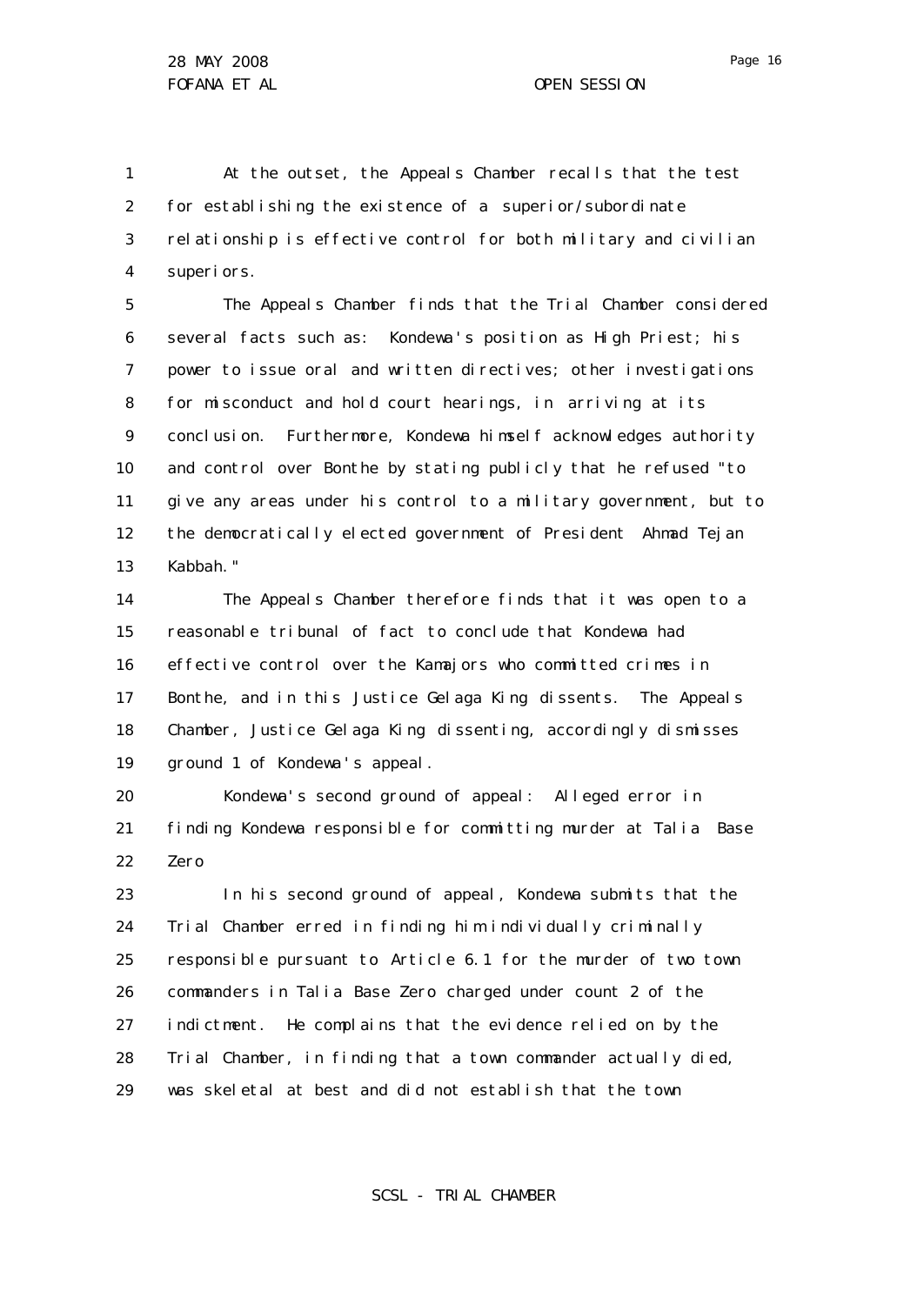At the outset, the Appeals Chamber recalls that the test for establishing the existence of a superior/subordinate relationship is effective control for both military and civilian superiors.

The Appeals Chamber finds that the Trial Chamber considered several facts such as: Kondewa's position as High Priest; his power to issue oral and written directives; other investigations for misconduct and hold court hearings, in arriving at its conclusion. Furthermore, Kondewa himself acknowledges authority and control over Bonthe by stating publicly that he refused "to give any areas under his control to a military government, but to the democratically elected government of President Ahmad Tejan Kabbah."

The Appeals Chamber therefore finds that it was open to a reasonable tribunal of fact to conclude that Kondewa had effective control over the Kamajors who committed crimes in Bonthe, and in this Justice Gelaga King dissents. The Appeals Chamber, Justice Gelaga King dissenting, accordingly dismisses ground 1 of Kondewa's appeal.

Kondewa's second ground of appeal: Alleged error in finding Kondewa responsible for committing murder at Talia Base Zero

In his second ground of appeal, Kondewa submits that the Trial Chamber erred in finding him individually criminally responsible pursuant to Article 6.1 for the murder of two town commanders in Talia Base Zero charged under count 2 of the indictment. He complains that the evidence relied on by the Trial Chamber, in finding that a town commander actually died, was skeletal at best and did not establish that the town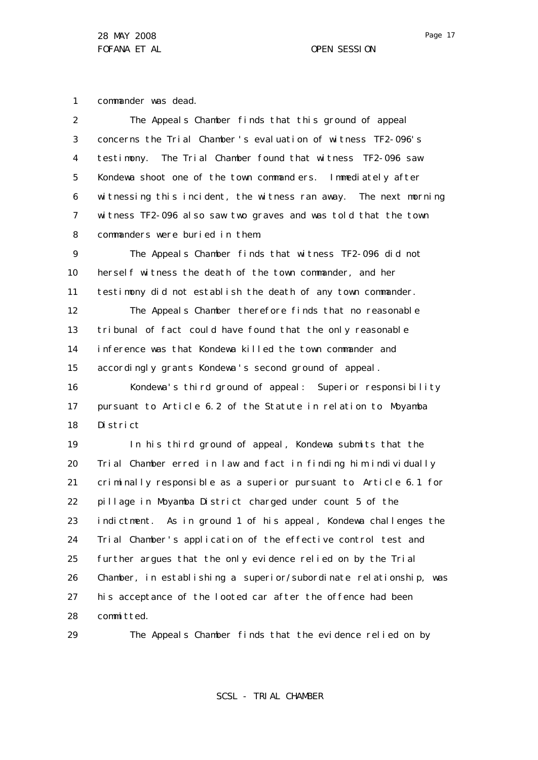commander was dead.

The Appeals Chamber finds that this ground of appeal concerns the Trial Chamber's evaluation of witness TF2-096's testimony. The Trial Chamber found that witness TF2-096 saw Kondewa shoot one of the town commanders. Immediately after witnessing this incident, the witness ran away. The next morning witness TF2-096 also saw two graves and was told that the town commanders were buried in them.

The Appeals Chamber finds that witness TF2-096 did not herself witness the death of the town commander, and her testimony did not establish the death of any town commander.

The Appeals Chamber therefore finds that no reasonable tribunal of fact could have found that the only reasonable inference was that Kondewa killed the town commander and accordingly grants Kondewa's second ground of appeal.

Kondewa's third ground of appeal: Superior responsibility pursuant to Article 6.2 of the Statute in relation to Moyamba District

In his third ground of appeal, Kondewa submits that the Trial Chamber erred in law and fact in finding him individually criminally responsible as a superior pursuant to Article 6.1 for pillage in Moyamba District charged under count 5 of the indictment. As in ground 1 of his appeal, Kondewa challenges the Trial Chamber's application of the effective control test and further argues that the only evidence relied on by the Trial Chamber, in establishing a superior/subordinate relationship, was his acceptance of the looted car after the offence had been committed.

The Appeals Chamber finds that the evidence relied on by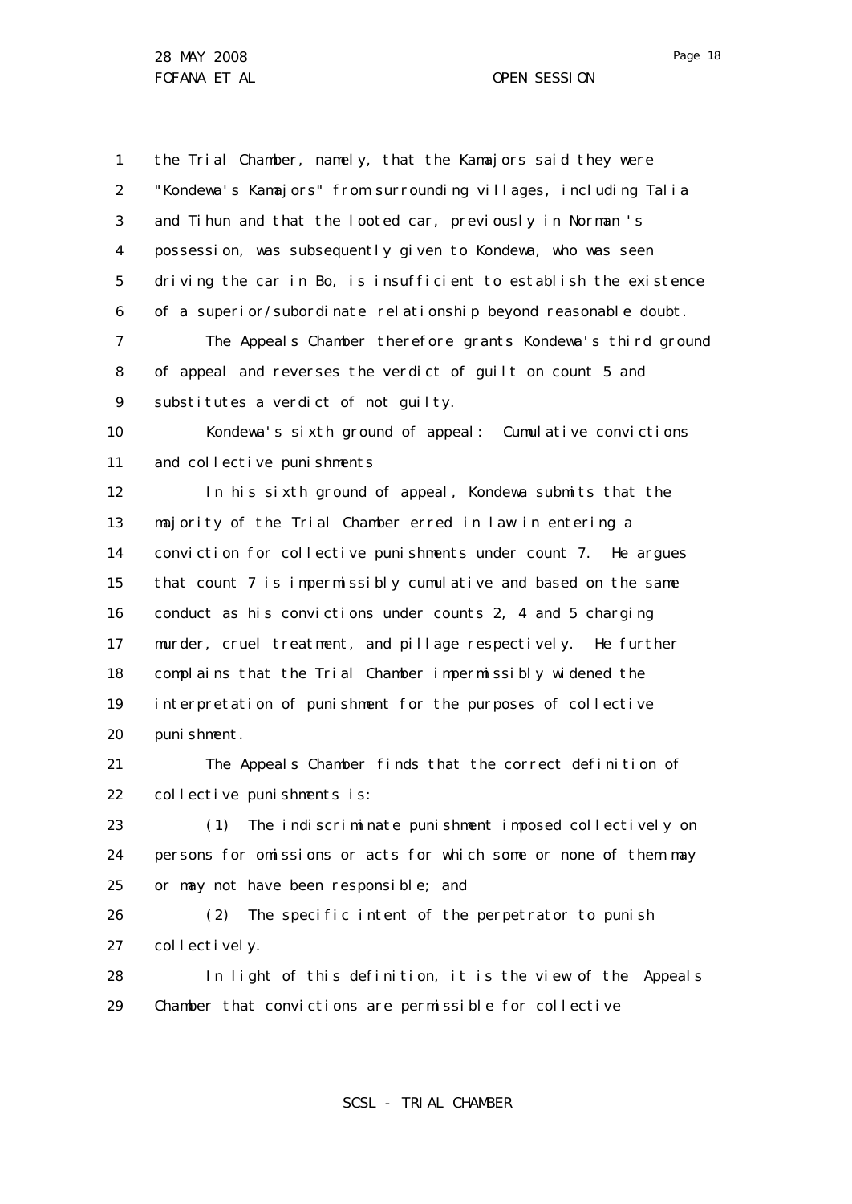the Trial Chamber, namely, that the Kamajors said they were "Kondewa's Kamajors" from surrounding villages, including Talia and Tihun and that the looted car, previously in Norman's possession, was subsequently given to Kondewa, who was seen driving the car in Bo, is insufficient to establish the existence of a superior/subordinate relationship beyond reasonable doubt.

The Appeals Chamber therefore grants Kondewa's third ground of appeal and reverses the verdict of guilt on count 5 and substitutes a verdict of not guilty.

Kondewa's sixth ground of appeal: Cumulative convictions and collective punishments

In his sixth ground of appeal, Kondewa submits that the majority of the Trial Chamber erred in law in entering a conviction for collective punishments under count 7. He argues that count 7 is impermissibly cumulative and based on the same conduct as his convictions under counts 2, 4 and 5 charging murder, cruel treatment, and pillage respectively. He further complains that the Trial Chamber impermissibly widened the interpretation of punishment for the purposes of collective punishment.

The Appeals Chamber finds that the correct definition of collective punishments is:

(1) The indiscriminate punishment imposed collectively on persons for omissions or acts for which some or none of them may or may not have been responsible; and

(2) The specific intent of the perpetrator to punish collectively.

In light of this definition, it is the view of the Appeals Chamber that convictions are permissible for collective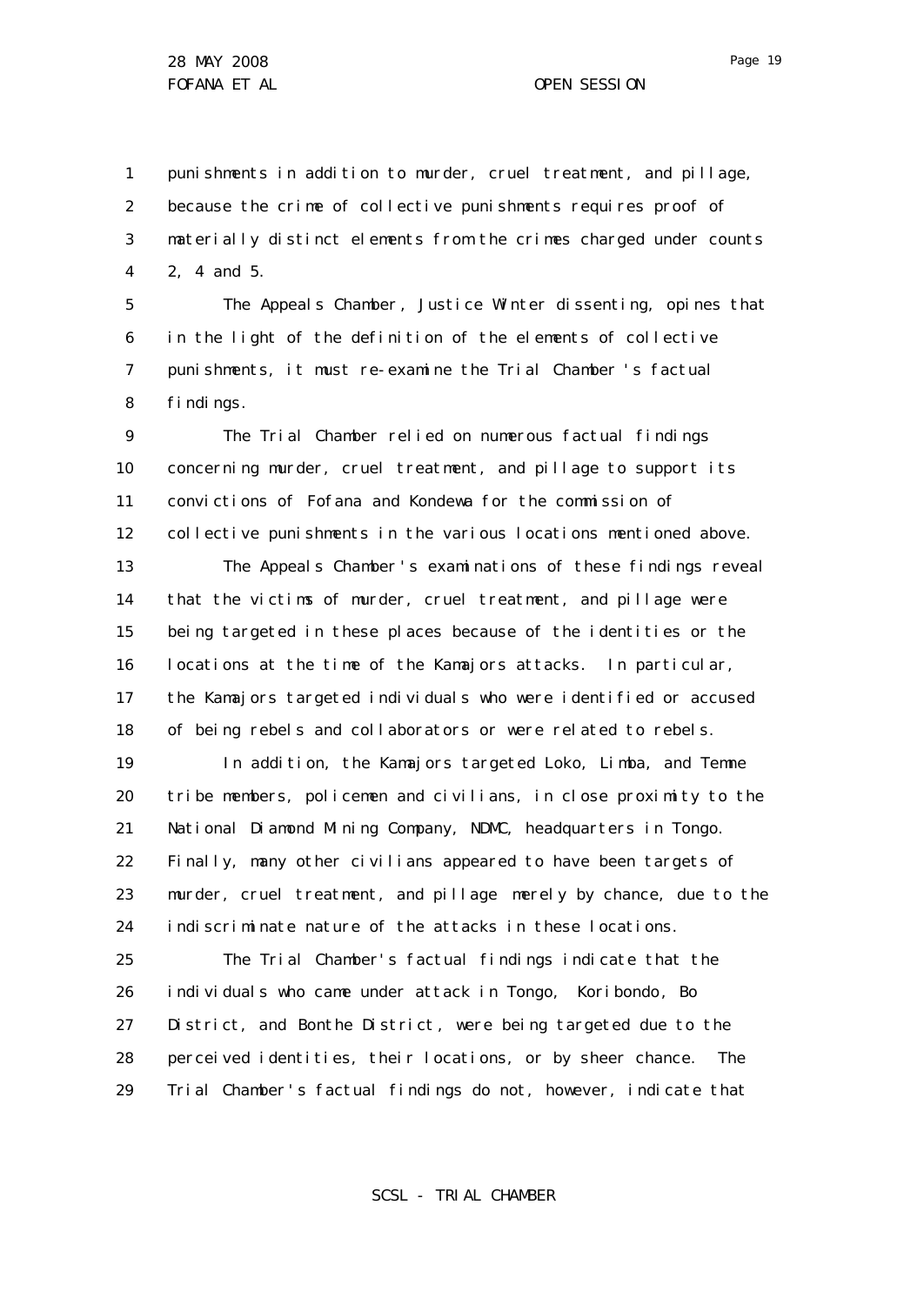punishments in addition to murder, cruel treatment, and pillage, because the crime of collective punishments requires proof of materially distinct elements from the crimes charged under counts 2, 4 and 5.

The Appeals Chamber, Justice Winter dissenting, opines that in the light of the definition of the elements of collective punishments, it must re-examine the Trial Chamber's factual findings.

The Trial Chamber relied on numerous factual findings concerning murder, cruel treatment, and pillage to support its convictions of Fofana and Kondewa for the commission of collective punishments in the various locations mentioned above.

The Appeals Chamber's examinations of these findings reveal that the victims of murder, cruel treatment, and pillage were being targeted in these places because of the identities or the locations at the time of the Kamajors attacks. In particular, the Kamajors targeted individuals who were identified or accused of being rebels and collaborators or were related to rebels.

In addition, the Kamajors targeted Loko, Limba, and Temne tribe members, policemen and civilians, in close proximity to the National Diamond Mining Company, NDMC, headquarters in Tongo. Finally, many other civilians appeared to have been targets of murder, cruel treatment, and pillage merely by chance, due to the indiscriminate nature of the attacks in these locations.

The Trial Chamber's factual findings indicate that the individuals who came under attack in Tongo, Koribondo, Bo District, and Bonthe District, were being targeted due to the perceived identities, their locations, or by sheer chance. The Trial Chamber's factual findings do not, however, indicate that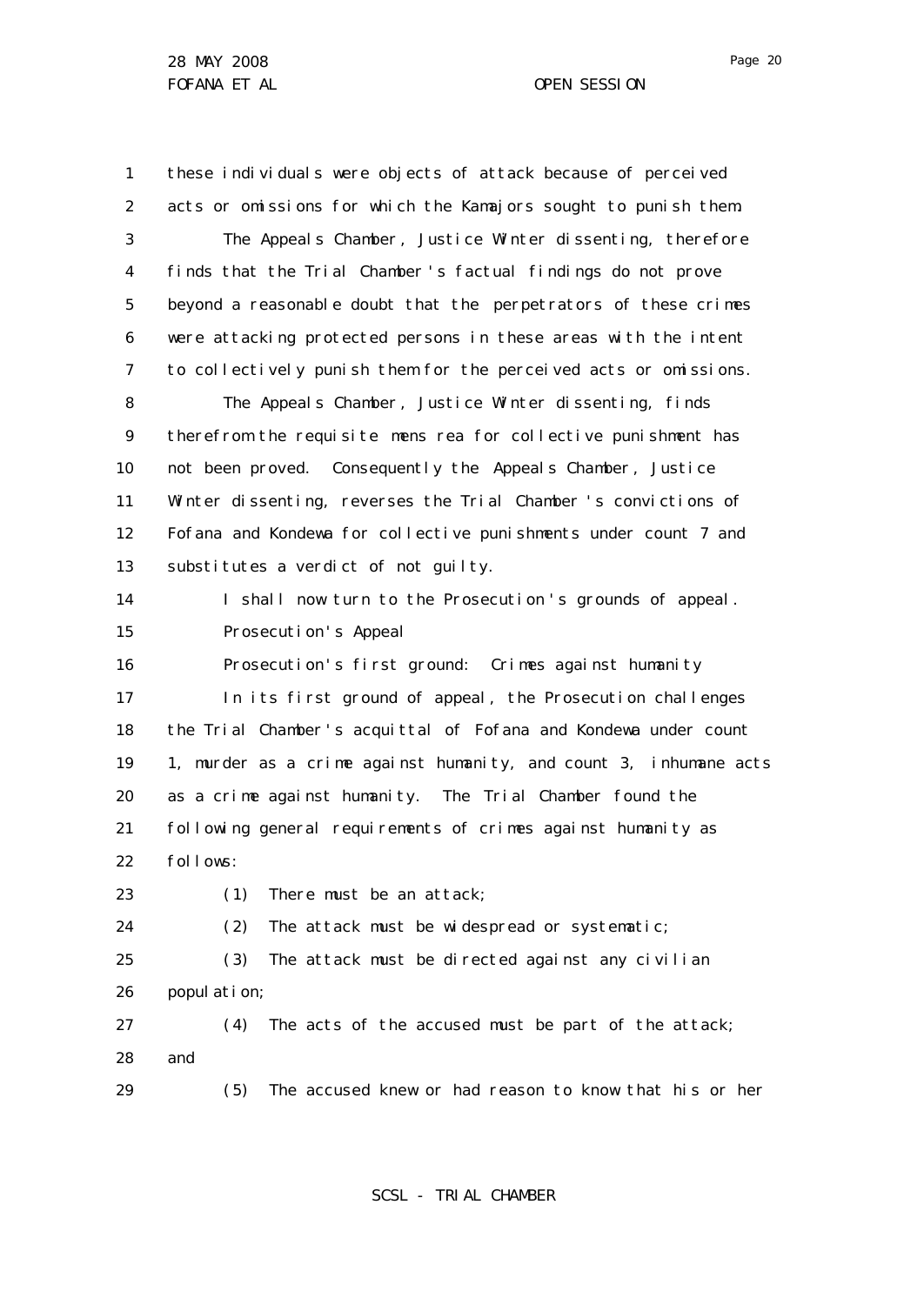these individuals were objects of attack because of perceived acts or omissions for which the Kamajors sought to punish them.

The Appeals Chamber, Justice Winter dissenting, therefore finds that the Trial Chamber's factual findings do not prove beyond a reasonable doubt that the perpetrators of these crimes were attacking protected persons in these areas with the intent to collectively punish them for the perceived acts or omissions.

The Appeals Chamber, Justice Winter dissenting, finds therefrom the requisite mens rea for collective punishment has not been proved. Consequently the Appeals Chamber, Justice Winter dissenting, reverses the Trial Chamber's convictions of Fofana and Kondewa for collective punishments under count 7 and substitutes a verdict of not guilty.

I shall now turn to the Prosecution's grounds of appeal.

Prosecution's Appeal

Prosecution's first ground: Crimes against humanity

In its first ground of appeal, the Prosecution challenges the Trial Chamber's acquittal of Fofana and Kondewa under count 1, murder as a crime against humanity, and count 3, inhumane acts as a crime against humanity. The Trial Chamber found the following general requirements of crimes against humanity as follows:

(1) There must be an attack;

(2) The attack must be widespread or systematic;

(3) The attack must be directed against any civilian population;

(4) The acts of the accused must be part of the attack; and

(5) The accused knew or had reason to know that his or her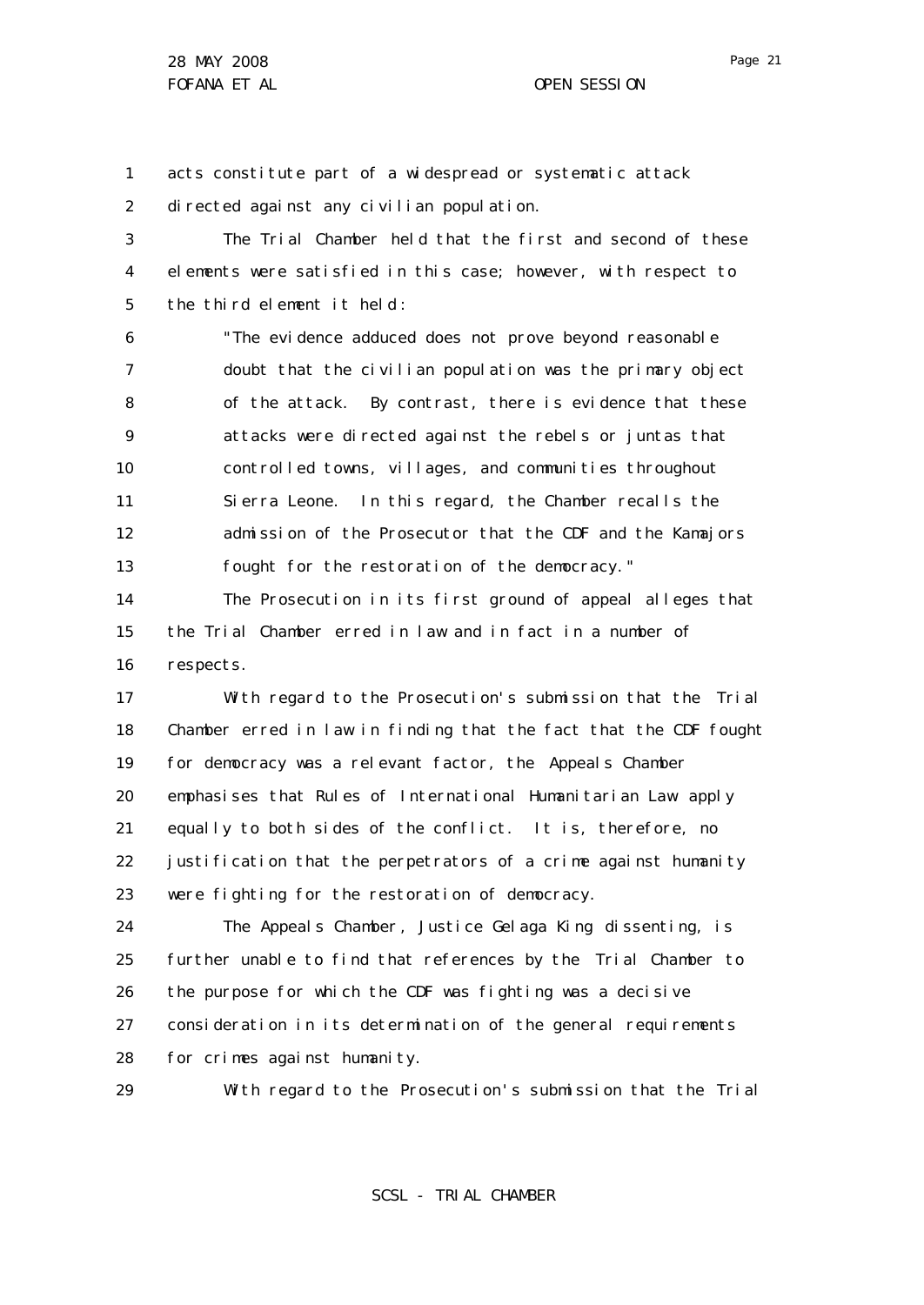acts constitute part of a widespread or systematic attack directed against any civilian population.

The Trial Chamber held that the first and second of these elements were satisfied in this case; however, with respect to the third element it held:

> "The evidence adduced does not prove beyond reasonable doubt that the civilian population was the primary object of the attack. By contrast, there is evidence that these attacks were directed against the rebels or juntas that controlled towns, villages, and communities throughout Sierra Leone. In this regard, the Chamber recalls the admission of the Prosecutor that the CDF and the Kamajors fought for the restoration of the democracy."

The Prosecution in its first ground of appeal alleges that the Trial Chamber erred in law and in fact in a number of respects.

With regard to the Prosecution's submission that the Trial Chamber erred in law in finding that the fact that the CDF fought for democracy was a relevant factor, the Appeals Chamber emphasises that Rules of International Humanitarian Law apply equally to both sides of the conflict. It is, therefore, no justification that the perpetrators of a crime against humanity were fighting for the restoration of democracy.

The Appeals Chamber, Justice Gelaga King dissenting, is further unable to find that references by the Trial Chamber to the purpose for which the CDF was fighting was a decisive consideration in its determination of the general requirements for crimes against humanity.

With regard to the Prosecution's submission that the Trial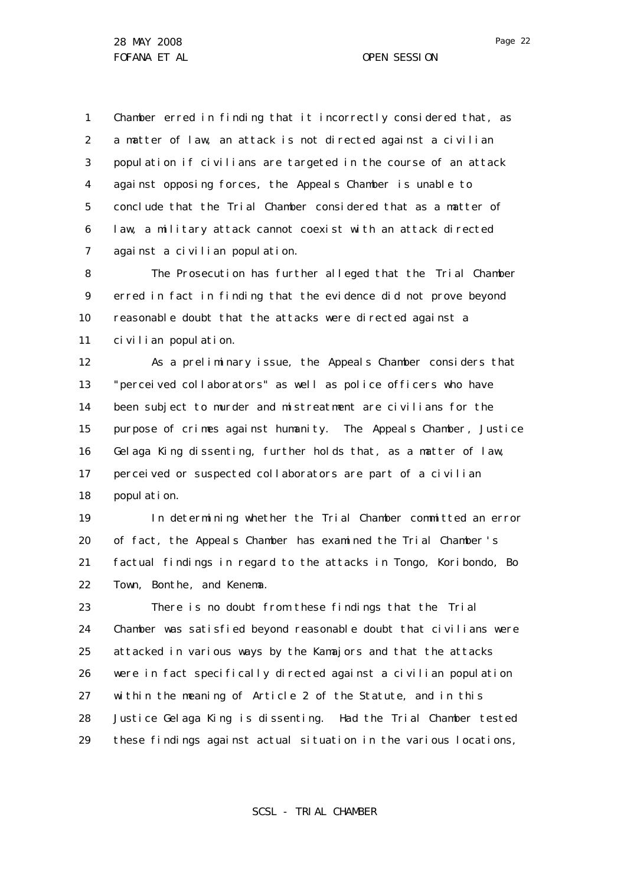Chamber erred in finding that it incorrectly considered that, as a matter of law, an attack is not directed against a civilian population if civilians are targeted in the course of an attack against opposing forces, the Appeals Chamber is unable to conclude that the Trial Chamber considered that as a matter of law, a military attack cannot coexist with an attack directed against a civilian population.

The Prosecution has further alleged that the Trial Chamber erred in fact in finding that the evidence did not prove beyond reasonable doubt that the attacks were directed against a civilian population.

As a preliminary issue, the Appeals Chamber considers that "perceived collaborators" as well as police officers who have been subject to murder and mistreatment are civilians for the purpose of crimes against humanity. The Appeals Chamber, Justice Gelaga King dissenting, further holds that, as a matter of law, perceived or suspected collaborators are part of a civilian population.

In determining whether the Trial Chamber committed an error of fact, the Appeals Chamber has examined the Trial Chamber's factual findings in regard to the attacks in Tongo, Koribondo, Bo Town, Bonthe, and Kenema.

There is no doubt from these findings that the Trial Chamber was satisfied beyond reasonable doubt that civilians were attacked in various ways by the Kamajors and that the attacks were in fact specifically directed against a civilian population within the meaning of Article 2 of the Statute, and in this Justice Gelaga King is dissenting. Had the Trial Chamber tested these findings against actual situation in the various locations,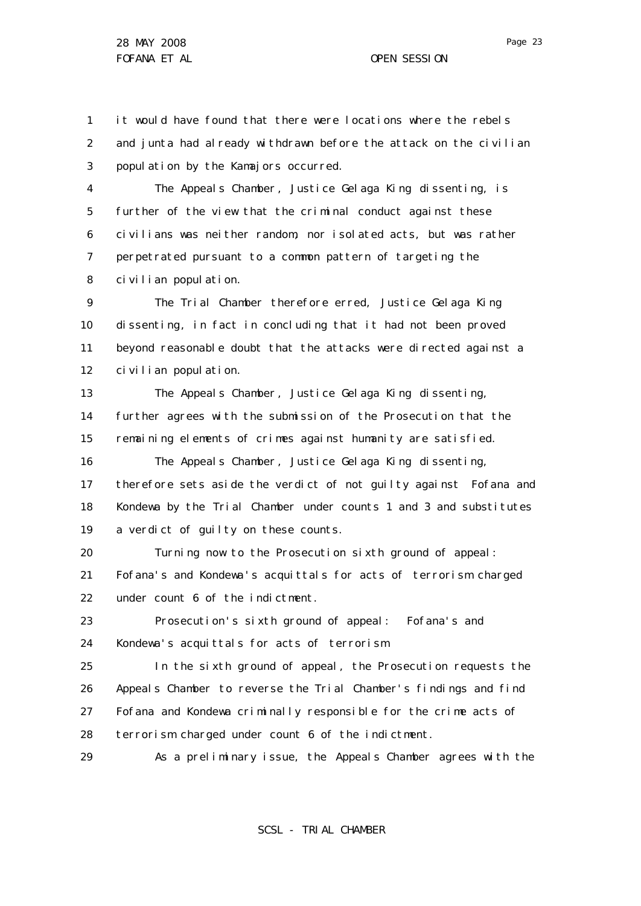it would have found that there were locations where the rebels and junta had already withdrawn before the attack on the civilian population by the Kamajors occurred.

The Appeals Chamber, Justice Gelaga King dissenting, is further of the view that the criminal conduct against these civilians was neither random, nor isolated acts, but was rather perpetrated pursuant to a common pattern of targeting the civilian population.

The Trial Chamber therefore erred, Justice Gelaga King dissenting, in fact in concluding that it had not been proved beyond reasonable doubt that the attacks were directed against a civilian population.

The Appeals Chamber, Justice Gelaga King dissenting, further agrees with the submission of the Prosecution that the remaining elements of crimes against humanity are satisfied.

The Appeals Chamber, Justice Gelaga King dissenting, therefore sets aside the verdict of not guilty against Fofana and Kondewa by the Trial Chamber under counts 1 and 3 and substitutes a verdict of guilty on these counts.

Turning now to the Prosecution sixth ground of appeal: Fofana's and Kondewa's acquittals for acts of terrorism charged under count 6 of the indictment.

Prosecution's sixth ground of appeal: Fofana's and Kondewa's acquittals for acts of terrorism

In the sixth ground of appeal, the Prosecution requests the Appeals Chamber to reverse the Trial Chamber's findings and find Fofana and Kondewa criminally responsible for the crime acts of terrorism charged under count 6 of the indictment.

As a preliminary issue, the Appeals Chamber agrees with the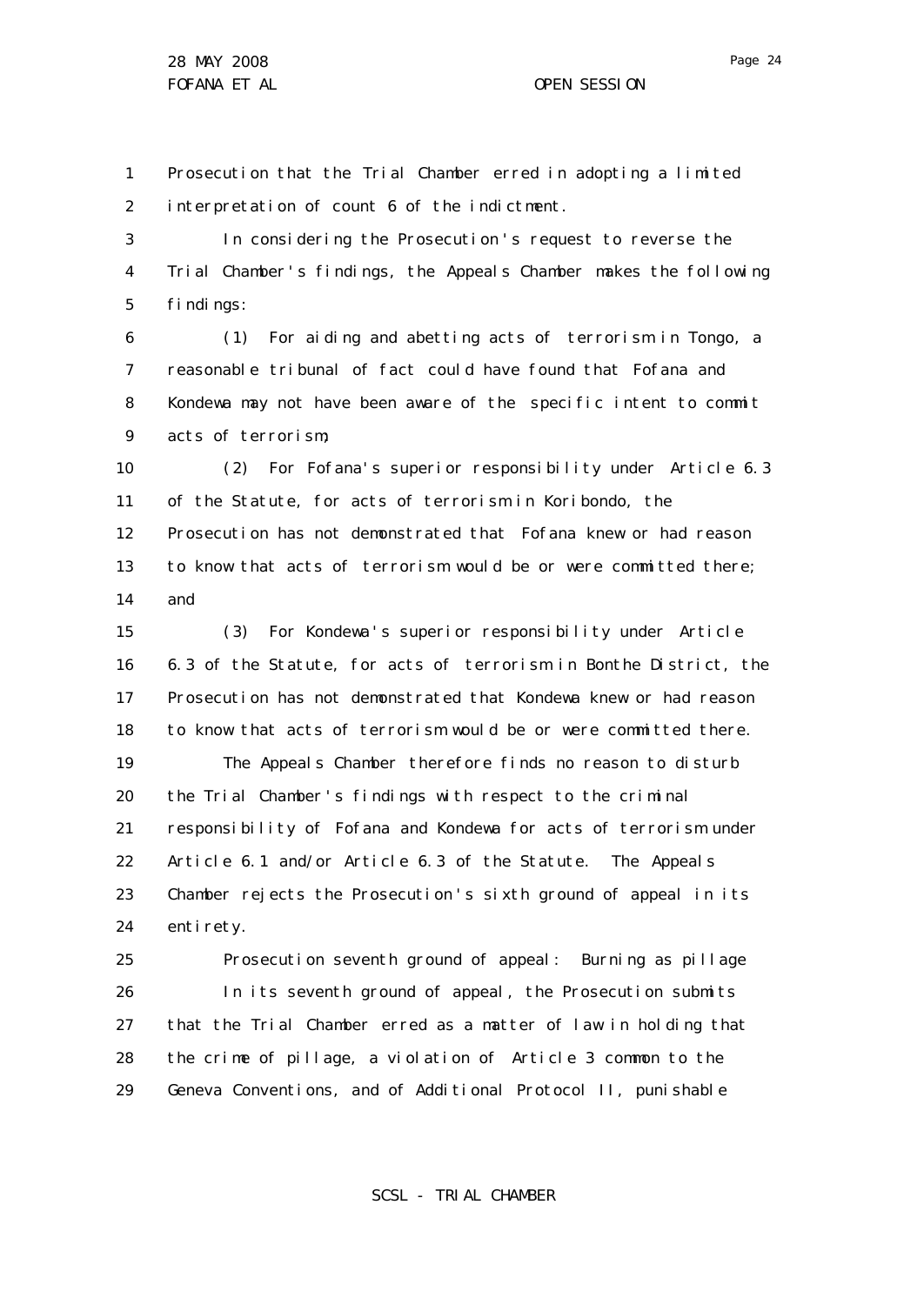Prosecution that the Trial Chamber erred in adopting a limited interpretation of count 6 of the indictment.

In considering the Prosecution's request to reverse the Trial Chamber's findings, the Appeals Chamber makes the following findings:

(1) For aiding and abetting acts of terrorism in Tongo, a reasonable tribunal of fact could have found that Fofana and Kondewa may not have been aware of the specific intent to commit acts of terrorism;

(2) For Fofana's superior responsibility under Article 6.3 of the Statute, for acts of terrorism in Koribondo, the Prosecution has not demonstrated that Fofana knew or had reason to know that acts of terrorism would be or were committed there; and

(3) For Kondewa's superior responsibility under Article 6.3 of the Statute, for acts of terrorism in Bonthe District, the Prosecution has not demonstrated that Kondewa knew or had reason to know that acts of terrorism would be or were committed there.

The Appeals Chamber therefore finds no reason to disturb the Trial Chamber's findings with respect to the criminal responsibility of Fofana and Kondewa for acts of terrorism under Article 6.1 and/or Article 6.3 of the Statute. The Appeals Chamber rejects the Prosecution's sixth ground of appeal in its entirety.

Prosecution seventh ground of appeal: Burning as pillage

In its seventh ground of appeal, the Prosecution submits that the Trial Chamber erred as a matter of law in holding that the crime of pillage, a violation of Article 3 common to the Geneva Conventions, and of Additional Protocol II, punishable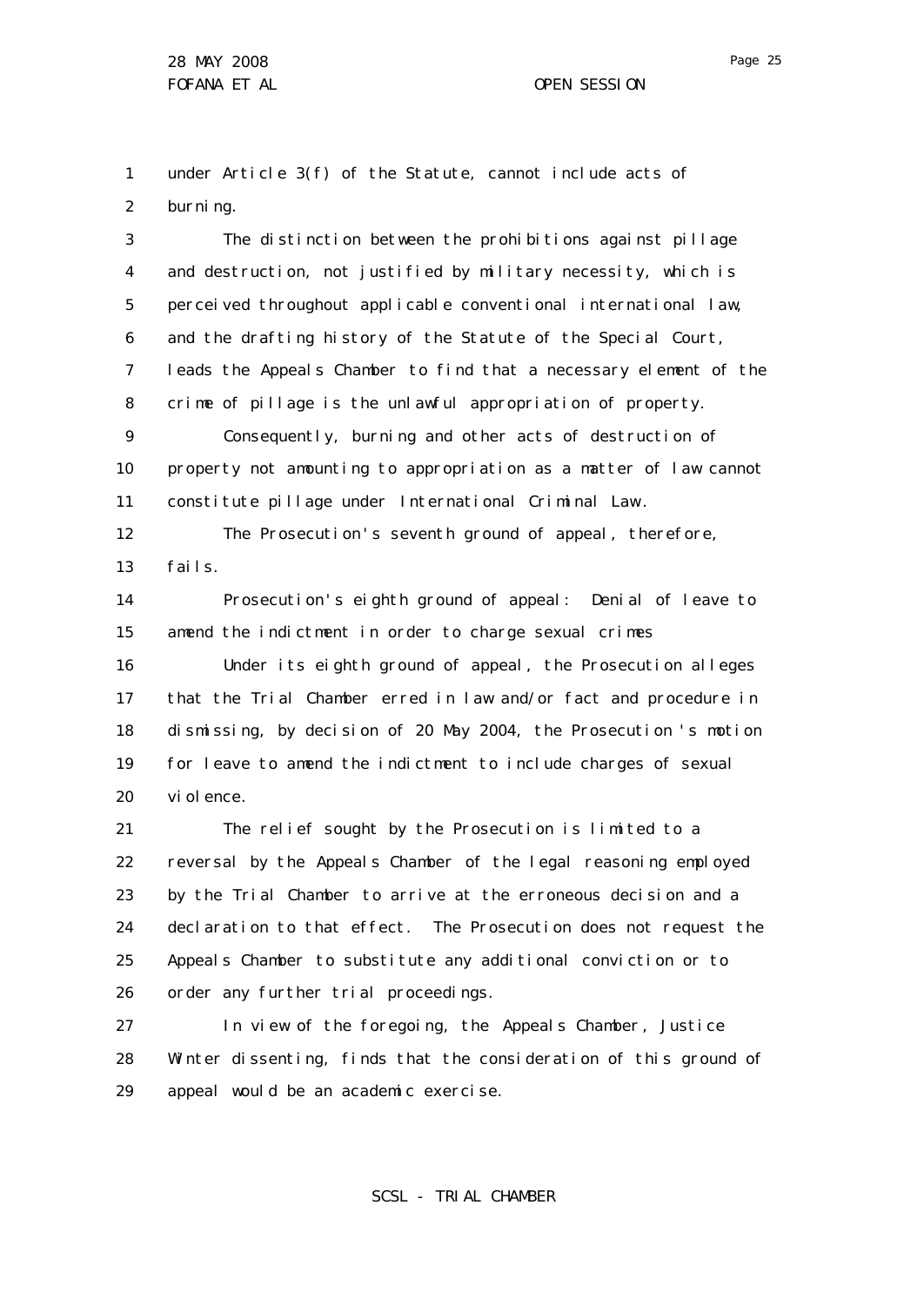under Article 3(f) of the Statute, cannot include acts of burning.

The distinction between the prohibitions against pillage and destruction, not justified by military necessity, which is perceived throughout applicable conventional international law, and the drafting history of the Statute of the Special Court, leads the Appeals Chamber to find that a necessary element of the crime of pillage is the unlawful appropriation of property.

Consequently, burning and other acts of destruction of property not amounting to appropriation as a matter of law cannot constitute pillage under International Criminal Law.

The Prosecution's seventh ground of appeal, therefore, fails.

Prosecution's eighth ground of appeal: Denial of leave to amend the indictment in order to charge sexual crimes

Under its eighth ground of appeal, the Prosecution alleges that the Trial Chamber erred in law and/or fact and procedure in dismissing, by decision of 20 May 2004, the Prosecution's motion for leave to amend the indictment to include charges of sexual violence.

The relief sought by the Prosecution is limited to a reversal by the Appeals Chamber of the legal reasoning employed by the Trial Chamber to arrive at the erroneous decision and a declaration to that effect. The Prosecution does not request the Appeals Chamber to substitute any additional conviction or to order any further trial proceedings.

In view of the foregoing, the Appeals Chamber, Justice Winter dissenting, finds that the consideration of this ground of appeal would be an academic exercise.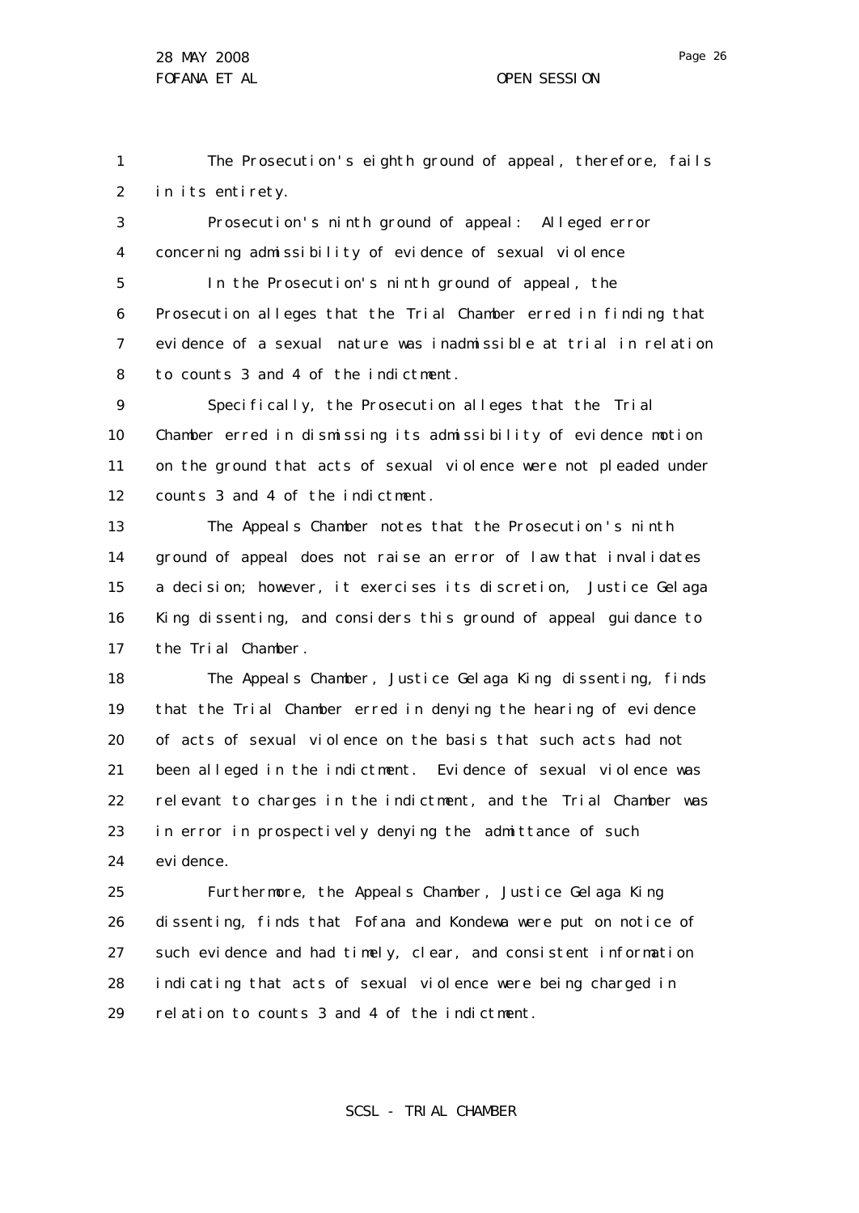The Prosecution's eighth ground of appeal, therefore, fails in its entirety.

Prosecution's ninth ground of appeal: Alleged error concerning admissibility of evidence of sexual violence

In the Prosecution's ninth ground of appeal, the Prosecution alleges that the Trial Chamber erred in finding that evidence of a sexual nature was inadmissible at trial in relation to counts 3 and 4 of the indictment.

Specifically, the Prosecution alleges that the Trial Chamber erred in dismissing its admissibility of evidence motion on the ground that acts of sexual violence were not pleaded under counts 3 and 4 of the indictment.

The Appeals Chamber notes that the Prosecution's ninth ground of appeal does not raise an error of law that invalidates a decision; however, it exercises its discretion, Justice Gelaga King dissenting, and considers this ground of appeal guidance to the Trial Chamber.

The Appeals Chamber, Justice Gelaga King dissenting, finds that the Trial Chamber erred in denying the hearing of evidence of acts of sexual violence on the basis that such acts had not been alleged in the indictment. Evidence of sexual violence was relevant to charges in the indictment, and the Trial Chamber was in error in prospectively denying the admittance of such evidence.

Furthermore, the Appeals Chamber, Justice Gelaga King dissenting, finds that Fofana and Kondewa were put on notice of such evidence and had timely, clear, and consistent information indicating that acts of sexual violence were being charged in relation to counts 3 and 4 of the indictment.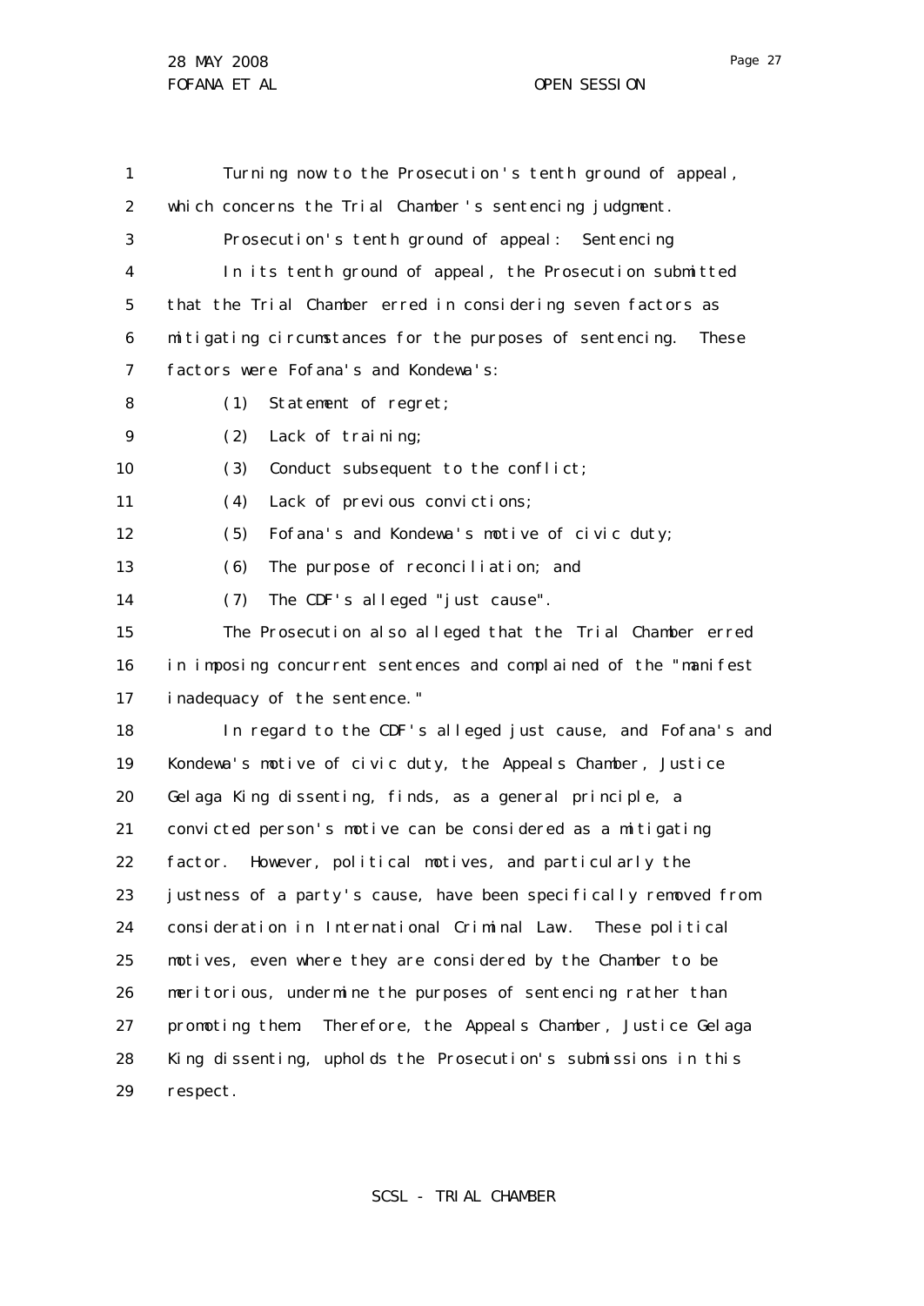Turning now to the Prosecution's tenth ground of appeal, which concerns the Trial Chamber's sentencing judgment.

Prosecution's tenth ground of appeal: Sentencing

In its tenth ground of appeal, the Prosecution submitted that the Trial Chamber erred in considering seven factors as mitigating circumstances for the purposes of sentencing. These factors were Fofana's and Kondewa's:

(1) Statement of regret;

(2) Lack of training;

(3) Conduct subsequent to the conflict;

(4) Lack of previous convictions;

(5) Fofana's and Kondewa's motive of civic duty;

(6) The purpose of reconciliation; and

(7) The CDF's alleged "just cause".

The Prosecution also alleged that the Trial Chamber erred in imposing concurrent sentences and complained of the "manifest inadequacy of the sentence."

In regard to the CDF's alleged just cause, and Fofana's and Kondewa's motive of civic duty, the Appeals Chamber, Justice Gelaga King dissenting, finds, as a general principle, a convicted person's motive can be considered as a mitigating factor. However, political motives, and particularly the justness of a party's cause, have been specifically removed from consideration in International Criminal Law. These political motives, even where they are considered by the Chamber to be meritorious, undermine the purposes of sentencing rather than promoting them. Therefore, the Appeals Chamber, Justice Gelaga King dissenting, upholds the Prosecution's submissions in this respect.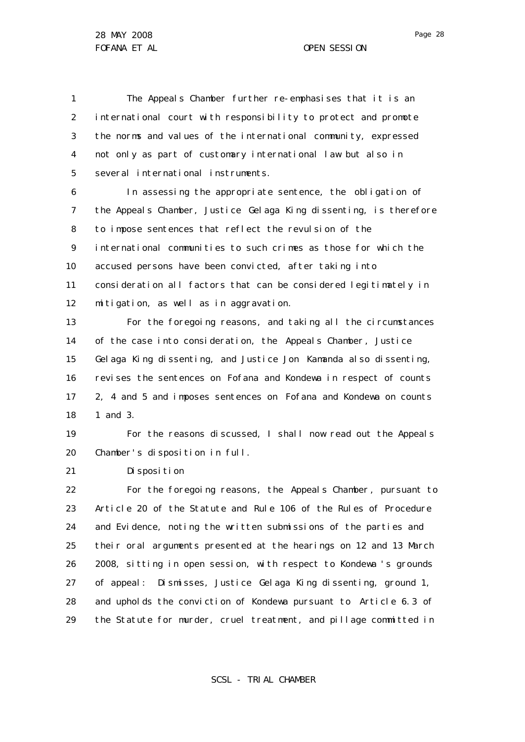The Appeals Chamber further re-emphasises that it is an international court with responsibility to protect and promote the norms and values of the international community, expressed not only as part of customary international law but also in several international instruments.

In assessing the appropriate sentence, the obligation of the Appeals Chamber, Justice Gelaga King dissenting, is therefore to impose sentences that reflect the revulsion of the international communities to such crimes as those for which the accused persons have been convicted, after taking into consideration all factors that can be considered legitimately in mitigation, as well as in aggravation.

For the foregoing reasons, and taking all the circumstances of the case into consideration, the Appeals Chamber, Justice Gelaga King dissenting, and Justice Jon Kamanda also dissenting, revises the sentences on Fofana and Kondewa in respect of counts 2, 4 and 5 and imposes sentences on Fofana and Kondewa on counts 1 and 3.

For the reasons discussed, I shall now read out the Appeals Chamber's disposition in full.

Disposition

For the foregoing reasons, the Appeals Chamber, pursuant to Article 20 of the Statute and Rule 106 of the Rules of Procedure and Evidence, noting the written submissions of the parties and their oral arguments presented at the hearings on 12 and 13 March 2008, sitting in open session, with respect to Kondewa's grounds of appeal: Dismisses, Justice Gelaga King dissenting, ground 1, and upholds the conviction of Kondewa pursuant to Article 6.3 of the Statute for murder, cruel treatment, and pillage committed in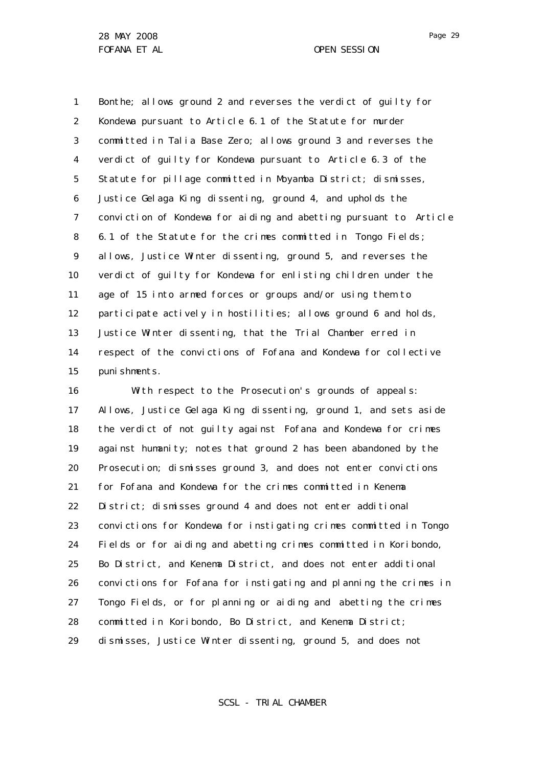Bonthe; allows ground 2 and reverses the verdict of guilty for Kondewa pursuant to Article 6.1 of the Statute for murder committed in Talia Base Zero; allows ground 3 and reverses the verdict of guilty for Kondewa pursuant to Article 6.3 of the Statute for pillage committed in Moyamba District; dismisses, Justice Gelaga King dissenting, ground 4, and upholds the conviction of Kondewa for aiding and abetting pursuant to Article 6.1 of the Statute for the crimes committed in Tongo Fields; allows, Justice Winter dissenting, ground 5, and reverses the verdict of guilty for Kondewa for enlisting children under the age of 15 into armed forces or groups and/or using them to participate actively in hostilities; allows ground 6 and holds, Justice Winter dissenting, that the Trial Chamber erred in respect of the convictions of Fofana and Kondewa for collective punishments.

With respect to the Prosecution's grounds of appeals: Allows, Justice Gelaga King dissenting, ground 1, and sets aside the verdict of not guilty against Fofana and Kondewa for crimes against humanity; notes that ground 2 has been abandoned by the Prosecution; dismisses ground 3, and does not enter convictions for Fofana and Kondewa for the crimes committed in Kenema District; dismisses ground 4 and does not enter additional convictions for Kondewa for instigating crimes committed in Tongo Fields or for aiding and abetting crimes committed in Koribondo, Bo District, and Kenema District, and does not enter additional convictions for Fofana for instigating and planning the crimes in Tongo Fields, or for planning or aiding and abetting the crimes committed in Koribondo, Bo District, and Kenema District; dismisses, Justice Winter dissenting, ground 5, and does not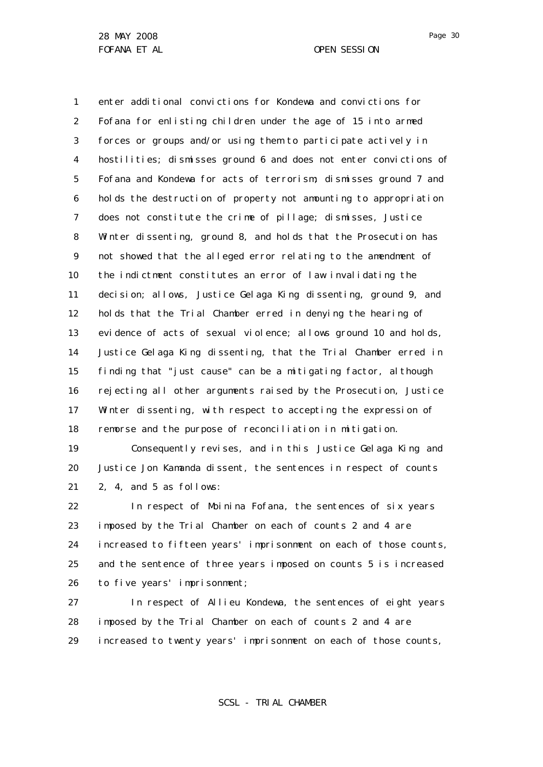enter additional convictions for Kondewa and convictions for Fofana for enlisting children under the age of 15 into armed forces or groups and/or using them to participate actively in hostilities; dismisses ground 6 and does not enter convictions of Fofana and Kondewa for acts of terrorism; dismisses ground 7 and holds the destruction of property not amounting to appropriation does not constitute the crime of pillage; dismisses, Justice Winter dissenting, ground 8, and holds that the Prosecution has not showed that the alleged error relating to the amendment of the indictment constitutes an error of law invalidating the decision; allows, Justice Gelaga King dissenting, ground 9, and holds that the Trial Chamber erred in denying the hearing of evidence of acts of sexual violence; allows ground 10 and holds, Justice Gelaga King dissenting, that the Trial Chamber erred in finding that "just cause" can be a mitigating factor, although rejecting all other arguments raised by the Prosecution, Justice Winter dissenting, with respect to accepting the expression of remorse and the purpose of reconciliation in mitigation.

Consequently revises, and in this Justice Gelaga King and Justice Jon Kamanda dissent, the sentences in respect of counts 2, 4, and 5 as follows:

In respect of Moinina Fofana, the sentences of six years imposed by the Trial Chamber on each of counts 2 and 4 are increased to fifteen years' imprisonment on each of those counts, and the sentence of three years imposed on counts 5 is increased to five years' imprisonment;

In respect of Allieu Kondewa, the sentences of eight years imposed by the Trial Chamber on each of counts 2 and 4 are increased to twenty years' imprisonment on each of those counts,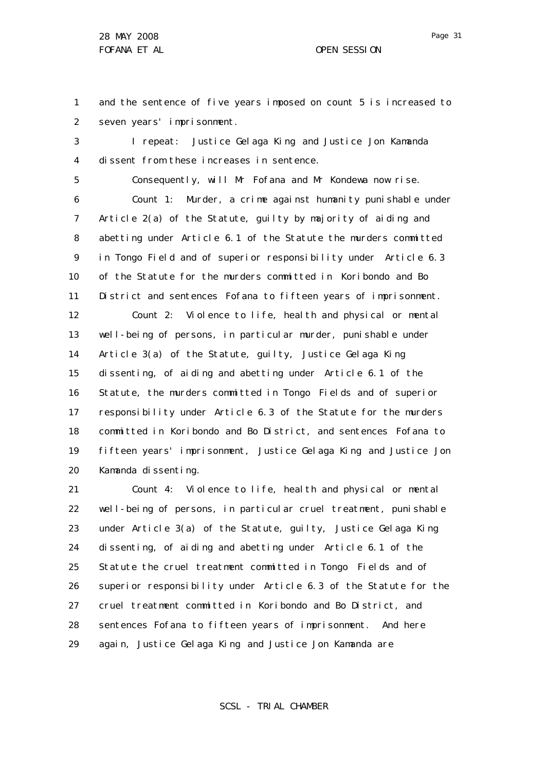and the sentence of five years imposed on count 5 is increased to seven years' imprisonment.

I repeat: Justice Gelaga King and Justice Jon Kamanda dissent from these increases in sentence.

Consequently, will Mr Fofana and Mr Kondewa now rise.

Count 1: Murder, a crime against humanity punishable under Article 2(a) of the Statute, guilty by majority of aiding and abetting under Article 6.1 of the Statute the murders committed in Tongo Field and of superior responsibility under Article 6.3 of the Statute for the murders committed in Koribondo and Bo District and sentences Fofana to fifteen years of imprisonment.

Count 2: Violence to life, health and physical or mental well-being of persons, in particular murder, punishable under Article 3(a) of the Statute, guilty, Justice Gelaga King dissenting, of aiding and abetting under Article 6.1 of the Statute, the murders committed in Tongo Fields and of superior responsibility under Article 6.3 of the Statute for the murders committed in Koribondo and Bo District, and sentences Fofana to fifteen years' imprisonment, Justice Gelaga King and Justice Jon Kamanda dissenting.

Count 4: Violence to life, health and physical or mental well-being of persons, in particular cruel treatment, punishable under Article 3(a) of the Statute, guilty, Justice Gelaga King dissenting, of aiding and abetting under Article 6.1 of the Statute the cruel treatment committed in Tongo Fields and of superior responsibility under Article 6.3 of the Statute for the cruel treatment committed in Koribondo and Bo District, and sentences Fofana to fifteen years of imprisonment. And here again, Justice Gelaga King and Justice Jon Kamanda are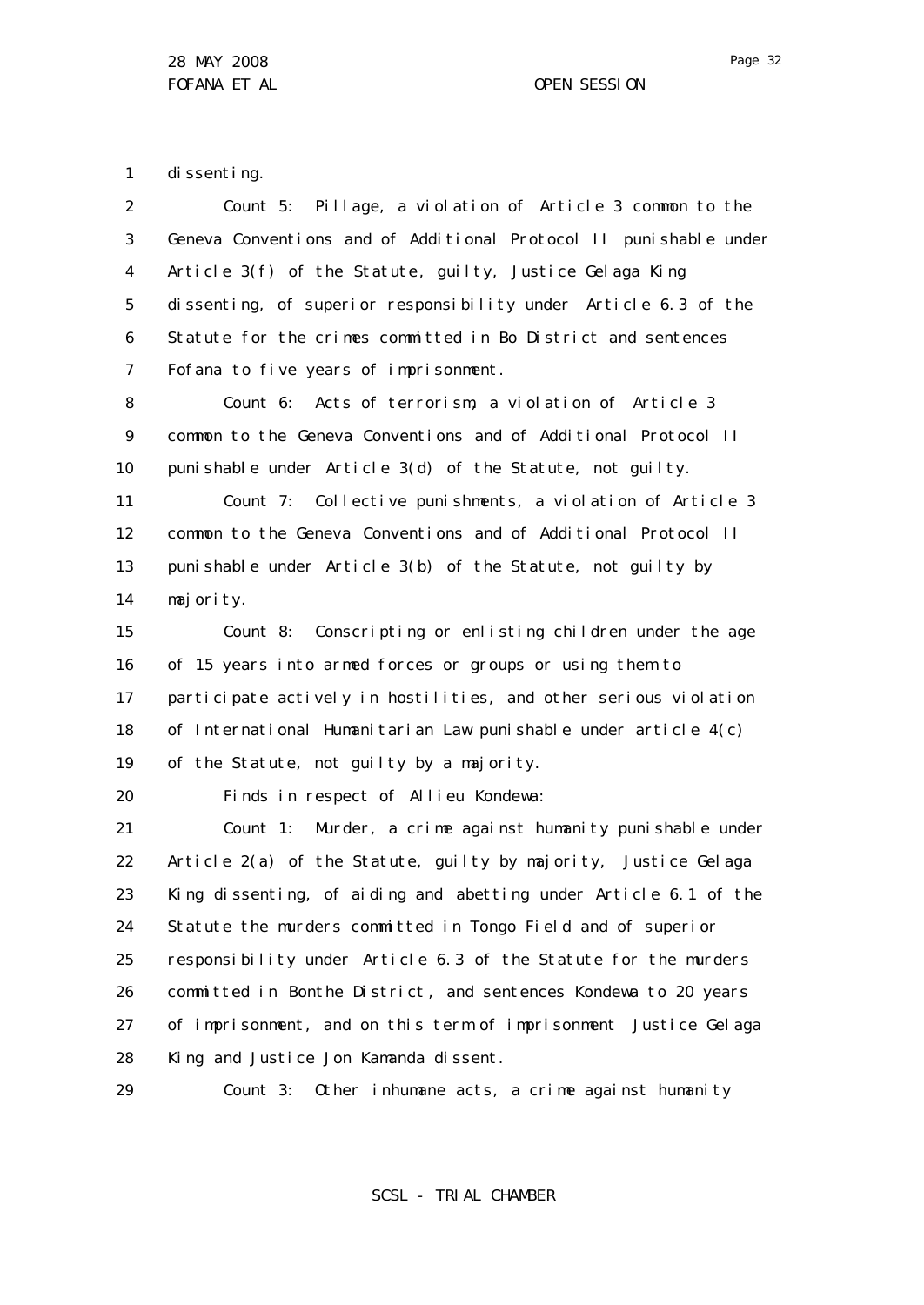dissenting.

Count 5: Pillage, a violation of Article 3 common to the Geneva Conventions and of Additional Protocol II punishable under Article 3(f) of the Statute, guilty, Justice Gelaga King dissenting, of superior responsibility under Article 6.3 of the Statute for the crimes committed in Bo District and sentences Fofana to five years of imprisonment.

Count 6: Acts of terrorism, a violation of Article 3 common to the Geneva Conventions and of Additional Protocol II punishable under Article 3(d) of the Statute, not guilty.

Count 7: Collective punishments, a violation of Article 3 common to the Geneva Conventions and of Additional Protocol II punishable under Article 3(b) of the Statute, not guilty by majority.

Count 8: Conscripting or enlisting children under the age of 15 years into armed forces or groups or using them to participate actively in hostilities, and other serious violation of International Humanitarian Law punishable under article 4(c) of the Statute, not guilty by a majority.

Finds in respect of Allieu Kondewa:

Count 1: Murder, a crime against humanity punishable under Article 2(a) of the Statute, guilty by majority, Justice Gelaga King dissenting, of aiding and abetting under Article 6.1 of the Statute the murders committed in Tongo Field and of superior responsibility under Article 6.3 of the Statute for the murders committed in Bonthe District, and sentences Kondewa to 20 years of imprisonment, and on this term of imprisonment Justice Gelaga King and Justice Jon Kamanda dissent.

Count 3: Other inhumane acts, a crime against humanity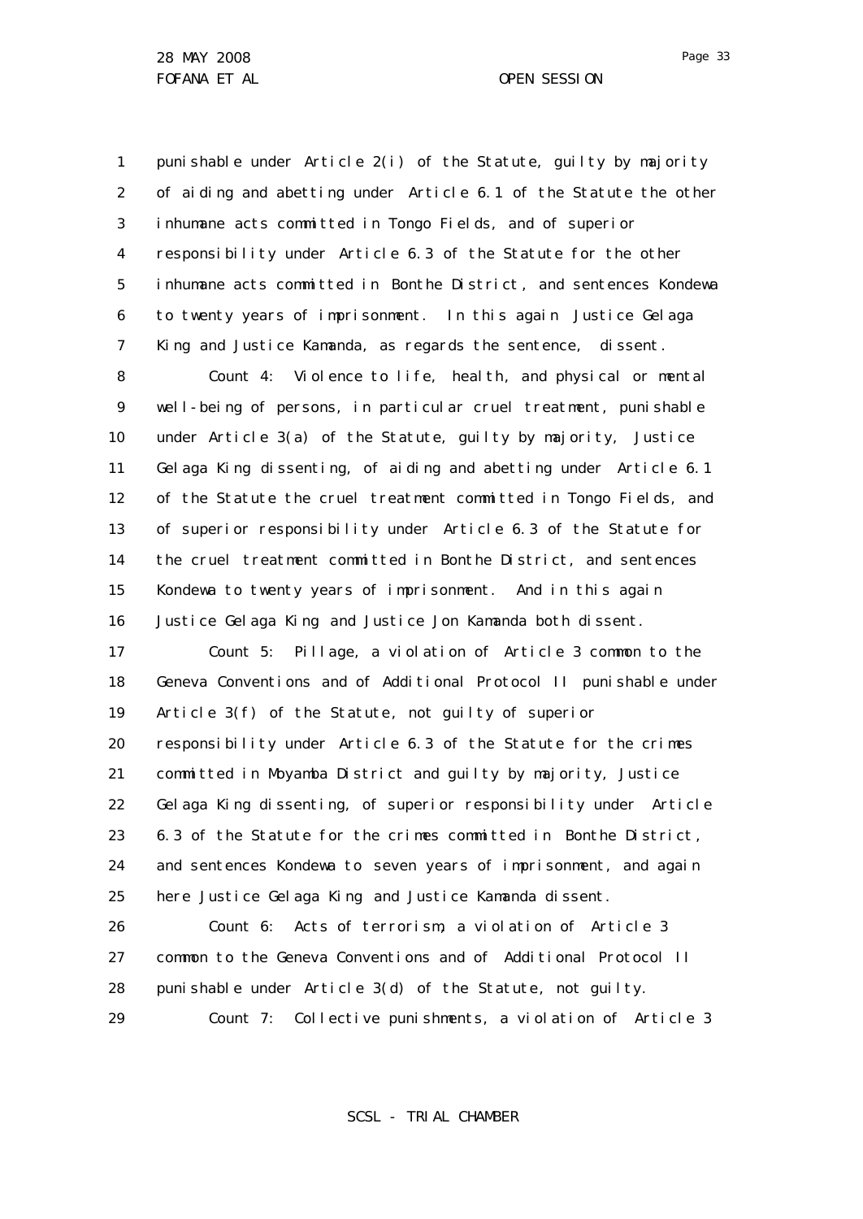punishable under Article 2(i) of the Statute, guilty by majority of aiding and abetting under Article 6.1 of the Statute the other inhumane acts committed in Tongo Fields, and of superior responsibility under Article 6.3 of the Statute for the other inhumane acts committed in Bonthe District, and sentences Kondewa to twenty years of imprisonment. In this again Justice Gelaga King and Justice Kamanda, as regards the sentence, dissent.

Count 4: Violence to life, health, and physical or mental well-being of persons, in particular cruel treatment, punishable under Article 3(a) of the Statute, guilty by majority, Justice Gelaga King dissenting, of aiding and abetting under Article 6.1 of the Statute the cruel treatment committed in Tongo Fields, and of superior responsibility under Article 6.3 of the Statute for the cruel treatment committed in Bonthe District, and sentences Kondewa to twenty years of imprisonment. And in this again Justice Gelaga King and Justice Jon Kamanda both dissent.

Count 5: Pillage, a violation of Article 3 common to the Geneva Conventions and of Additional Protocol II punishable under Article 3(f) of the Statute, not guilty of superior responsibility under Article 6.3 of the Statute for the crimes committed in Moyamba District and guilty by majority, Justice Gelaga King dissenting, of superior responsibility under Article 6.3 of the Statute for the crimes committed in Bonthe District, and sentences Kondewa to seven years of imprisonment, and again here Justice Gelaga King and Justice Kamanda dissent.

Count 6: Acts of terrorism, a violation of Article 3 common to the Geneva Conventions and of Additional Protocol II punishable under Article 3(d) of the Statute, not guilty.

Count 7: Collective punishments, a violation of Article 3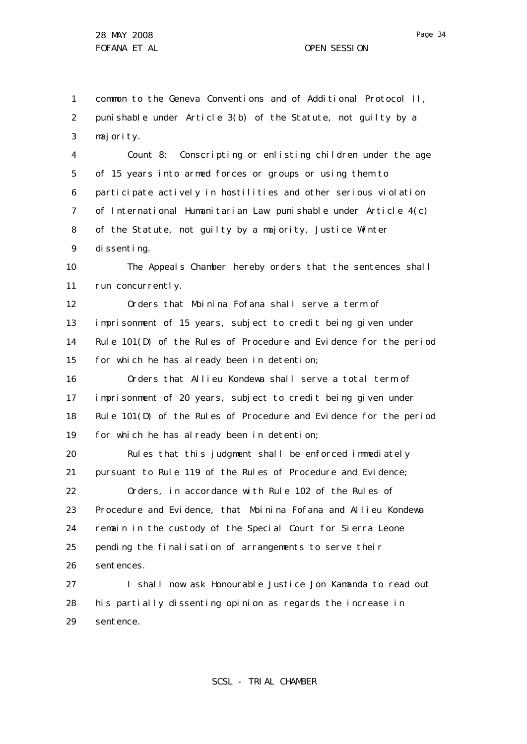common to the Geneva Conventions and of Additional Protocol II, punishable under Article 3(b) of the Statute, not guilty by a majority.

Count 8: Conscripting or enlisting children under the age of 15 years into armed forces or groups or using them to participate actively in hostilities and other serious violation of International Humanitarian Law punishable under Article 4(c) of the Statute, not guilty by a majority, Justice Winter dissenting.

The Appeals Chamber hereby orders that the sentences shall run concurrently.

Orders that Moinina Fofana shall serve a term of imprisonment of 15 years, subject to credit being given under Rule 101(D) of the Rules of Procedure and Evidence for the period for which he has already been in detention;

Orders that Allieu Kondewa shall serve a total term of imprisonment of 20 years, subject to credit being given under Rule 101(D) of the Rules of Procedure and Evidence for the period for which he has already been in detention;

Rules that this judgment shall be enforced immediately pursuant to Rule 119 of the Rules of Procedure and Evidence;

Orders, in accordance with Rule 102 of the Rules of Procedure and Evidence, that Moinina Fofana and Allieu Kondewa remain in the custody of the Special Court for Sierra Leone pending the finalisation of arrangements to serve their sentences.

I shall now ask Honourable Justice Jon Kamanda to read out his partially dissenting opinion as regards the increase in sentence.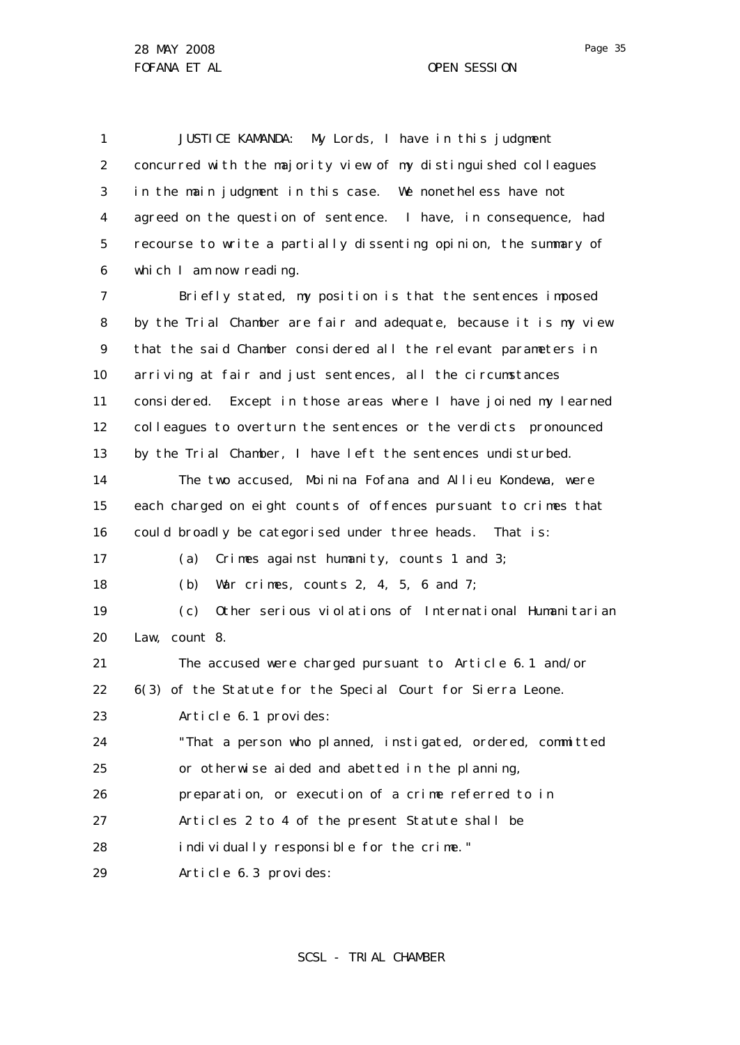JUSTICE KAMANDA: My Lords, I have in this judgment concurred with the majority view of my distinguished colleagues in the main judgment in this case. We nonetheless have not agreed on the question of sentence. I have, in consequence, had recourse to write a partially dissenting opinion, the summary of which I am now reading.

Briefly stated, my position is that the sentences imposed by the Trial Chamber are fair and adequate, because it is my view that the said Chamber considered all the relevant parameters in arriving at fair and just sentences, all the circumstances considered. Except in those areas where I have joined my learned colleagues to overturn the sentences or the verdicts pronounced by the Trial Chamber, I have left the sentences undisturbed.

The two accused, Moinina Fofana and Allieu Kondewa, were each charged on eight counts of offences pursuant to crimes that could broadly be categorised under three heads. That is:

(a) Crimes against humanity, counts 1 and 3;

(b) War crimes, counts 2, 4, 5, 6 and 7;

(c) Other serious violations of International Humanitarian Law, count 8.

The accused were charged pursuant to Article 6.1 and/or 6(3) of the Statute for the Special Court for Sierra Leone.

Article 6.1 provides:

"That a person who planned, instigated, ordered, committed or otherwise aided and abetted in the planning, preparation, or execution of a crime referred to in Articles 2 to 4 of the present Statute shall be individually responsible for the crime."

Article 6.3 provides: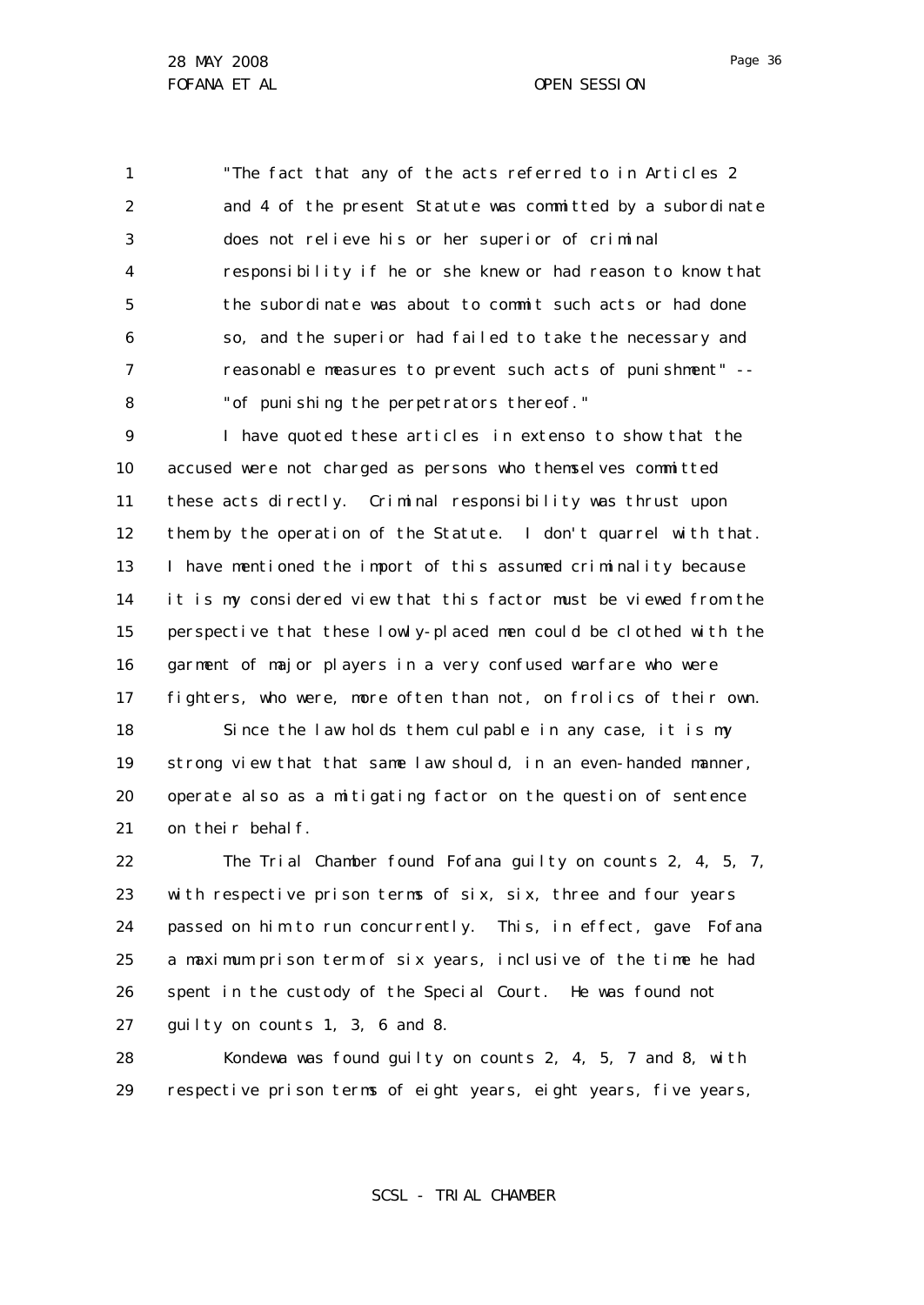"The fact that any of the acts referred to in Articles 2 and 4 of the present Statute was committed by a subordinate does not relieve his or her superior of criminal responsibility if he or she knew or had reason to know that the subordinate was about to commit such acts or had done so, and the superior had failed to take the necessary and reasonable measures to prevent such acts of punishment" -- "of punishing the perpetrators thereof."

I have quoted these articles in extenso to show that the accused were not charged as persons who themselves committed these acts directly. Criminal responsibility was thrust upon them by the operation of the Statute. I don't quarrel with that. I have mentioned the import of this assumed criminality because it is my considered view that this factor must be viewed from the perspective that these lowly-placed men could be clothed with the garment of major players in a very confused warfare who were fighters, who were, more often than not, on frolics of their own.

Since the law holds them culpable in any case, it is my strong view that that same law should, in an even-handed manner, operate also as a mitigating factor on the question of sentence on their behalf.

The Trial Chamber found Fofana guilty on counts 2, 4, 5, 7, with respective prison terms of six, six, three and four years passed on him to run concurrently. This, in effect, gave Fofana a maximum prison term of six years, inclusive of the time he had spent in the custody of the Special Court. He was found not guilty on counts 1, 3, 6 and 8.

Kondewa was found guilty on counts 2, 4, 5, 7 and 8, with respective prison terms of eight years, eight years, five years,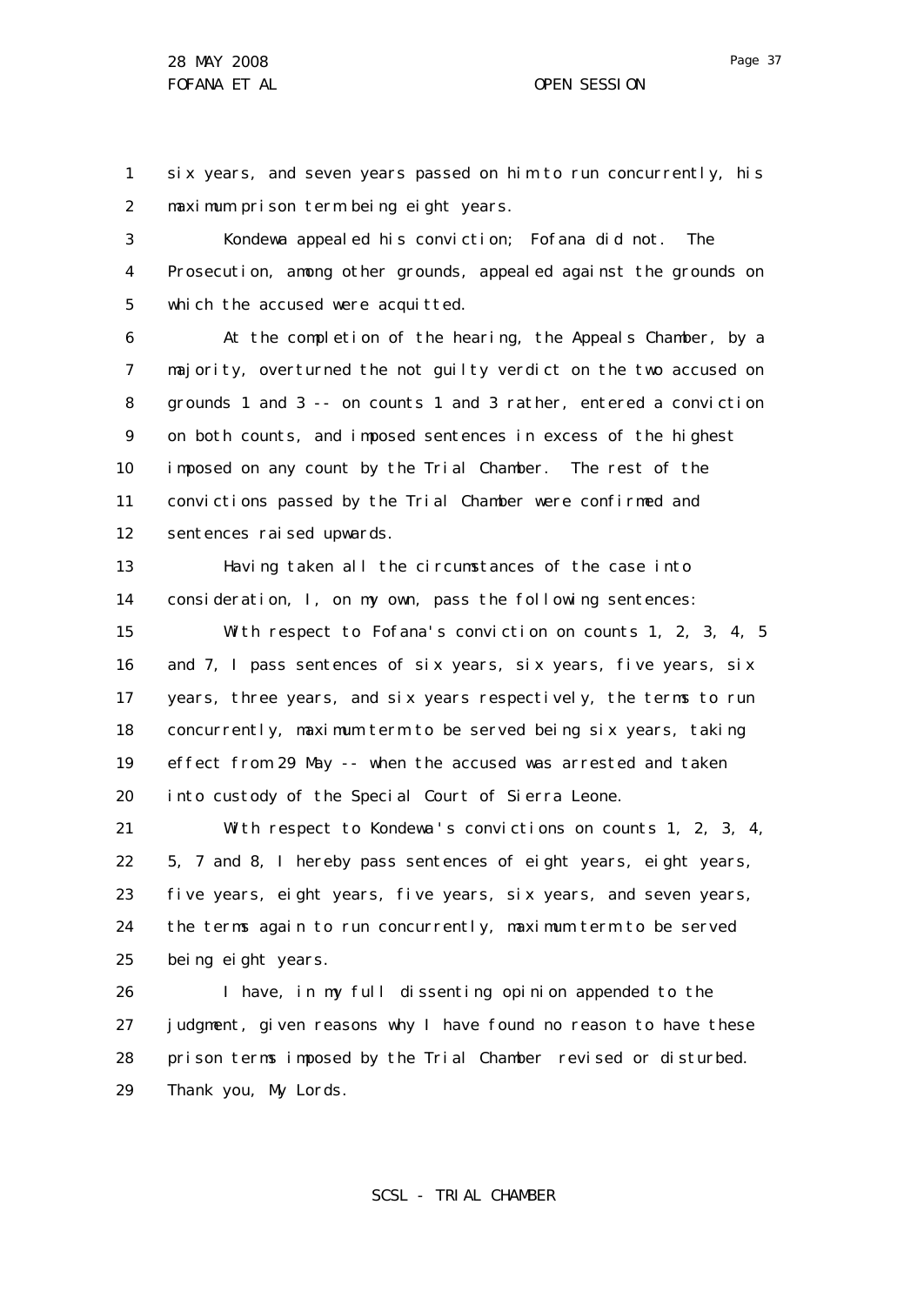six years, and seven years passed on him to run concurrently, his maximum prison term being eight years.

Kondewa appealed his conviction; Fofana did not. The Prosecution, among other grounds, appealed against the grounds on which the accused were acquitted.

At the completion of the hearing, the Appeals Chamber, by a majority, overturned the not guilty verdict on the two accused on grounds 1 and 3 -- on counts 1 and 3 rather, entered a conviction on both counts, and imposed sentences in excess of the highest imposed on any count by the Trial Chamber. The rest of the convictions passed by the Trial Chamber were confirmed and sentences raised upwards.

Having taken all the circumstances of the case into consideration, I, on my own, pass the following sentences:

With respect to Fofana's conviction on counts 1, 2, 3, 4, 5 and 7, I pass sentences of six years, six years, five years, six years, three years, and six years respectively, the terms to run concurrently, maximum term to be served being six years, taking effect from 29 May -- when the accused was arrested and taken into custody of the Special Court of Sierra Leone.

With respect to Kondewa's convictions on counts 1, 2, 3, 4, 5, 7 and 8, I hereby pass sentences of eight years, eight years, five years, eight years, five years, six years, and seven years, the terms again to run concurrently, maximum term to be served being eight years.

I have, in my full dissenting opinion appended to the judgment, given reasons why I have found no reason to have these prison terms imposed by the Trial Chamber revised or disturbed. Thank you, My Lords.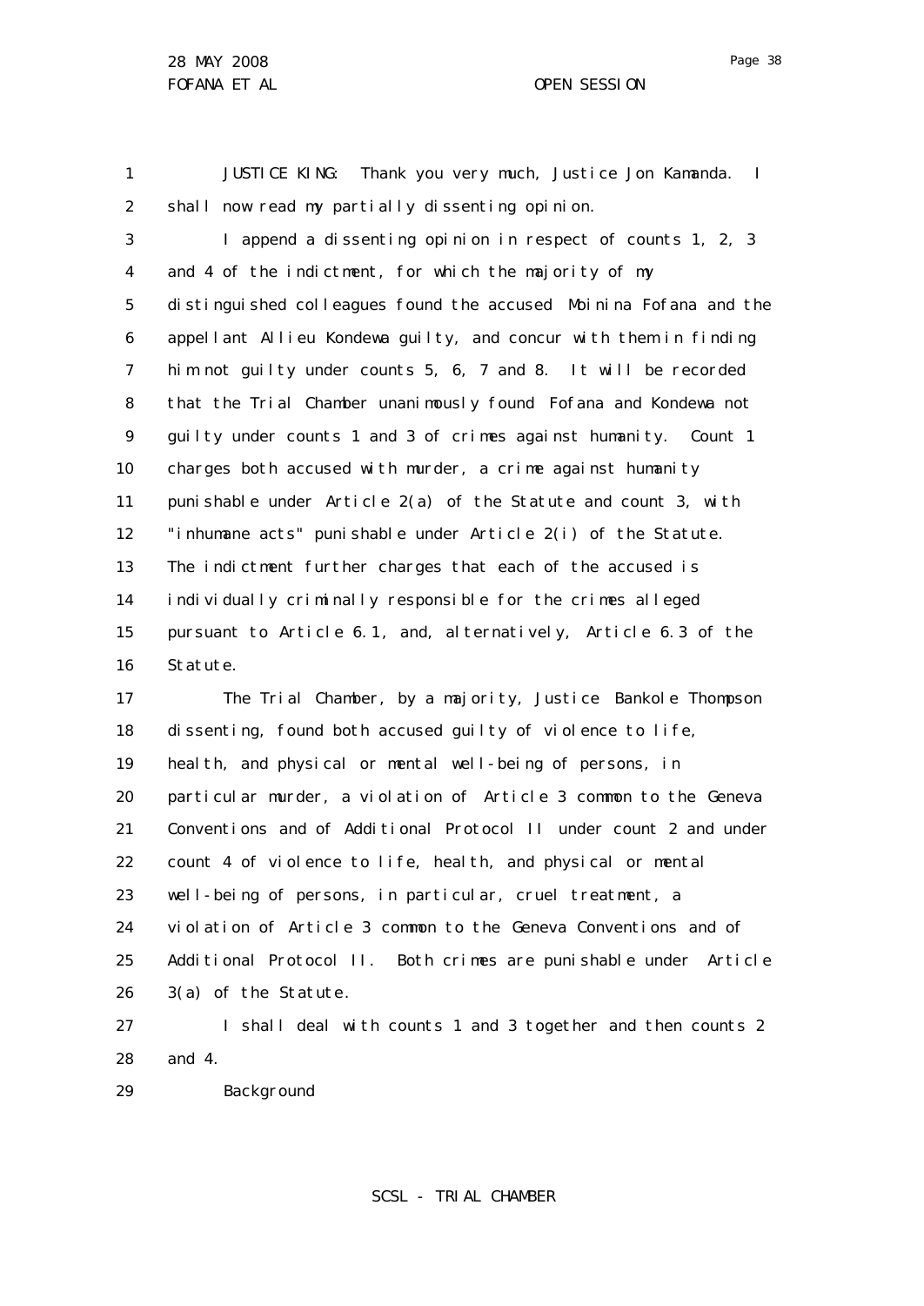JUSTICE KING: Thank you very much, Justice Jon Kamanda. I shall now read my partially dissenting opinion.

I append a dissenting opinion in respect of counts 1, 2, 3 and 4 of the indictment, for which the majority of my distinguished colleagues found the accused Moinina Fofana and the appellant Allieu Kondewa guilty, and concur with them in finding him not guilty under counts 5, 6, 7 and 8. It will be recorded that the Trial Chamber unanimously found Fofana and Kondewa not guilty under counts 1 and 3 of crimes against humanity. Count 1 charges both accused with murder, a crime against humanity punishable under Article 2(a) of the Statute and count 3, with "inhumane acts" punishable under Article 2(i) of the Statute. The indictment further charges that each of the accused is individually criminally responsible for the crimes alleged pursuant to Article 6.1, and, alternatively, Article 6.3 of the Statute.

The Trial Chamber, by a majority, Justice Bankole Thompson dissenting, found both accused guilty of violence to life, health, and physical or mental well-being of persons, in particular murder, a violation of Article 3 common to the Geneva Conventions and of Additional Protocol II under count 2 and under count 4 of violence to life, health, and physical or mental well-being of persons, in particular, cruel treatment, a violation of Article 3 common to the Geneva Conventions and of Additional Protocol II. Both crimes are punishable under Article 3(a) of the Statute.

I shall deal with counts 1 and 3 together and then counts 2 and 4.

Background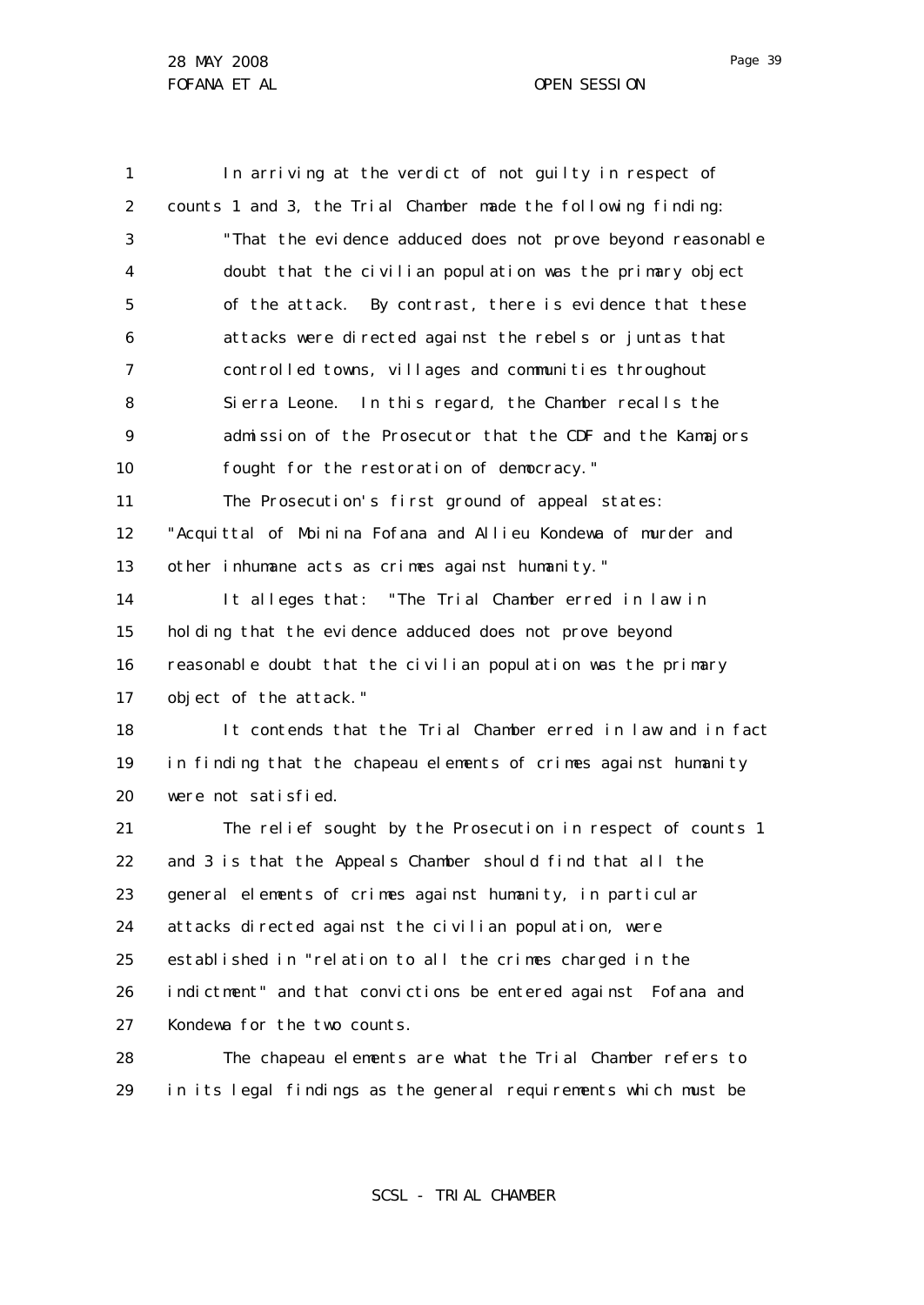In arriving at the verdict of not guilty in respect of counts 1 and 3, the Trial Chamber made the following finding:

> "That the evidence adduced does not prove beyond reasonable doubt that the civilian population was the primary object of the attack. By contrast, there is evidence that these attacks were directed against the rebels or juntas that controlled towns, villages and communities throughout Sierra Leone. In this regard, the Chamber recalls the admission of the Prosecutor that the CDF and the Kamajors fought for the restoration of democracy."

The Prosecution's first ground of appeal states: "Acquittal of Moinina Fofana and Allieu Kondewa of murder and other inhumane acts as crimes against humanity."

It alleges that: "The Trial Chamber erred in law in holding that the evidence adduced does not prove beyond reasonable doubt that the civilian population was the primary object of the attack."

It contends that the Trial Chamber erred in law and in fact in finding that the chapeau elements of crimes against humanity were not satisfied.

The relief sought by the Prosecution in respect of counts 1 and 3 is that the Appeals Chamber should find that all the general elements of crimes against humanity, in particular attacks directed against the civilian population, were established in "relation to all the crimes charged in the indictment" and that convictions be entered against Fofana and Kondewa for the two counts.

The chapeau elements are what the Trial Chamber refers to in its legal findings as the general requirements which must be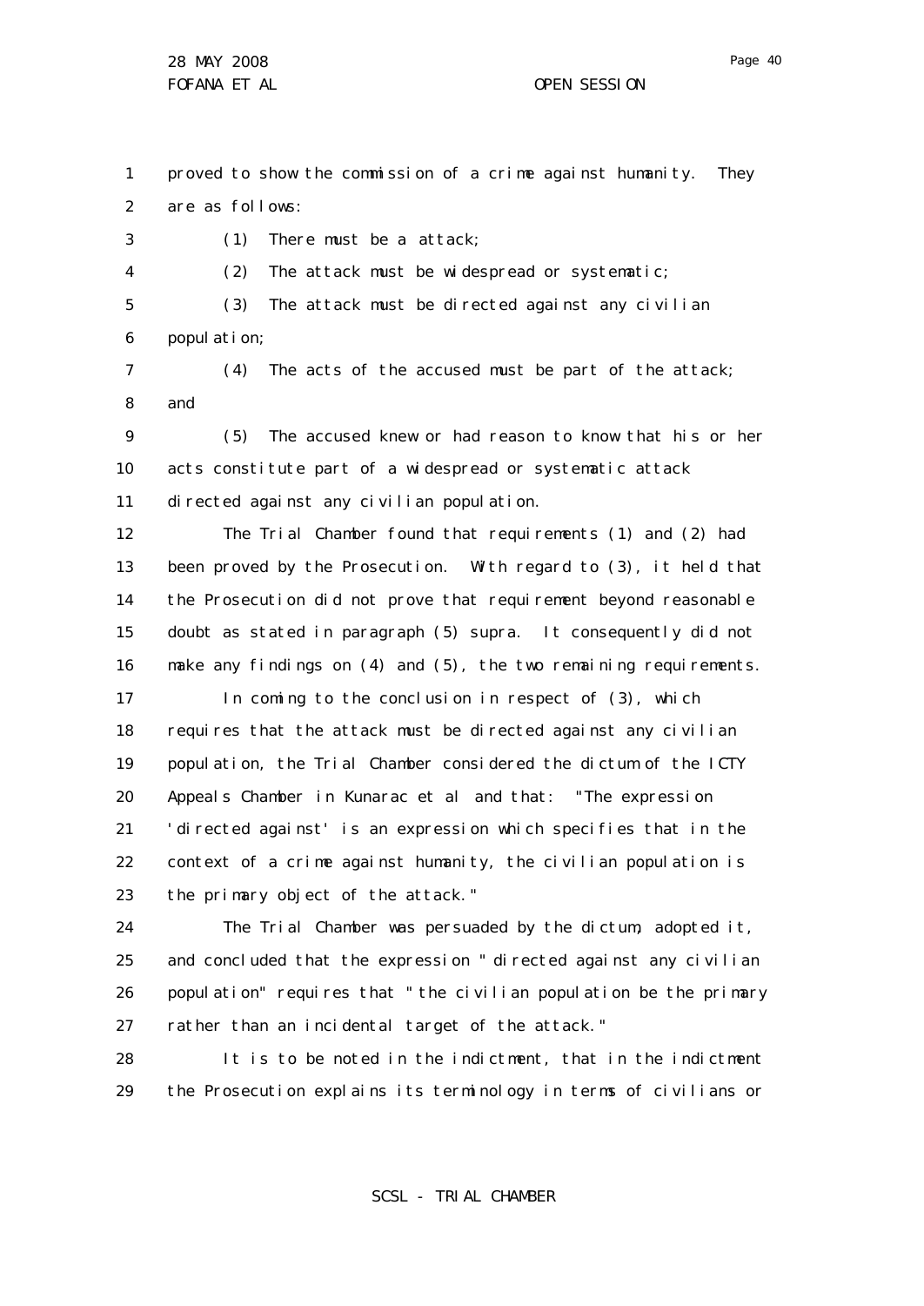proved to show the commission of a crime against humanity. They are as follows:

(1) There must be a attack;

(2) The attack must be widespread or systematic;

(3) The attack must be directed against any civilian population;

(4) The acts of the accused must be part of the attack; and

(5) The accused knew or had reason to know that his or her acts constitute part of a widespread or systematic attack directed against any civilian population.

The Trial Chamber found that requirements (1) and (2) had been proved by the Prosecution. With regard to (3), it held that the Prosecution did not prove that requirement beyond reasonable doubt as stated in paragraph (5) supra. It consequently did not make any findings on (4) and (5), the two remaining requirements.

In coming to the conclusion in respect of (3), which requires that the attack must be directed against any civilian population, the Trial Chamber considered the dictum of the ICTY Appeals Chamber in Kunarac et al and that: "The expression 'directed against' is an expression which specifies that in the context of a crime against humanity, the civilian population is the primary object of the attack."

The Trial Chamber was persuaded by the dictum, adopted it, and concluded that the expression "directed against any civilian population" requires that "the civilian population be the primary rather than an incidental target of the attack."

It is to be noted in the indictment, that in the indictment the Prosecution explains its terminology in terms of civilians or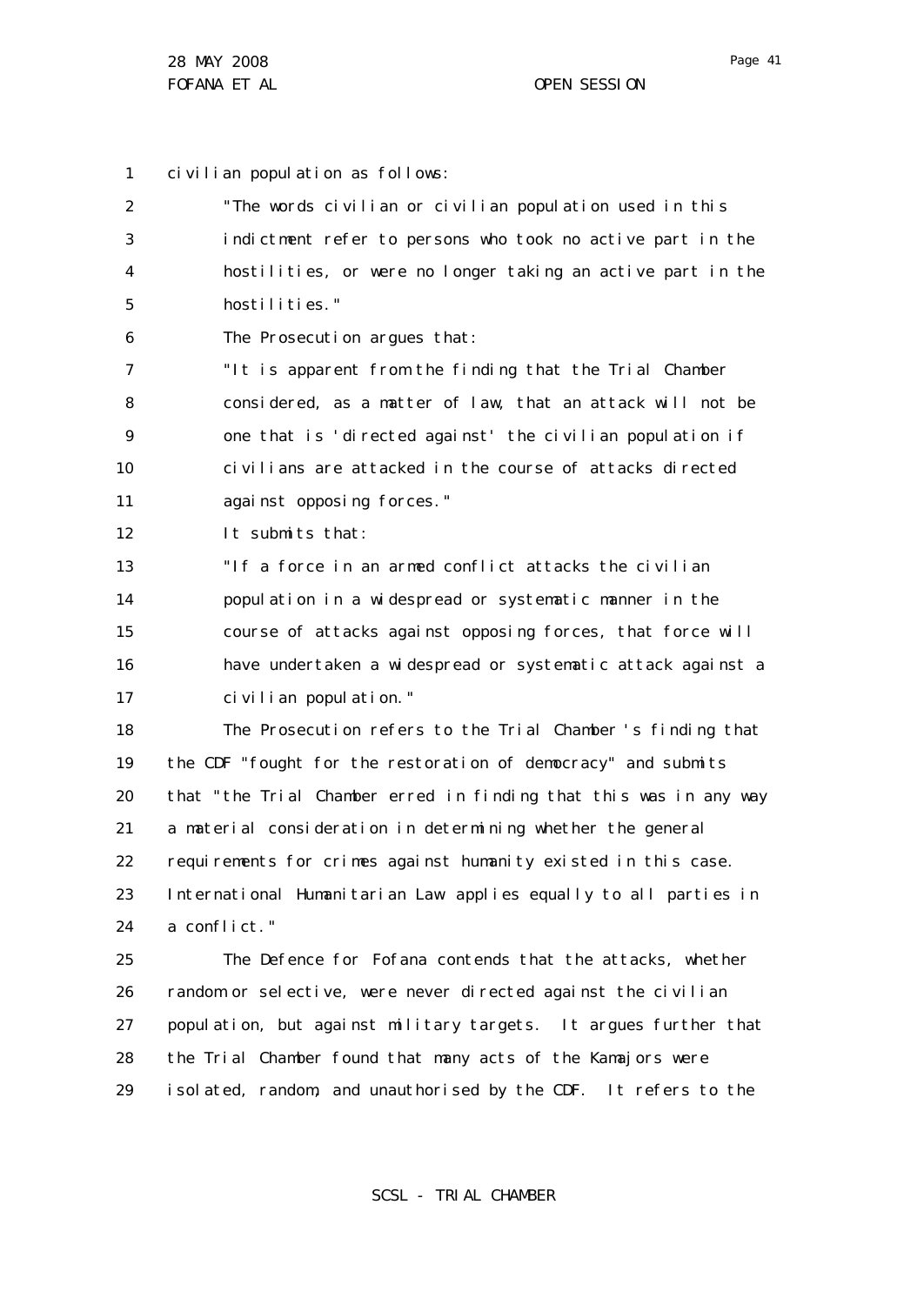civilian population as follows:

> "The words civilian or civilian population used in this indictment refer to persons who took no active part in the hostilities, or were no longer taking an active part in the hostilities."

The Prosecution argues that:

> "It is apparent from the finding that the Trial Chamber considered, as a matter of law, that an attack will not be one that is 'directed against' the civilian population if civilians are attacked in the course of attacks directed against opposing forces."

It submits that:

> "If a force in an armed conflict attacks the civilian population in a widespread or systematic manner in the course of attacks against opposing forces, that force will have undertaken a widespread or systematic attack against a civilian population."

The Prosecution refers to the Trial Chamber's finding that the CDF "fought for the restoration of democracy" and submits that "the Trial Chamber erred in finding that this was in any way a material consideration in determining whether the general requirements for crimes against humanity existed in this case. International Humanitarian Law applies equally to all parties in a conflict."

The Defence for Fofana contends that the attacks, whether random or selective, were never directed against the civilian population, but against military targets. It argues further that the Trial Chamber found that many acts of the Kamajors were isolated, random, and unauthorised by the CDF. It refers to the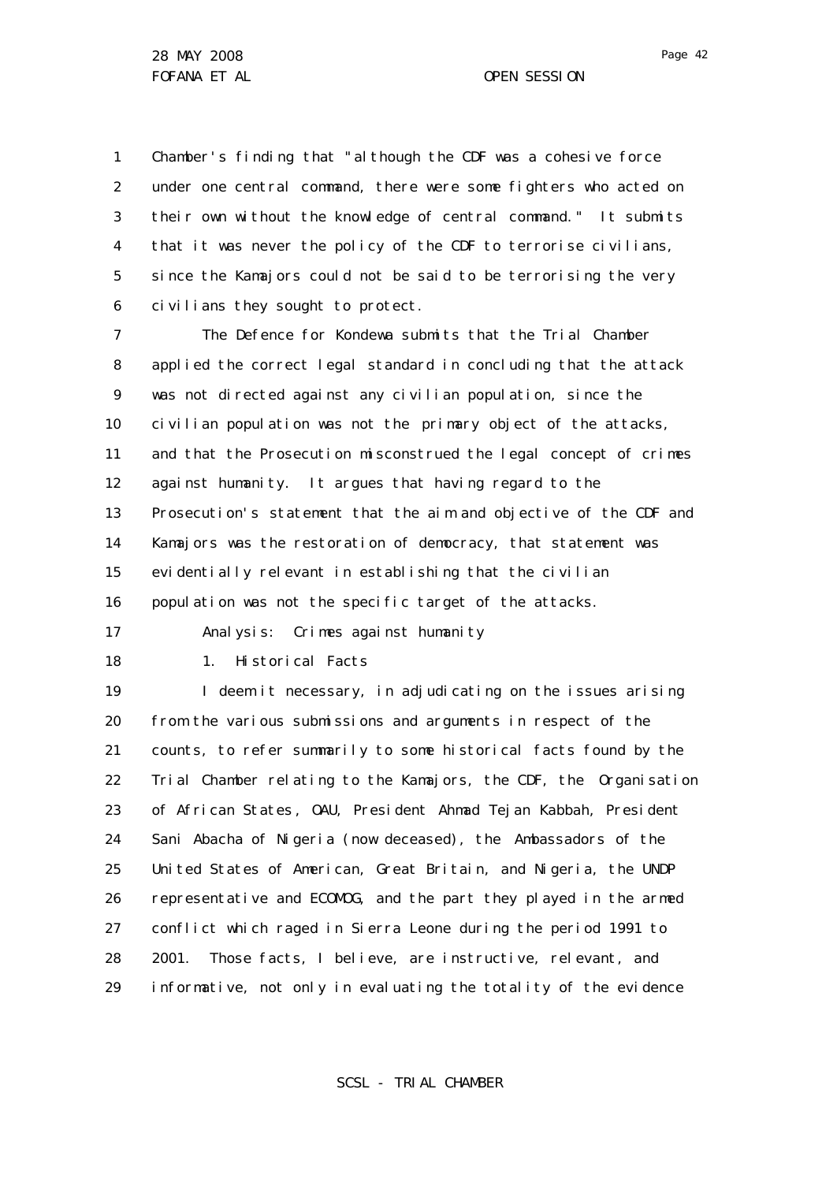Chamber's finding that "although the CDF was a cohesive force under one central command, there were some fighters who acted on their own without the knowledge of central command." It submits that it was never the policy of the CDF to terrorise civilians, since the Kamajors could not be said to be terrorising the very civilians they sought to protect.

The Defence for Kondewa submits that the Trial Chamber applied the correct legal standard in concluding that the attack was not directed against any civilian population, since the civilian population was not the primary object of the attacks, and that the Prosecution misconstrued the legal concept of crimes against humanity. It argues that having regard to the Prosecution's statement that the aim and objective of the CDF and Kamajors was the restoration of democracy, that statement was evidentially relevant in establishing that the civilian population was not the specific target of the attacks.

Analysis: Crimes against humanity

1. Historical Facts

I deem it necessary, in adjudicating on the issues arising from the various submissions and arguments in respect of the counts, to refer summarily to some historical facts found by the Trial Chamber relating to the Kamajors, the CDF, the Organisation of African States, OAU, President Ahmad Tejan Kabbah, President Sani Abacha of Nigeria (now deceased), the Ambassadors of the United States of American, Great Britain, and Nigeria, the UNDP representative and ECOMOG, and the part they played in the armed conflict which raged in Sierra Leone during the period 1991 to 2001. Those facts, I believe, are instructive, relevant, and informative, not only in evaluating the totality of the evidence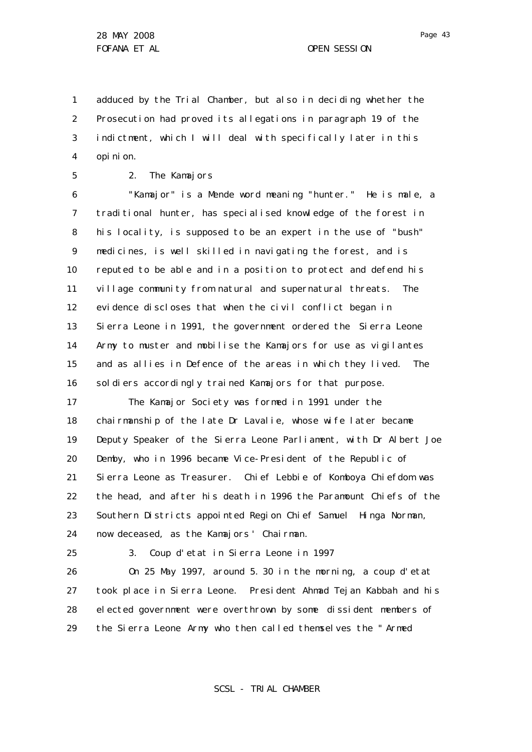adduced by the Trial Chamber, but also in deciding whether the Prosecution had proved its allegations in paragraph 19 of the indictment, which I will deal with specifically later in this opinion.

2. The Kamajors

"Kamajor" is a Mende word meaning "hunter." He is male, a traditional hunter, has specialised knowledge of the forest in his locality, is supposed to be an expert in the use of "bush" medicines, is well skilled in navigating the forest, and is reputed to be able and in a position to protect and defend his village community from natural and supernatural threats. The evidence discloses that when the civil conflict began in Sierra Leone in 1991, the government ordered the Sierra Leone Army to muster and mobilise the Kamajors for use as vigilantes and as allies in Defence of the areas in which they lived. The soldiers accordingly trained Kamajors for that purpose.

The Kamajor Society was formed in 1991 under the chairmanship of the late Dr Lavalie, whose wife later became Deputy Speaker of the Sierra Leone Parliament, with Dr Albert Joe Demby, who in 1996 became Vice-President of the Republic of Sierra Leone as Treasurer. Chief Lebbie of Komboya Chiefdom was the head, and after his death in 1996 the Paramount Chiefs of the Southern Districts appointed Region Chief Samuel Hinga Norman, now deceased, as the Kamajors' Chairman.

3. Coup d'etat in Sierra Leone in 1997

On 25 May 1997, around 5.30 in the morning, a coup d'etat took place in Sierra Leone. President Ahmad Tejan Kabbah and his elected government were overthrown by some dissident members of the Sierra Leone Army who then called themselves the "Armed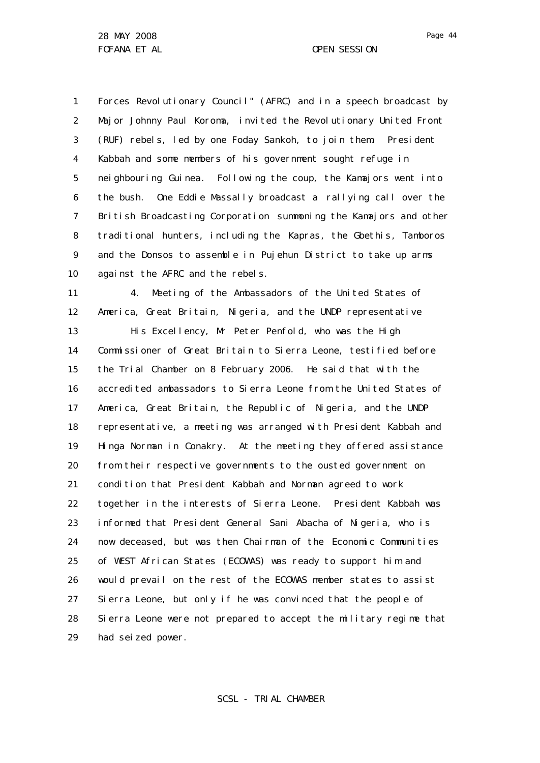Forces Revolutionary Council" (AFRC) and in a speech broadcast by Major Johnny Paul Koroma, invited the Revolutionary United Front (RUF) rebels, led by one Foday Sankoh, to join them. President Kabbah and some members of his government sought refuge in neighbouring Guinea. Following the coup, the Kamajors went into the bush. One Eddie Massally broadcast a rallying call over the British Broadcasting Corporation summoning the Kamajors and other traditional hunters, including the Kapras, the Gbethis, Tamboros and the Donsos to assemble in Pujehun District to take up arms against the AFRC and the rebels.

4. Meeting of the Ambassadors of the United States of America, Great Britain, Nigeria, and the UNDP representative

His Excellency, Mr Peter Penfold, who was the High Commissioner of Great Britain to Sierra Leone, testified before the Trial Chamber on 8 February 2006. He said that with the accredited ambassadors to Sierra Leone from the United States of America, Great Britain, the Republic of Nigeria, and the UNDP representative, a meeting was arranged with President Kabbah and Hinga Norman in Conakry. At the meeting they offered assistance from their respective governments to the ousted government on condition that President Kabbah and Norman agreed to work together in the interests of Sierra Leone. President Kabbah was informed that President General Sani Abacha of Nigeria, who is now deceased, but was then Chairman of the Economic Communities of WEST African States (ECOWAS) was ready to support him and would prevail on the rest of the ECOWAS member states to assist Sierra Leone, but only if he was convinced that the people of Sierra Leone were not prepared to accept the military regime that had seized power.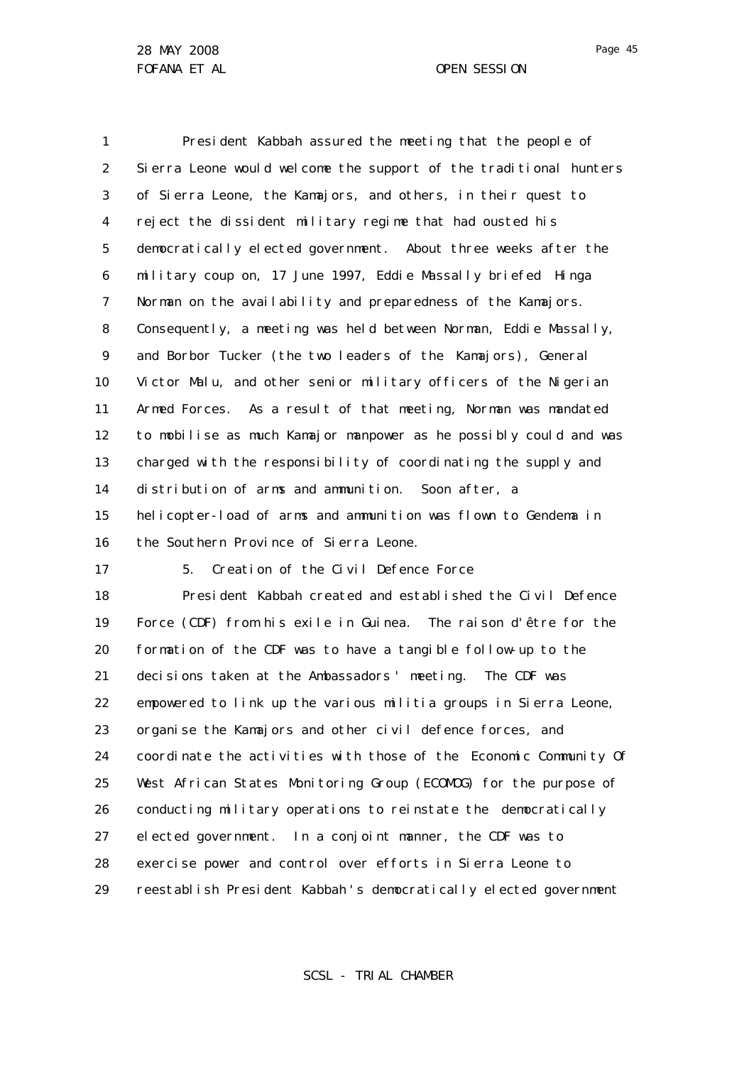President Kabbah assured the meeting that the people of Sierra Leone would welcome the support of the traditional hunters of Sierra Leone, the Kamajors, and others, in their quest to reject the dissident military regime that had ousted his democratically elected government. About three weeks after the military coup on, 17 June 1997, Eddie Massally briefed Hinga Norman on the availability and preparedness of the Kamajors. Consequently, a meeting was held between Norman, Eddie Massally, and Borbor Tucker (the two leaders of the Kamajors), General Victor Malu, and other senior military officers of the Nigerian Armed Forces. As a result of that meeting, Norman was mandated to mobilise as much Kamajor manpower as he possibly could and was charged with the responsibility of coordinating the supply and distribution of arms and ammunition. Soon after, a helicopter-load of arms and ammunition was flown to Gendema in the Southern Province of Sierra Leone.

5. Creation of the Civil Defence Force

President Kabbah created and established the Civil Defence Force (CDF) from his exile in Guinea. The raison d'être for the formation of the CDF was to have a tangible follow-up to the decisions taken at the Ambassadors' meeting. The CDF was empowered to link up the various militia groups in Sierra Leone, organise the Kamajors and other civil defence forces, and coordinate the activities with those of the Economic Community Of West African States Monitoring Group (ECOMOG) for the purpose of conducting military operations to reinstate the democratically elected government. In a conjoint manner, the CDF was to exercise power and control over efforts in Sierra Leone to reestablish President Kabbah's democratically elected government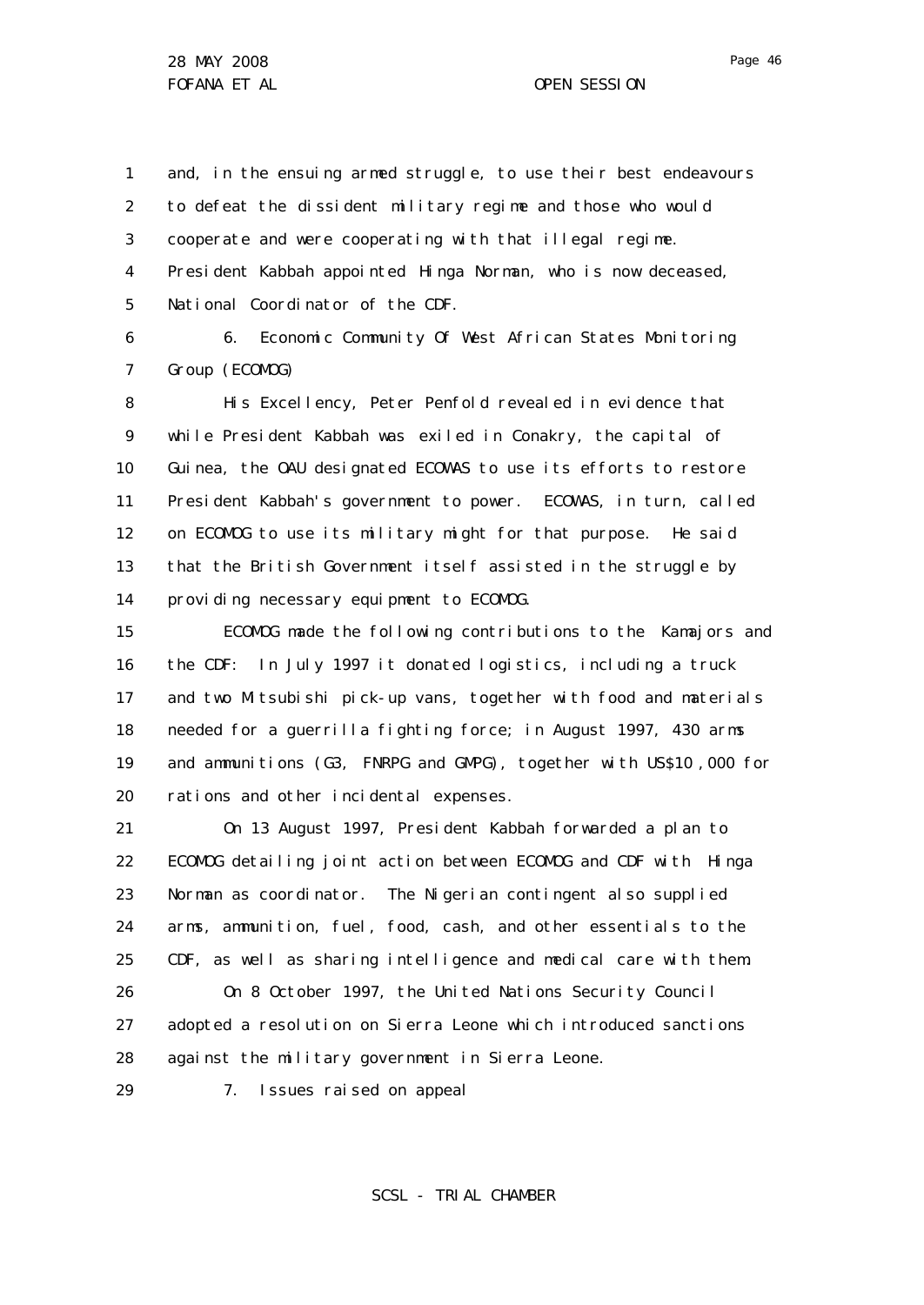and, in the ensuing armed struggle, to use their best endeavours to defeat the dissident military regime and those who would cooperate and were cooperating with that illegal regime. President Kabbah appointed Hinga Norman, who is now deceased, National Coordinator of the CDF.

6. Economic Community Of West African States Monitoring Group (ECOMOG)

His Excellency, Peter Penfold revealed in evidence that while President Kabbah was exiled in Conakry, the capital of Guinea, the OAU designated ECOWAS to use its efforts to restore President Kabbah's government to power. ECOWAS, in turn, called on ECOMOG to use its military might for that purpose. He said that the British Government itself assisted in the struggle by providing necessary equipment to ECOMOG.

ECOMOG made the following contributions to the Kamajors and the CDF: In July 1997 it donated logistics, including a truck and two Mitsubishi pick-up vans, together with food and materials needed for a guerrilla fighting force; in August 1997, 430 arms and ammunitions (G3, FNRPG and GMPG), together with US$10,000 for rations and other incidental expenses.

On 13 August 1997, President Kabbah forwarded a plan to ECOMOG detailing joint action between ECOMOG and CDF with Hinga Norman as coordinator. The Nigerian contingent also supplied arms, ammunition, fuel, food, cash, and other essentials to the CDF, as well as sharing intelligence and medical care with them.

On 8 October 1997, the United Nations Security Council adopted a resolution on Sierra Leone which introduced sanctions against the military government in Sierra Leone.

7. Issues raised on appeal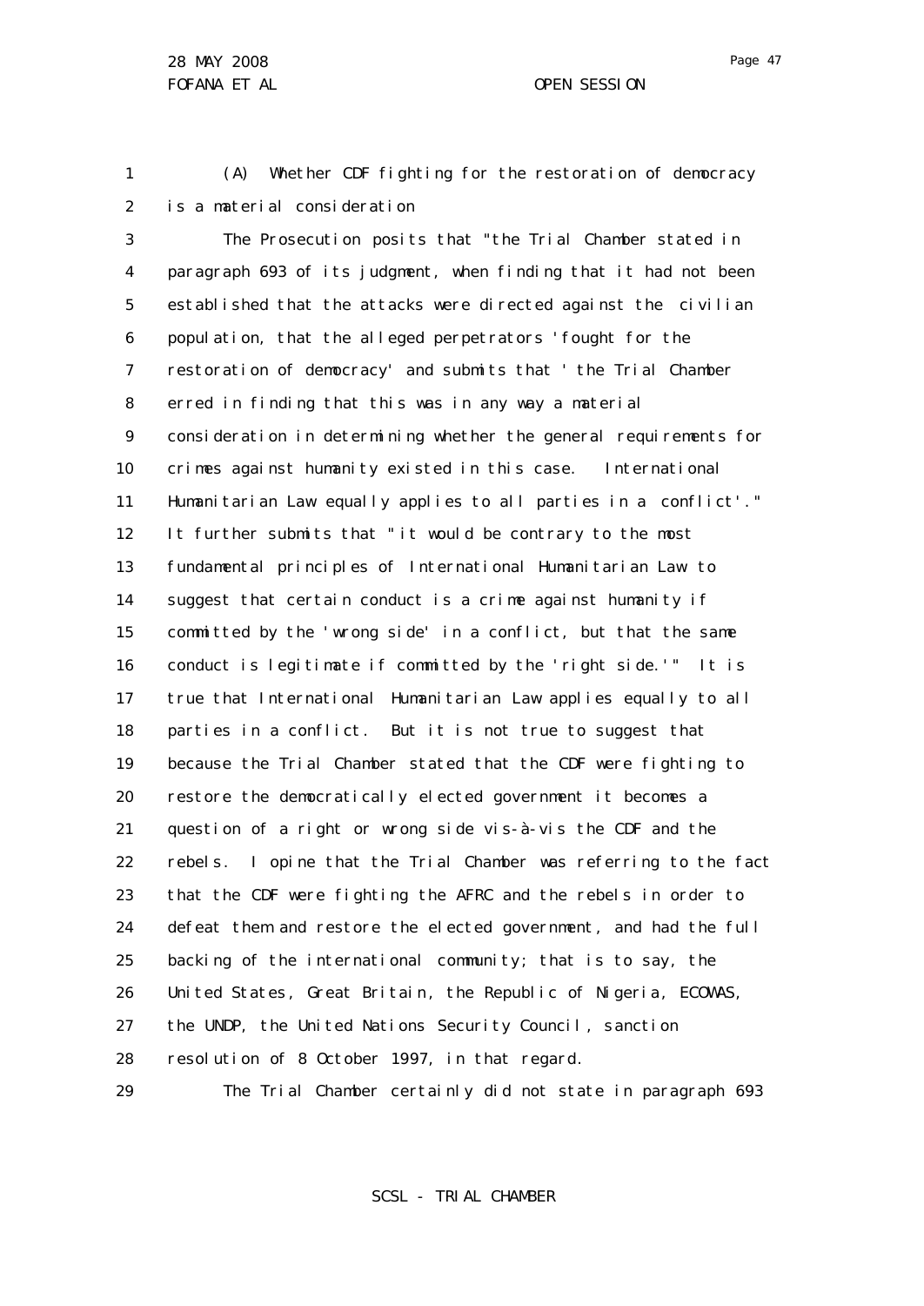(A) Whether CDF fighting for the restoration of democracy is a material consideration

The Prosecution posits that "the Trial Chamber stated in paragraph 693 of its judgment, when finding that it had not been established that the attacks were directed against the civilian population, that the alleged perpetrators 'fought for the restoration of democracy' and submits that ' the Trial Chamber erred in finding that this was in any way a material consideration in determining whether the general requirements for crimes against humanity existed in this case. International Humanitarian Law equally applies to all parties in a conflict'." It further submits that "it would be contrary to the most fundamental principles of International Humanitarian Law to suggest that certain conduct is a crime against humanity if committed by the 'wrong side' in a conflict, but that the same conduct is legitimate if committed by the 'right side.'" It is true that International Humanitarian Law applies equally to all parties in a conflict. But it is not true to suggest that because the Trial Chamber stated that the CDF were fighting to restore the democratically elected government it becomes a question of a right or wrong side vis-à-vis the CDF and the rebels. I opine that the Trial Chamber was referring to the fact that the CDF were fighting the AFRC and the rebels in order to defeat them and restore the elected government, and had the full backing of the international community; that is to say, the United States, Great Britain, the Republic of Nigeria, ECOWAS, the UNDP, the United Nations Security Council, sanction resolution of 8 October 1997, in that regard.

The Trial Chamber certainly did not state in paragraph 693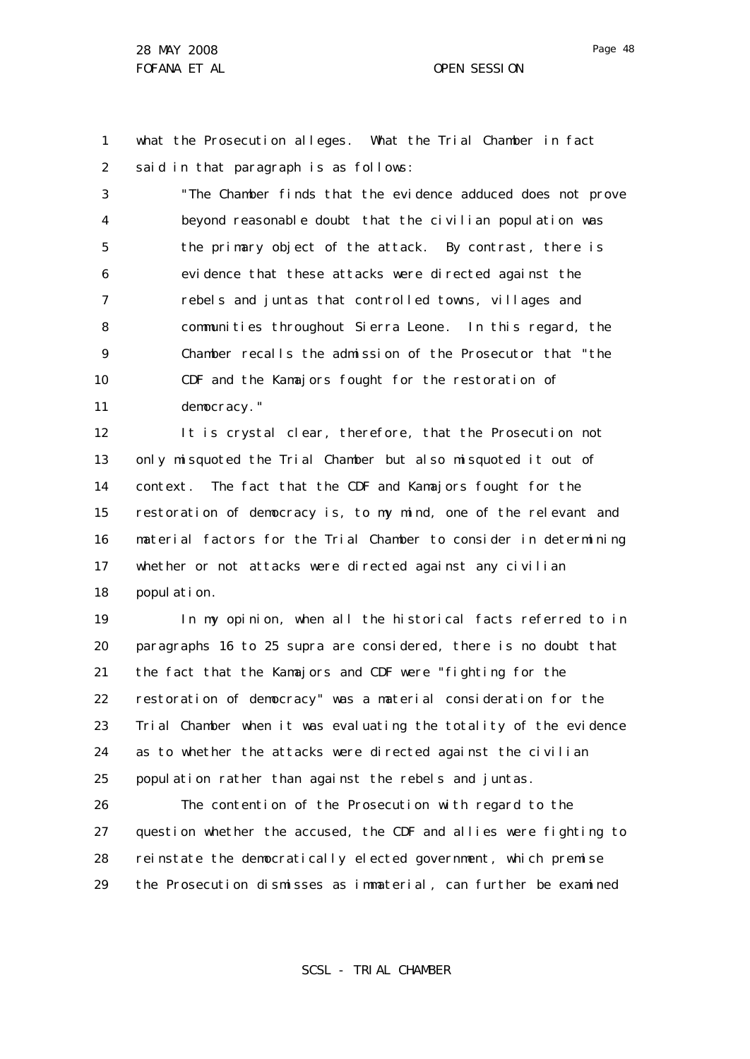what the Prosecution alleges. What the Trial Chamber in fact said in that paragraph is as follows:

> "The Chamber finds that the evidence adduced does not prove beyond reasonable doubt that the civilian population was the primary object of the attack. By contrast, there is evidence that these attacks were directed against the rebels and juntas that controlled towns, villages and communities throughout Sierra Leone. In this regard, the Chamber recalls the admission of the Prosecutor that "the CDF and the Kamajors fought for the restoration of democracy."

It is crystal clear, therefore, that the Prosecution not only misquoted the Trial Chamber but also misquoted it out of context. The fact that the CDF and Kamajors fought for the restoration of democracy is, to my mind, one of the relevant and material factors for the Trial Chamber to consider in determining whether or not attacks were directed against any civilian population.

In my opinion, when all the historical facts referred to in paragraphs 16 to 25 supra are considered, there is no doubt that the fact that the Kamajors and CDF were "fighting for the restoration of democracy" was a material consideration for the Trial Chamber when it was evaluating the totality of the evidence as to whether the attacks were directed against the civilian population rather than against the rebels and juntas.

The contention of the Prosecution with regard to the question whether the accused, the CDF and allies were fighting to reinstate the democratically elected government, which premise the Prosecution dismisses as immaterial, can further be examined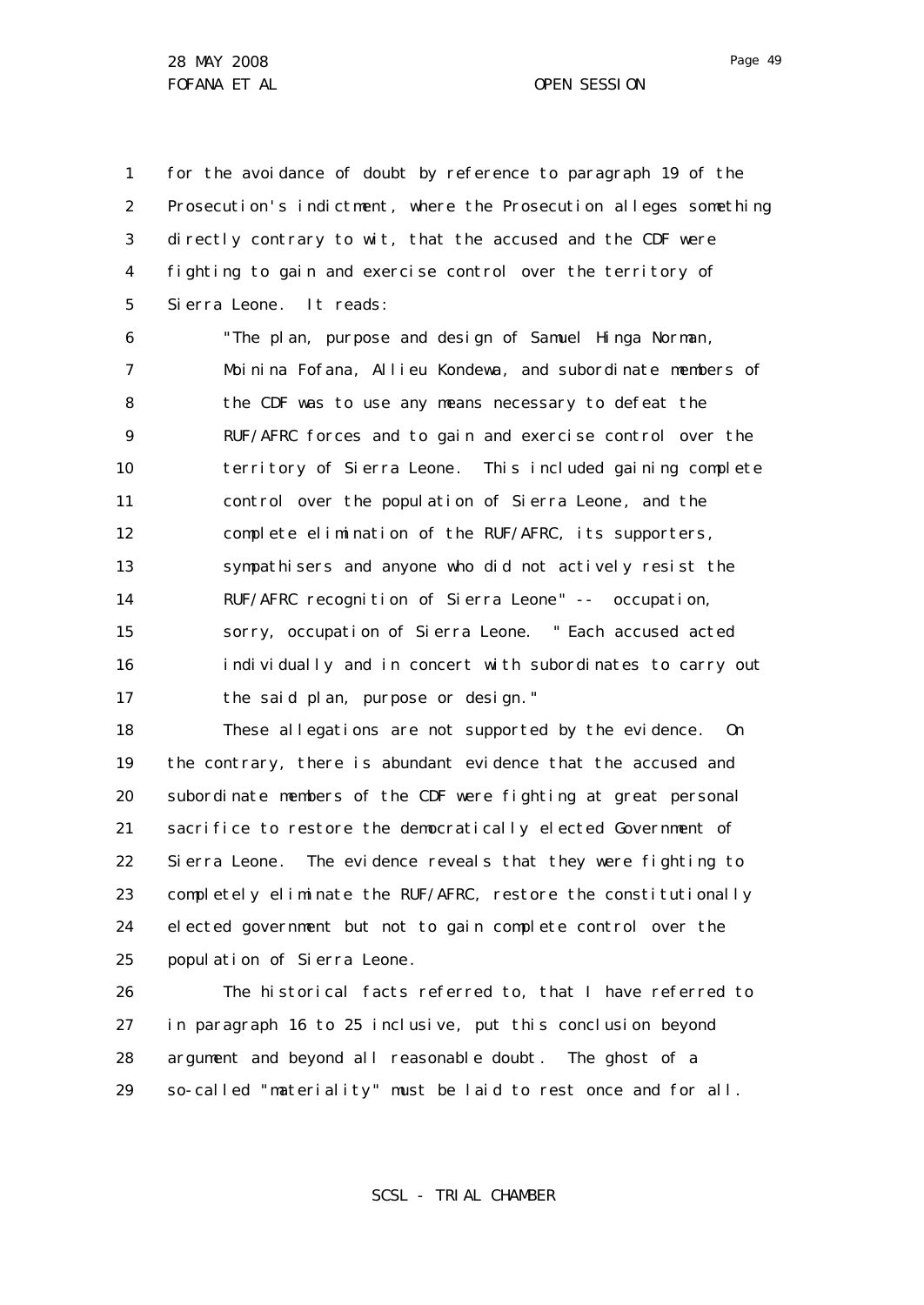for the avoidance of doubt by reference to paragraph 19 of the Prosecution's indictment, where the Prosecution alleges something directly contrary to wit, that the accused and the CDF were fighting to gain and exercise control over the territory of Sierra Leone. It reads:

> "The plan, purpose and design of Samuel Hinga Norman, Moinina Fofana, Allieu Kondewa, and subordinate members of the CDF was to use any means necessary to defeat the RUF/AFRC forces and to gain and exercise control over the territory of Sierra Leone. This included gaining complete control over the population of Sierra Leone, and the complete elimination of the RUF/AFRC, its supporters, sympathisers and anyone who did not actively resist the RUF/AFRC recognition of Sierra Leone" -- occupation, sorry, occupation of Sierra Leone. " Each accused acted individually and in concert with subordinates to carry out the said plan, purpose or design."

These allegations are not supported by the evidence. On the contrary, there is abundant evidence that the accused and subordinate members of the CDF were fighting at great personal sacrifice to restore the democratically elected Government of Sierra Leone. The evidence reveals that they were fighting to completely eliminate the RUF/AFRC, restore the constitutionally elected government but not to gain complete control over the population of Sierra Leone.

The historical facts referred to, that I have referred to in paragraph 16 to 25 inclusive, put this conclusion beyond argument and beyond all reasonable doubt. The ghost of a so-called "materiality" must be laid to rest once and for all.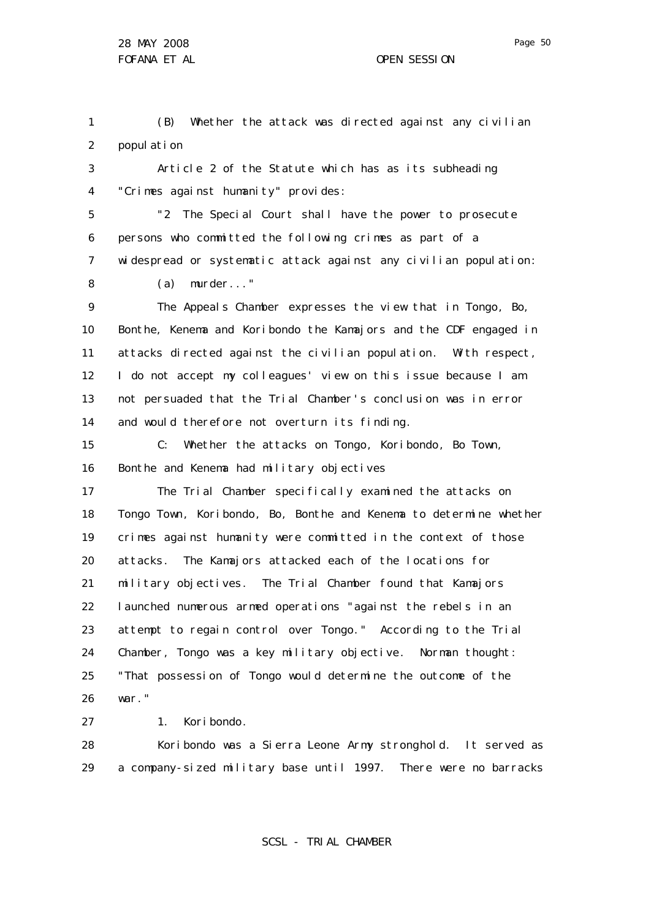(B) Whether the attack was directed against any civilian population

Article 2 of the Statute which has as its subheading "Crimes against humanity" provides:

"2 The Special Court shall have the power to prosecute persons who committed the following crimes as part of a widespread or systematic attack against any civilian population:

(a) murder..."

The Appeals Chamber expresses the view that in Tongo, Bo, Bonthe, Kenema and Koribondo the Kamajors and the CDF engaged in attacks directed against the civilian population. With respect, I do not accept my colleagues' view on this issue because I am not persuaded that the Trial Chamber's conclusion was in error and would therefore not overturn its finding.

C: Whether the attacks on Tongo, Koribondo, Bo Town, Bonthe and Kenema had military objectives

The Trial Chamber specifically examined the attacks on Tongo Town, Koribondo, Bo, Bonthe and Kenema to determine whether crimes against humanity were committed in the context of those attacks. The Kamajors attacked each of the locations for military objectives. The Trial Chamber found that Kamajors launched numerous armed operations "against the rebels in an attempt to regain control over Tongo." According to the Trial Chamber, Tongo was a key military objective. Norman thought: "That possession of Tongo would determine the outcome of the war."

1. Koribondo.

Koribondo was a Sierra Leone Army stronghold. It served as a company-sized military base until 1997. There were no barracks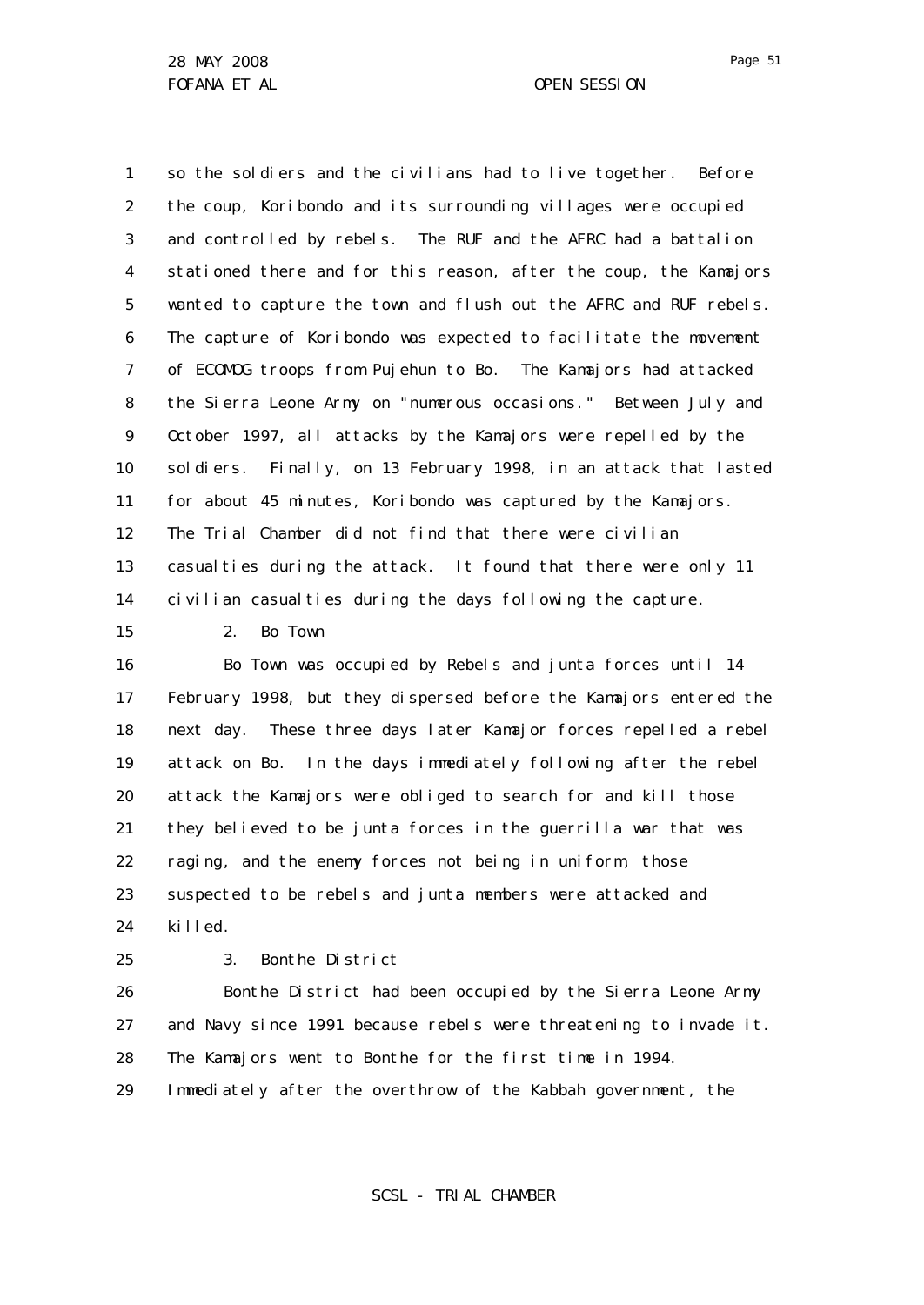so the soldiers and the civilians had to live together. Before the coup, Koribondo and its surrounding villages were occupied and controlled by rebels. The RUF and the AFRC had a battalion stationed there and for this reason, after the coup, the Kamajors wanted to capture the town and flush out the AFRC and RUF rebels. The capture of Koribondo was expected to facilitate the movement of ECOMOG troops from Pujehun to Bo. The Kamajors had attacked the Sierra Leone Army on "numerous occasions." Between July and October 1997, all attacks by the Kamajors were repelled by the soldiers. Finally, on 13 February 1998, in an attack that lasted for about 45 minutes, Koribondo was captured by the Kamajors. The Trial Chamber did not find that there were civilian casualties during the attack. It found that there were only 11 civilian casualties during the days following the capture.

2. Bo Town

Bo Town was occupied by Rebels and junta forces until 14 February 1998, but they dispersed before the Kamajors entered the next day. These three days later Kamajor forces repelled a rebel attack on Bo. In the days immediately following after the rebel attack the Kamajors were obliged to search for and kill those they believed to be junta forces in the guerrilla war that was raging, and the enemy forces not being in uniform, those suspected to be rebels and junta members were attacked and killed.

3. Bonthe District

Bonthe District had been occupied by the Sierra Leone Army and Navy since 1991 because rebels were threatening to invade it. The Kamajors went to Bonthe for the first time in 1994. Immediately after the overthrow of the Kabbah government, the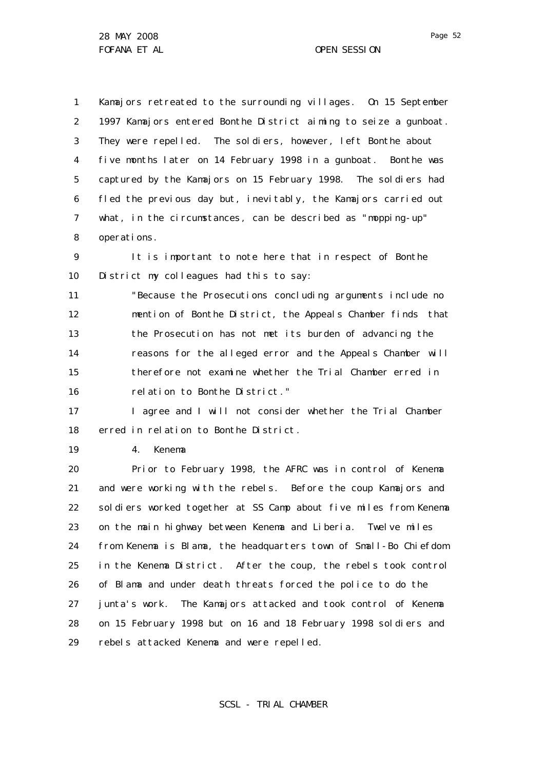Kamajors retreated to the surrounding villages. On 15 September 1997 Kamajors entered Bonthe District aiming to seize a gunboat. They were repelled. The soldiers, however, left Bonthe about five months later on 14 February 1998 in a gunboat. Bonthe was captured by the Kamajors on 15 February 1998. The soldiers had fled the previous day but, inevitably, the Kamajors carried out what, in the circumstances, can be described as "mopping-up" operations.

It is important to note here that in respect of Bonthe District my colleagues had this to say:

> "Because the Prosecutions concluding arguments include no mention of Bonthe District, the Appeals Chamber finds that the Prosecution has not met its burden of advancing the reasons for the alleged error and the Appeals Chamber will therefore not examine whether the Trial Chamber erred in relation to Bonthe District."

I agree and I will not consider whether the Trial Chamber erred in relation to Bonthe District.

4. Kenema

Prior to February 1998, the AFRC was in control of Kenema and were working with the rebels. Before the coup Kamajors and soldiers worked together at SS Camp about five miles from Kenema on the main highway between Kenema and Liberia. Twelve miles from Kenema is Blama, the headquarters town of Small-Bo Chiefdom in the Kenema District. After the coup, the rebels took control of Blama and under death threats forced the police to do the junta's work. The Kamajors attacked and took control of Kenema on 15 February 1998 but on 16 and 18 February 1998 soldiers and rebels attacked Kenema and were repelled.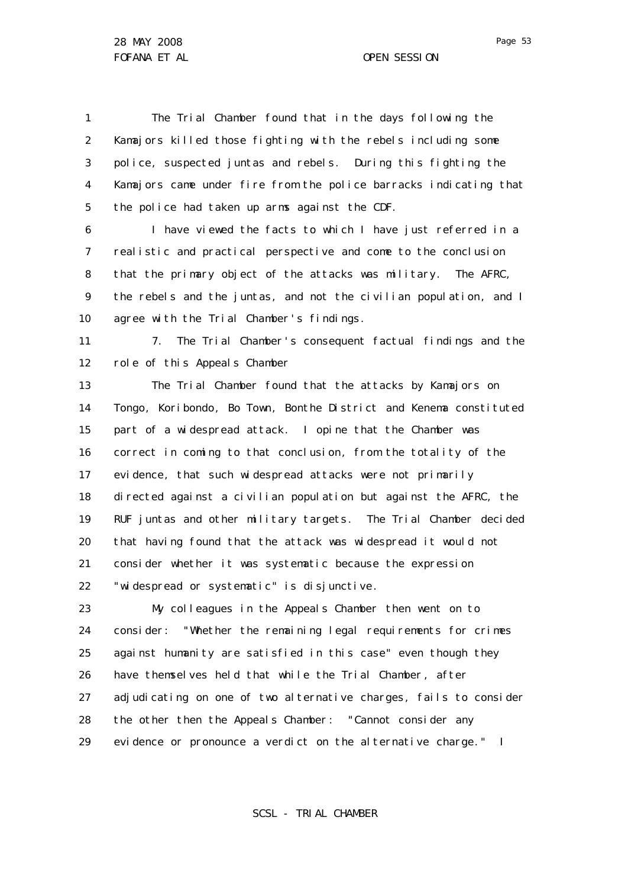The Trial Chamber found that in the days following the Kamajors killed those fighting with the rebels including some police, suspected juntas and rebels. During this fighting the Kamajors came under fire from the police barracks indicating that the police had taken up arms against the CDF.

I have viewed the facts to which I have just referred in a realistic and practical perspective and come to the conclusion that the primary object of the attacks was military. The AFRC, the rebels and the juntas, and not the civilian population, and I agree with the Trial Chamber's findings.

7. The Trial Chamber's consequent factual findings and the role of this Appeals Chamber

The Trial Chamber found that the attacks by Kamajors on Tongo, Koribondo, Bo Town, Bonthe District and Kenema constituted part of a widespread attack. I opine that the Chamber was correct in coming to that conclusion, from the totality of the evidence, that such widespread attacks were not primarily directed against a civilian population but against the AFRC, the RUF juntas and other military targets. The Trial Chamber decided that having found that the attack was widespread it would not consider whether it was systematic because the expression "widespread or systematic" is disjunctive.

My colleagues in the Appeals Chamber then went on to consider: "Whether the remaining legal requirements for crimes against humanity are satisfied in this case" even though they have themselves held that while the Trial Chamber, after adjudicating on one of two alternative charges, fails to consider the other then the Appeals Chamber: "Cannot consider any evidence or pronounce a verdict on the alternative charge." I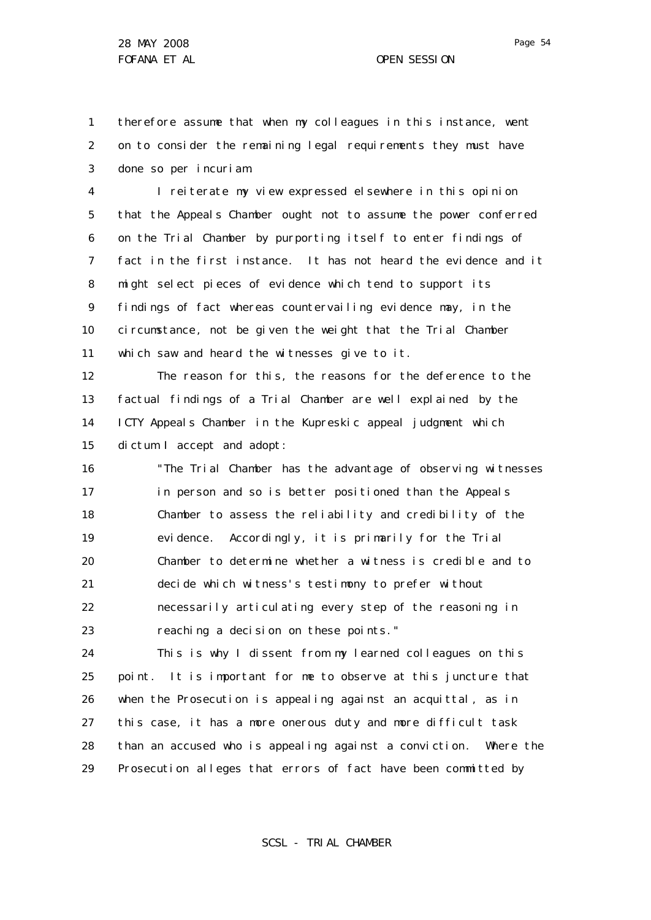therefore assume that when my colleagues in this instance, went on to consider the remaining legal requirements they must have done so per incuriam.

I reiterate my view expressed elsewhere in this opinion that the Appeals Chamber ought not to assume the power conferred on the Trial Chamber by purporting itself to enter findings of fact in the first instance. It has not heard the evidence and it might select pieces of evidence which tend to support its findings of fact whereas countervailing evidence may, in the circumstance, not be given the weight that the Trial Chamber which saw and heard the witnesses give to it.

The reason for this, the reasons for the deference to the factual findings of a Trial Chamber are well explained by the ICTY Appeals Chamber in the Kupreskic appeal judgment which dictum I accept and adopt:

> "The Trial Chamber has the advantage of observing witnesses in person and so is better positioned than the Appeals Chamber to assess the reliability and credibility of the evidence. Accordingly, it is primarily for the Trial Chamber to determine whether a witness is credible and to decide which witness's testimony to prefer without necessarily articulating every step of the reasoning in reaching a decision on these points."

This is why I dissent from my learned colleagues on this point. It is important for me to observe at this juncture that when the Prosecution is appealing against an acquittal, as in this case, it has a more onerous duty and more difficult task than an accused who is appealing against a conviction. Where the Prosecution alleges that errors of fact have been committed by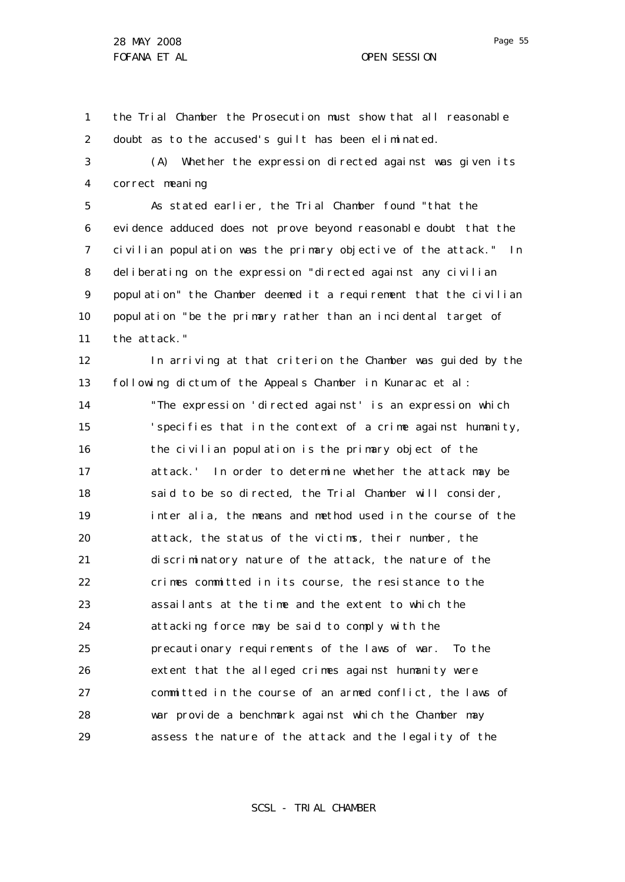the Trial Chamber the Prosecution must show that all reasonable doubt as to the accused's guilt has been eliminated.

(A) Whether the expression directed against was given its correct meaning

As stated earlier, the Trial Chamber found "that the evidence adduced does not prove beyond reasonable doubt that the civilian population was the primary objective of the attack." In deliberating on the expression "directed against any civilian population" the Chamber deemed it a requirement that the civilian population "be the primary rather than an incidental target of the attack."

In arriving at that criterion the Chamber was guided by the following dictum of the Appeals Chamber in Kunarac et al:

> "The expression 'directed against' is an expression which 'specifies that in the context of a crime against humanity, the civilian population is the primary object of the attack.' In order to determine whether the attack may be said to be so directed, the Trial Chamber will consider, inter alia, the means and method used in the course of the attack, the status of the victims, their number, the discriminatory nature of the attack, the nature of the crimes committed in its course, the resistance to the assailants at the time and the extent to which the attacking force may be said to comply with the precautionary requirements of the laws of war. To the extent that the alleged crimes against humanity were committed in the course of an armed conflict, the laws of war provide a benchmark against which the Chamber may assess the nature of the attack and the legality of the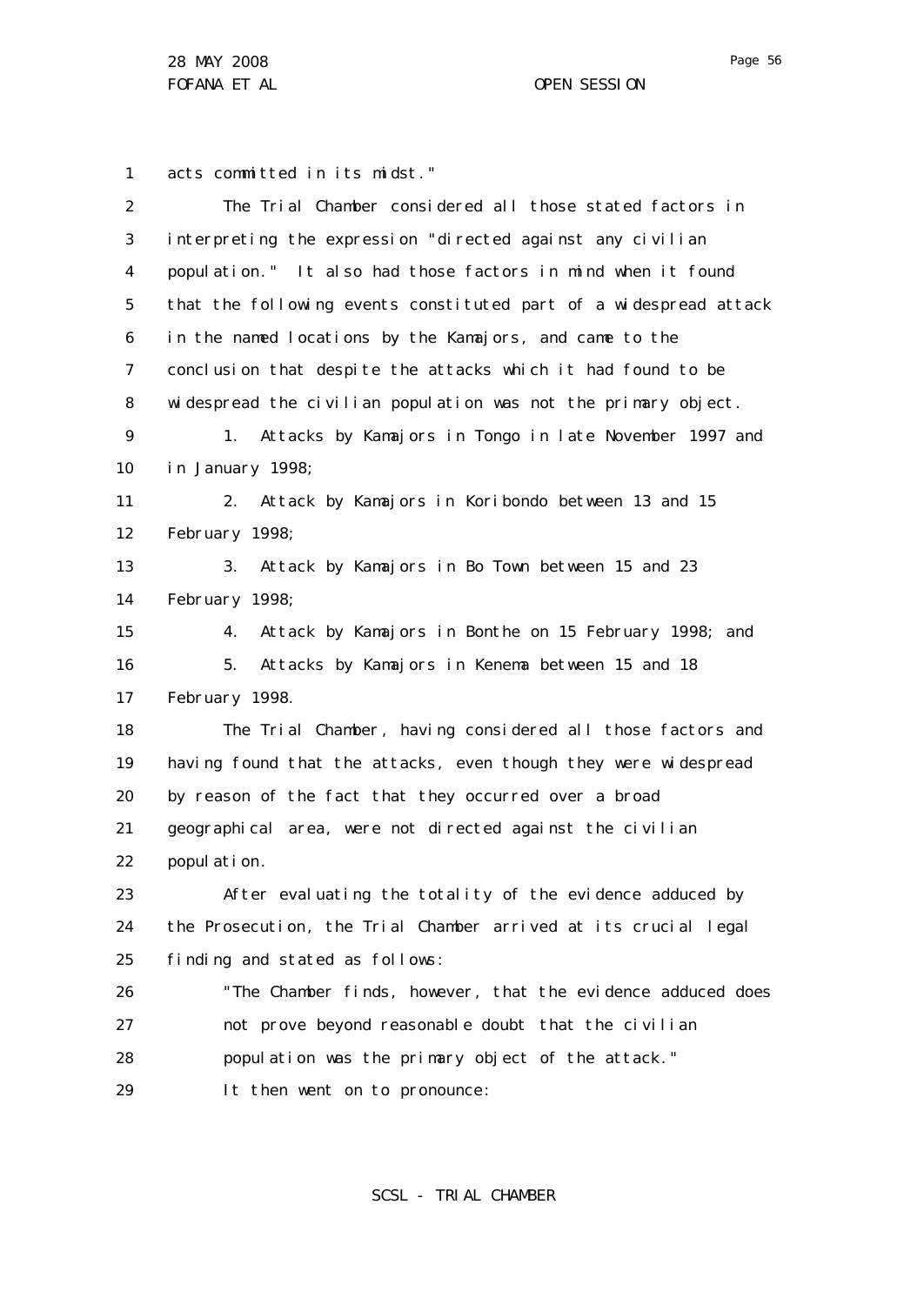acts committed in its midst."

The Trial Chamber considered all those stated factors in interpreting the expression "directed against any civilian population." It also had those factors in mind when it found that the following events constituted part of a widespread attack in the named locations by the Kamajors, and came to the conclusion that despite the attacks which it had found to be widespread the civilian population was not the primary object.

1. Attacks by Kamajors in Tongo in late November 1997 and in January 1998;
2. Attack by Kamajors in Koribondo between 13 and 15 February 1998;
3. Attack by Kamajors in Bo Town between 15 and 23 February 1998;
4. Attack by Kamajors in Bonthe on 15 February 1998; and
5. Attacks by Kamajors in Kenema between 15 and 18 February 1998.

The Trial Chamber, having considered all those factors and having found that the attacks, even though they were widespread by reason of the fact that they occurred over a broad geographical area, were not directed against the civilian population.

After evaluating the totality of the evidence adduced by the Prosecution, the Trial Chamber arrived at its crucial legal finding and stated as follows:

> "The Chamber finds, however, that the evidence adduced does not prove beyond reasonable doubt that the civilian population was the primary object of the attack."

It then went on to pronounce: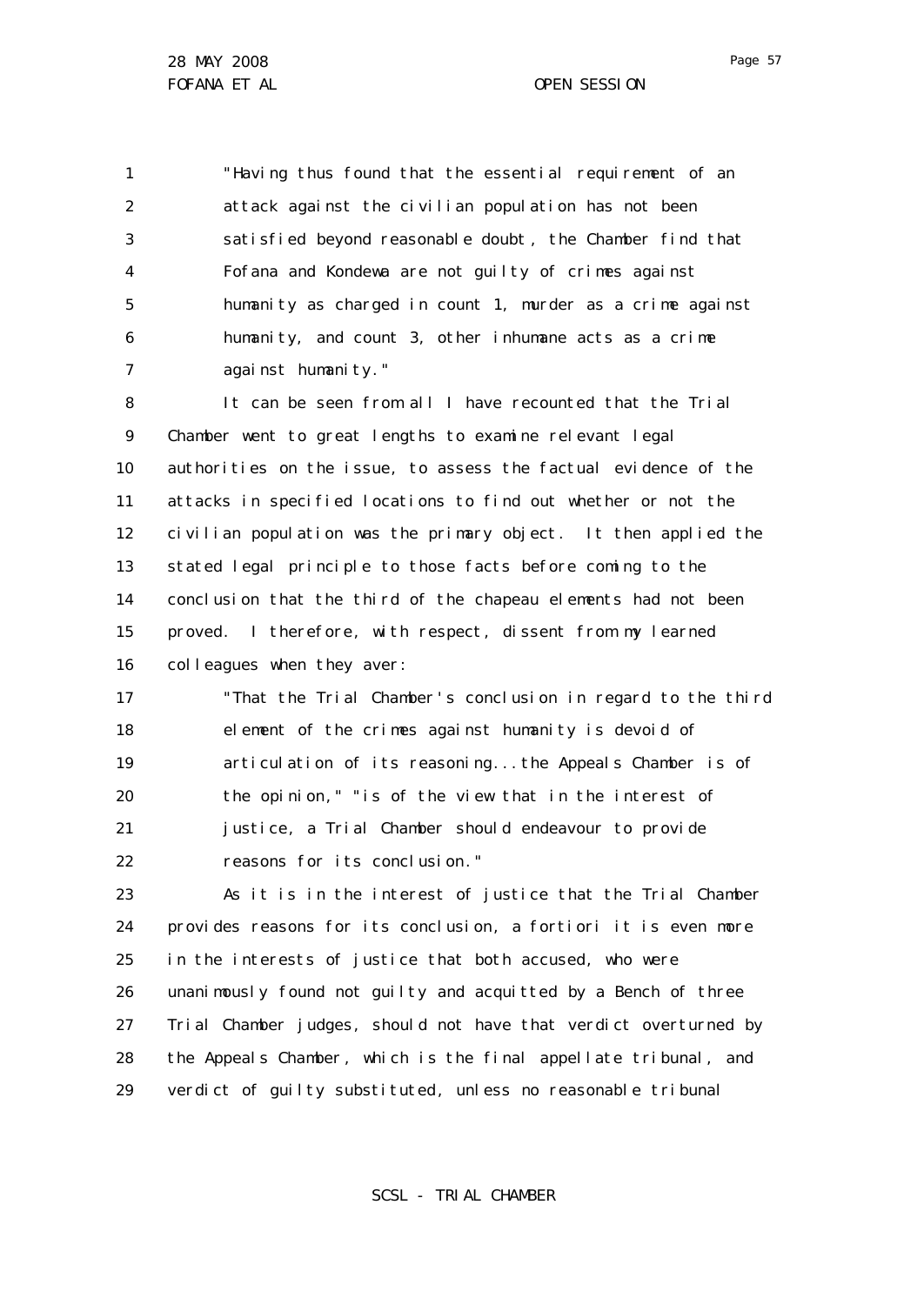"Having thus found that the essential requirement of an attack against the civilian population has not been satisfied beyond reasonable doubt, the Chamber find that Fofana and Kondewa are not guilty of crimes against humanity as charged in count 1, murder as a crime against humanity, and count 3, other inhumane acts as a crime against humanity."

It can be seen from all I have recounted that the Trial Chamber went to great lengths to examine relevant legal authorities on the issue, to assess the factual evidence of the attacks in specified locations to find out whether or not the civilian population was the primary object. It then applied the stated legal principle to those facts before coming to the conclusion that the third of the chapeau elements had not been proved. I therefore, with respect, dissent from my learned colleagues when they aver:

"That the Trial Chamber's conclusion in regard to the third element of the crimes against humanity is devoid of articulation of its reasoning...the Appeals Chamber is of the opinion," "is of the view that in the interest of justice, a Trial Chamber should endeavour to provide reasons for its conclusion."

As it is in the interest of justice that the Trial Chamber provides reasons for its conclusion, a fortiori it is even more in the interests of justice that both accused, who were unanimously found not guilty and acquitted by a Bench of three Trial Chamber judges, should not have that verdict overturned by the Appeals Chamber, which is the final appellate tribunal, and verdict of guilty substituted, unless no reasonable tribunal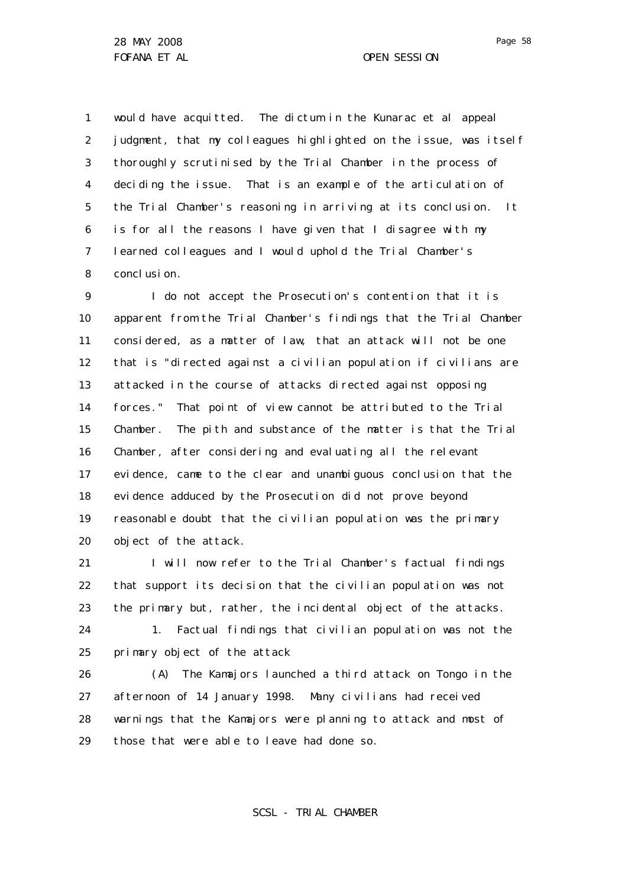would have acquitted. The dictum in the Kunarac et al appeal judgment, that my colleagues highlighted on the issue, was itself thoroughly scrutinised by the Trial Chamber in the process of deciding the issue. That is an example of the articulation of the Trial Chamber's reasoning in arriving at its conclusion. It is for all the reasons I have given that I disagree with my learned colleagues and I would uphold the Trial Chamber's conclusion.

I do not accept the Prosecution's contention that it is apparent from the Trial Chamber's findings that the Trial Chamber considered, as a matter of law, that an attack will not be one that is "directed against a civilian population if civilians are attacked in the course of attacks directed against opposing forces." That point of view cannot be attributed to the Trial Chamber. The pith and substance of the matter is that the Trial Chamber, after considering and evaluating all the relevant evidence, came to the clear and unambiguous conclusion that the evidence adduced by the Prosecution did not prove beyond reasonable doubt that the civilian population was the primary object of the attack.

I will now refer to the Trial Chamber's factual findings that support its decision that the civilian population was not the primary but, rather, the incidental object of the attacks.

1. Factual findings that civilian population was not the primary object of the attack

(A) The Kamajors launched a third attack on Tongo in the afternoon of 14 January 1998. Many civilians had received warnings that the Kamajors were planning to attack and most of those that were able to leave had done so.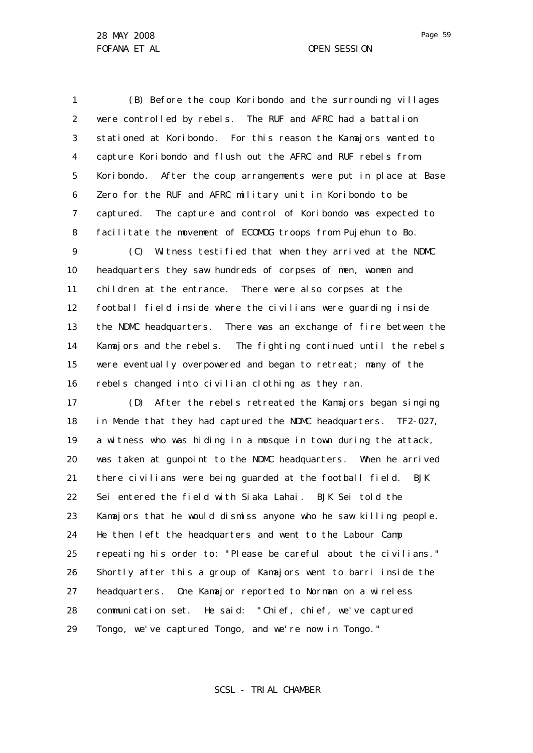(B) Before the coup Koribondo and the surrounding villages were controlled by rebels. The RUF and AFRC had a battalion stationed at Koribondo. For this reason the Kamajors wanted to capture Koribondo and flush out the AFRC and RUF rebels from Koribondo. After the coup arrangements were put in place at Base Zero for the RUF and AFRC military unit in Koribondo to be captured. The capture and control of Koribondo was expected to facilitate the movement of ECOMOG troops from Pujehun to Bo.

(C) Witness testified that when they arrived at the NDMC headquarters they saw hundreds of corpses of men, women and children at the entrance. There were also corpses at the football field inside where the civilians were guarding inside the NDMC headquarters. There was an exchange of fire between the Kamajors and the rebels. The fighting continued until the rebels were eventually overpowered and began to retreat; many of the rebels changed into civilian clothing as they ran.

(D) After the rebels retreated the Kamajors began singing in Mende that they had captured the NDMC headquarters. TF2-027, a witness who was hiding in a mosque in town during the attack, was taken at gunpoint to the NDMC headquarters. When he arrived there civilians were being guarded at the football field. BJK Sei entered the field with Siaka Lahai. BJK Sei told the Kamajors that he would dismiss anyone who he saw killing people. He then left the headquarters and went to the Labour Camp repeating his order to: "Please be careful about the civilians." Shortly after this a group of Kamajors went to barri inside the headquarters. One Kamajor reported to Norman on a wireless communication set. He said: "Chief, chief, we've captured Tongo, we've captured Tongo, and we're now in Tongo."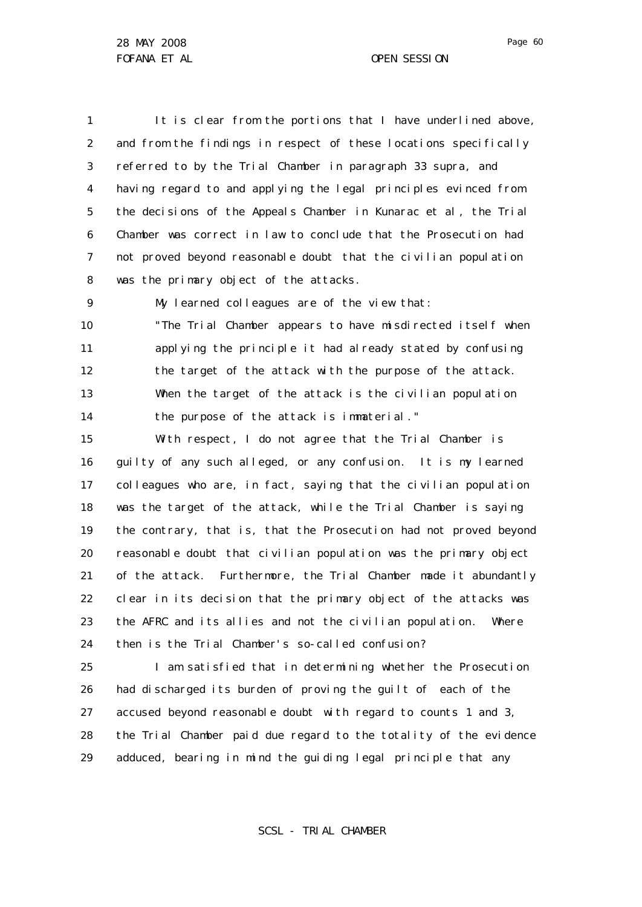It is clear from the portions that I have underlined above, and from the findings in respect of these locations specifically referred to by the Trial Chamber in paragraph 33 supra, and having regard to and applying the legal principles evinced from the decisions of the Appeals Chamber in Kunarac et al, the Trial Chamber was correct in law to conclude that the Prosecution had not proved beyond reasonable doubt that the civilian population was the primary object of the attacks.

My learned colleagues are of the view that:

> "The Trial Chamber appears to have misdirected itself when applying the principle it had already stated by confusing the target of the attack with the purpose of the attack. When the target of the attack is the civilian population the purpose of the attack is immaterial."

With respect, I do not agree that the Trial Chamber is guilty of any such alleged, or any confusion. It is my learned colleagues who are, in fact, saying that the civilian population was the target of the attack, while the Trial Chamber is saying the contrary, that is, that the Prosecution had not proved beyond reasonable doubt that civilian population was the primary object of the attack. Furthermore, the Trial Chamber made it abundantly clear in its decision that the primary object of the attacks was the AFRC and its allies and not the civilian population. Where then is the Trial Chamber's so-called confusion?

I am satisfied that in determining whether the Prosecution had discharged its burden of proving the guilt of each of the accused beyond reasonable doubt with regard to counts 1 and 3, the Trial Chamber paid due regard to the totality of the evidence adduced, bearing in mind the guiding legal principle that any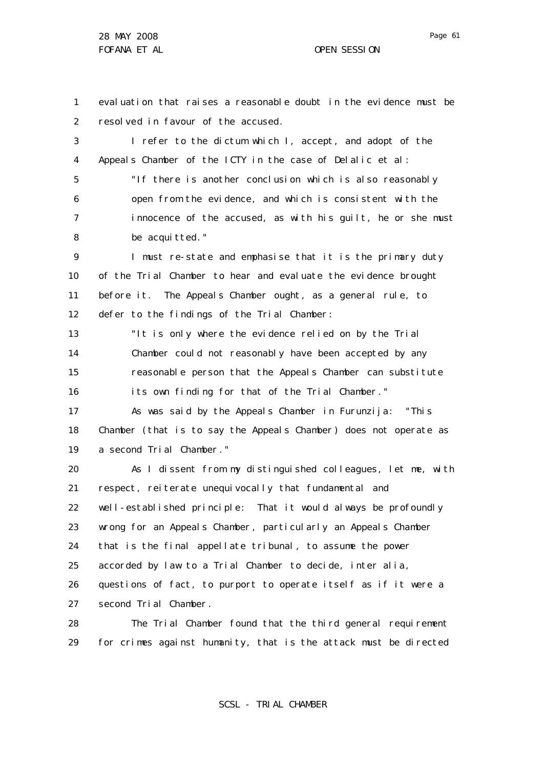evaluation that raises a reasonable doubt in the evidence must be resolved in favour of the accused.

I refer to the dictum which I, accept, and adopt of the Appeals Chamber of the ICTY in the case of Delalic et al:

> "If there is another conclusion which is also reasonably open from the evidence, and which is consistent with the innocence of the accused, as with his guilt, he or she must be acquitted."

I must re-state and emphasise that it is the primary duty of the Trial Chamber to hear and evaluate the evidence brought before it. The Appeals Chamber ought, as a general rule, to defer to the findings of the Trial Chamber:

> "It is only where the evidence relied on by the Trial Chamber could not reasonably have been accepted by any reasonable person that the Appeals Chamber can substitute its own finding for that of the Trial Chamber."

As was said by the Appeals Chamber in Furunzija: "This Chamber (that is to say the Appeals Chamber) does not operate as a second Trial Chamber."

As I dissent from my distinguished colleagues, let me, with respect, reiterate unequivocally that fundamental and well-established principle: That it would always be profoundly wrong for an Appeals Chamber, particularly an Appeals Chamber that is the final appellate tribunal, to assume the power accorded by law to a Trial Chamber to decide, inter alia, questions of fact, to purport to operate itself as if it were a second Trial Chamber.

The Trial Chamber found that the third general requirement for crimes against humanity, that is the attack must be directed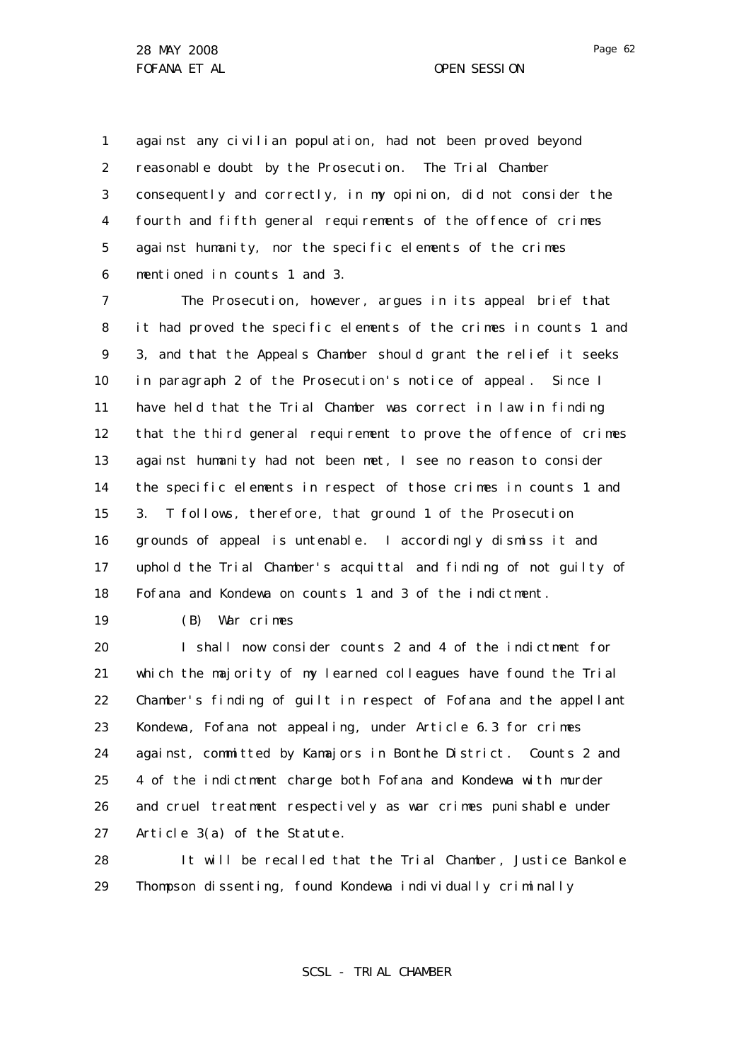against any civilian population, had not been proved beyond reasonable doubt by the Prosecution. The Trial Chamber consequently and correctly, in my opinion, did not consider the fourth and fifth general requirements of the offence of crimes against humanity, nor the specific elements of the crimes mentioned in counts 1 and 3.

The Prosecution, however, argues in its appeal brief that it had proved the specific elements of the crimes in counts 1 and 3, and that the Appeals Chamber should grant the relief it seeks in paragraph 2 of the Prosecution's notice of appeal. Since I have held that the Trial Chamber was correct in law in finding that the third general requirement to prove the offence of crimes against humanity had not been met, I see no reason to consider the specific elements in respect of those crimes in counts 1 and 3. T follows, therefore, that ground 1 of the Prosecution grounds of appeal is untenable. I accordingly dismiss it and uphold the Trial Chamber's acquittal and finding of not guilty of Fofana and Kondewa on counts 1 and 3 of the indictment.

(B) War crimes

I shall now consider counts 2 and 4 of the indictment for which the majority of my learned colleagues have found the Trial Chamber's finding of guilt in respect of Fofana and the appellant Kondewa, Fofana not appealing, under Article 6.3 for crimes against, committed by Kamajors in Bonthe District. Counts 2 and 4 of the indictment charge both Fofana and Kondewa with murder and cruel treatment respectively as war crimes punishable under Article 3(a) of the Statute.

It will be recalled that the Trial Chamber, Justice Bankole Thompson dissenting, found Kondewa individually criminally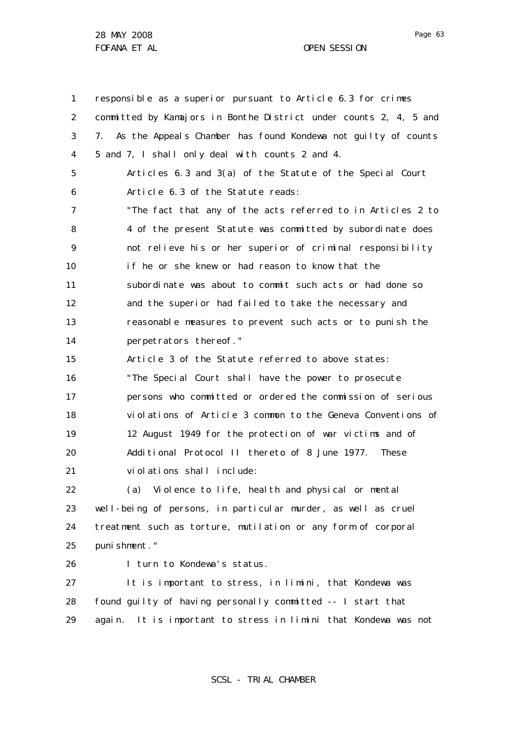responsible as a superior pursuant to Article 6.3 for crimes committed by Kamajors in Bonthe District under counts 2, 4, 5 and 7. As the Appeals Chamber has found Kondewa not guilty of counts 5 and 7, I shall only deal with counts 2 and 4.

Articles 6.3 and 3(a) of the Statute of the Special Court

Article 6.3 of the Statute reads:

"The fact that any of the acts referred to in Articles 2 to 4 of the present Statute was committed by subordinate does not relieve his or her superior of criminal responsibility if he or she knew or had reason to know that the subordinate was about to commit such acts or had done so and the superior had failed to take the necessary and reasonable measures to prevent such acts or to punish the perpetrators thereof."

Article 3 of the Statute referred to above states:

"The Special Court shall have the power to prosecute persons who committed or ordered the commission of serious violations of Article 3 common to the Geneva Conventions of 12 August 1949 for the protection of war victims and of Additional Protocol II thereto of 8 June 1977. These violations shall include:

(a) Violence to life, health and physical or mental well-being of persons, in particular murder, as well as cruel treatment such as torture, mutilation or any form of corporal punishment."

I turn to Kondewa's status.

It is important to stress, in limini, that Kondewa was found guilty of having personally committed -- I start that again. It is important to stress in limini that Kondewa was not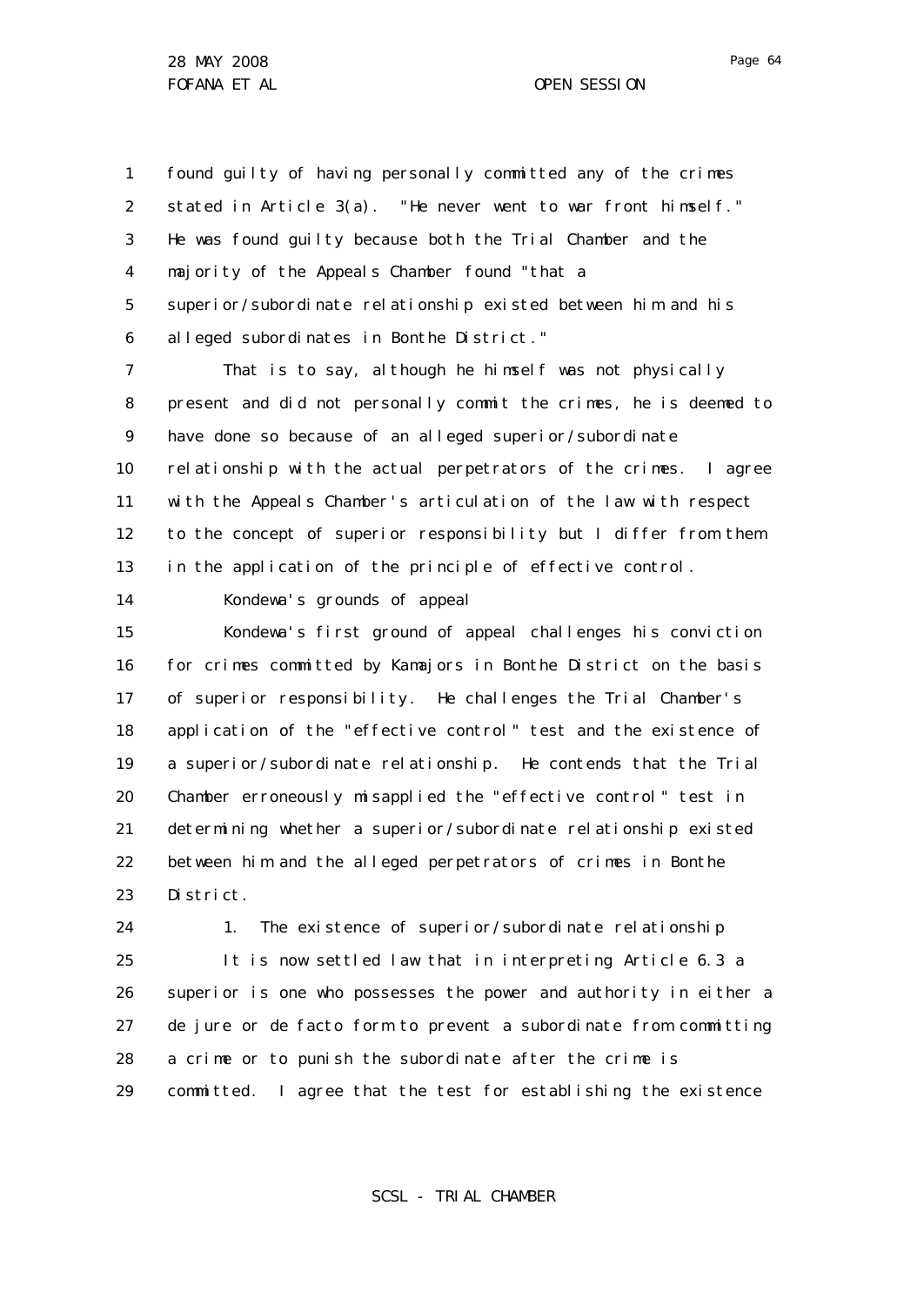found guilty of having personally committed any of the crimes stated in Article 3(a). "He never went to war front himself." He was found guilty because both the Trial Chamber and the majority of the Appeals Chamber found "that a superior/subordinate relationship existed between him and his alleged subordinates in Bonthe District."

That is to say, although he himself was not physically present and did not personally commit the crimes, he is deemed to have done so because of an alleged superior/subordinate relationship with the actual perpetrators of the crimes. I agree with the Appeals Chamber's articulation of the law with respect to the concept of superior responsibility but I differ from them in the application of the principle of effective control.

Kondewa's grounds of appeal

Kondewa's first ground of appeal challenges his conviction for crimes committed by Kamajors in Bonthe District on the basis of superior responsibility. He challenges the Trial Chamber's application of the "effective control" test and the existence of a superior/subordinate relationship. He contends that the Trial Chamber erroneously misapplied the "effective control" test in determining whether a superior/subordinate relationship existed between him and the alleged perpetrators of crimes in Bonthe District.

1. The existence of superior/subordinate relationship

It is now settled law that in interpreting Article 6.3 a superior is one who possesses the power and authority in either a de jure or de facto form to prevent a subordinate from committing a crime or to punish the subordinate after the crime is committed. I agree that the test for establishing the existence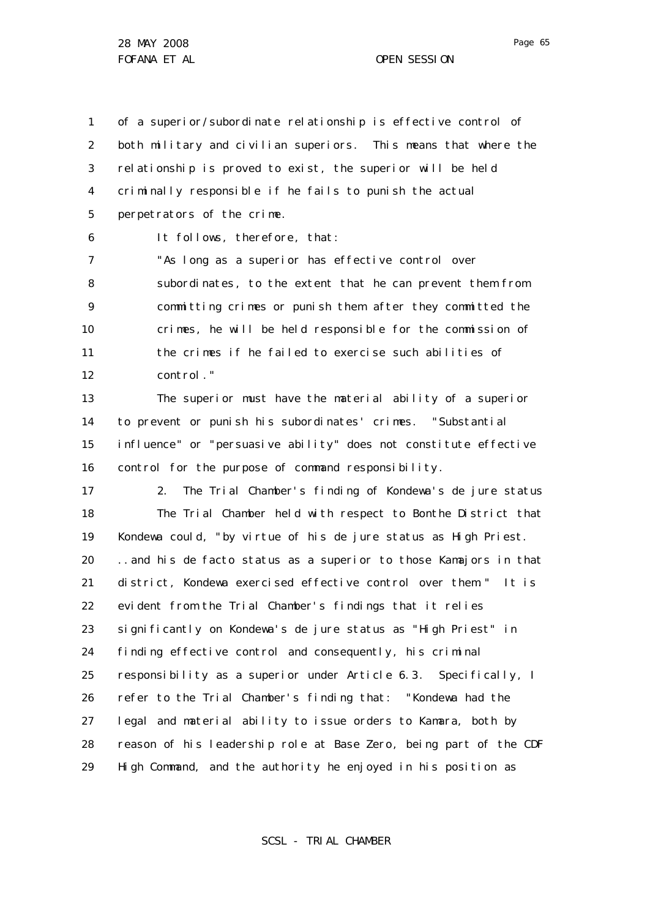of a superior/subordinate relationship is effective control of both military and civilian superiors. This means that where the relationship is proved to exist, the superior will be held criminally responsible if he fails to punish the actual perpetrators of the crime.

It follows, therefore, that:

> "As long as a superior has effective control over subordinates, to the extent that he can prevent them from committing crimes or punish them after they committed the crimes, he will be held responsible for the commission of the crimes if he failed to exercise such abilities of control."

The superior must have the material ability of a superior to prevent or punish his subordinates' crimes. "Substantial influence" or "persuasive ability" does not constitute effective control for the purpose of command responsibility.

2. The Trial Chamber's finding of Kondewa's de jure status

The Trial Chamber held with respect to Bonthe District that Kondewa could, "by virtue of his de jure status as High Priest. ..and his de facto status as a superior to those Kamajors in that district, Kondewa exercised effective control over them." It is evident from the Trial Chamber's findings that it relies significantly on Kondewa's de jure status as "High Priest" in finding effective control and consequently, his criminal responsibility as a superior under Article 6.3. Specifically, I refer to the Trial Chamber's finding that: "Kondewa had the legal and material ability to issue orders to Kamara, both by reason of his leadership role at Base Zero, being part of the CDF High Command, and the authority he enjoyed in his position as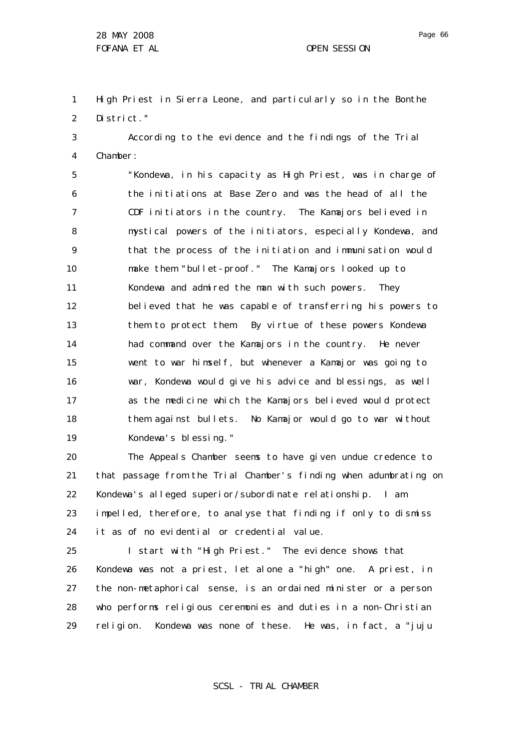High Priest in Sierra Leone, and particularly so in the Bonthe District."

According to the evidence and the findings of the Trial Chamber:

> "Kondewa, in his capacity as High Priest, was in charge of the initiations at Base Zero and was the head of all the CDF initiators in the country. The Kamajors believed in mystical powers of the initiators, especially Kondewa, and that the process of the initiation and immunisation would make them "bullet-proof." The Kamajors looked up to Kondewa and admired the man with such powers. They believed that he was capable of transferring his powers to them to protect them. By virtue of these powers Kondewa had command over the Kamajors in the country. He never went to war himself, but whenever a Kamajor was going to war, Kondewa would give his advice and blessings, as well as the medicine which the Kamajors believed would protect them against bullets. No Kamajor would go to war without Kondewa's blessing."

The Appeals Chamber seems to have given undue credence to that passage from the Trial Chamber's finding when adumbrating on Kondewa's alleged superior/subordinate relationship. I am impelled, therefore, to analyse that finding if only to dismiss it as of no evidential or credential value.

I start with "High Priest." The evidence shows that Kondewa was not a priest, let alone a "high" one. A priest, in the non-metaphorical sense, is an ordained minister or a person who performs religious ceremonies and duties in a non-Christian religion. Kondewa was none of these. He was, in fact, a "juju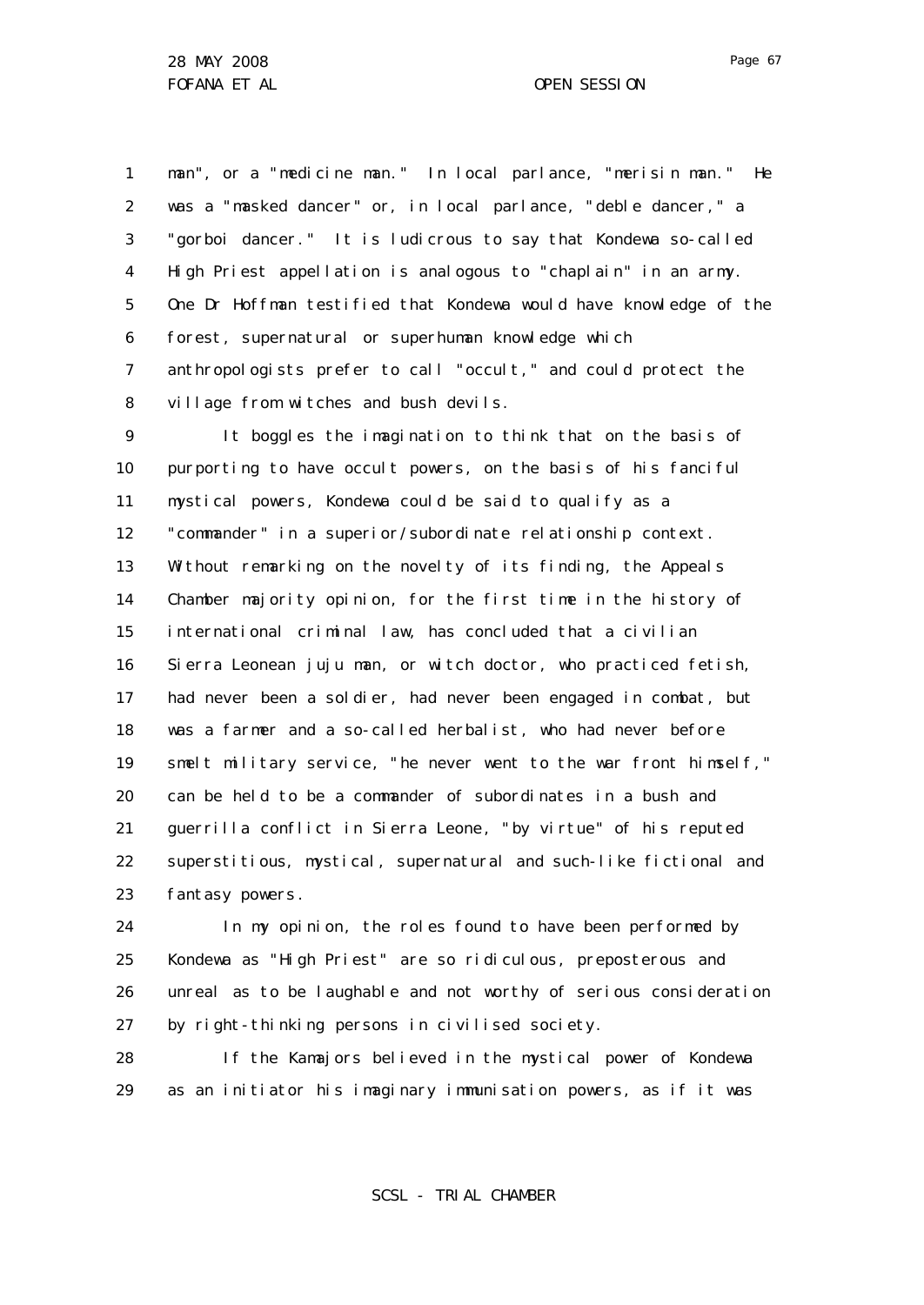man", or a "medicine man." In local parlance, "merisin man." He was a "masked dancer" or, in local parlance, "deble dancer," a "gorboi dancer." It is ludicrous to say that Kondewa so-called High Priest appellation is analogous to "chaplain" in an army. One Dr Hoffman testified that Kondewa would have knowledge of the forest, supernatural or superhuman knowledge which anthropologists prefer to call "occult," and could protect the village from witches and bush devils.

It boggles the imagination to think that on the basis of purporting to have occult powers, on the basis of his fanciful mystical powers, Kondewa could be said to qualify as a "commander" in a superior/subordinate relationship context. Without remarking on the novelty of its finding, the Appeals Chamber majority opinion, for the first time in the history of international criminal law, has concluded that a civilian Sierra Leonean juju man, or witch doctor, who practiced fetish, had never been a soldier, had never been engaged in combat, but was a farmer and a so-called herbalist, who had never before smelt military service, "he never went to the war front himself," can be held to be a commander of subordinates in a bush and guerrilla conflict in Sierra Leone, "by virtue" of his reputed superstitious, mystical, supernatural and such-like fictional and fantasy powers.

In my opinion, the roles found to have been performed by Kondewa as "High Priest" are so ridiculous, preposterous and unreal as to be laughable and not worthy of serious consideration by right-thinking persons in civilised society.

If the Kamajors believed in the mystical power of Kondewa as an initiator his imaginary immunisation powers, as if it was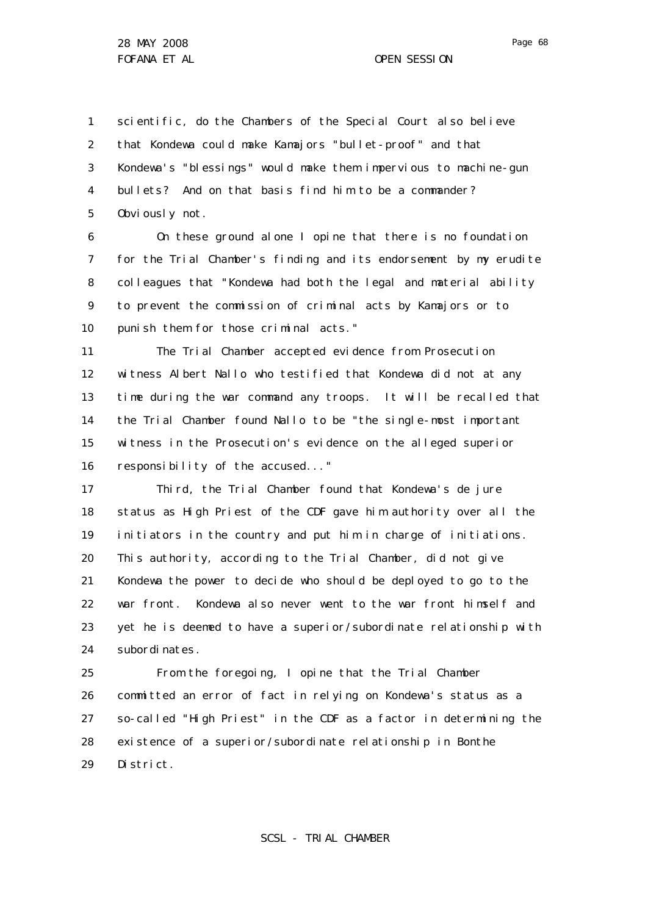scientific, do the Chambers of the Special Court also believe that Kondewa could make Kamajors "bullet-proof" and that Kondewa's "blessings" would make them impervious to machine-gun bullets? And on that basis find him to be a commander? Obviously not.

On these ground alone I opine that there is no foundation for the Trial Chamber's finding and its endorsement by my erudite colleagues that "Kondewa had both the legal and material ability to prevent the commission of criminal acts by Kamajors or to punish them for those criminal acts."

The Trial Chamber accepted evidence from Prosecution witness Albert Nallo who testified that Kondewa did not at any time during the war command any troops. It will be recalled that the Trial Chamber found Nallo to be "the single-most important witness in the Prosecution's evidence on the alleged superior responsibility of the accused..."

Third, the Trial Chamber found that Kondewa's de jure status as High Priest of the CDF gave him authority over all the initiators in the country and put him in charge of initiations. This authority, according to the Trial Chamber, did not give Kondewa the power to decide who should be deployed to go to the war front. Kondewa also never went to the war front himself and yet he is deemed to have a superior/subordinate relationship with subordinates.

From the foregoing, I opine that the Trial Chamber committed an error of fact in relying on Kondewa's status as a so-called "High Priest" in the CDF as a factor in determining the existence of a superior/subordinate relationship in Bonthe District.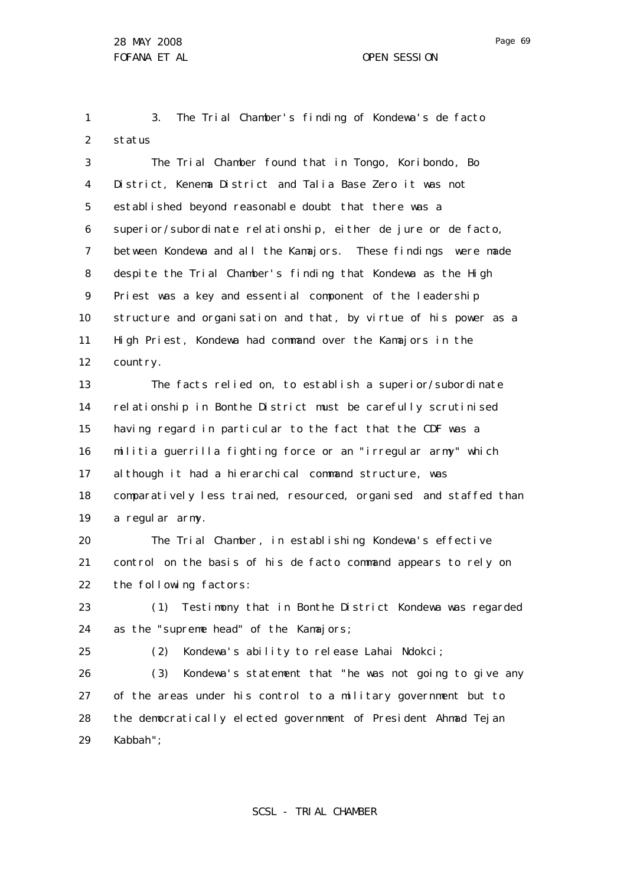3. The Trial Chamber's finding of Kondewa's de facto status

The Trial Chamber found that in Tongo, Koribondo, Bo District, Kenema District and Talia Base Zero it was not established beyond reasonable doubt that there was a superior/subordinate relationship, either de jure or de facto, between Kondewa and all the Kamajors. These findings were made despite the Trial Chamber's finding that Kondewa as the High Priest was a key and essential component of the leadership structure and organisation and that, by virtue of his power as a High Priest, Kondewa had command over the Kamajors in the country.

The facts relied on, to establish a superior/subordinate relationship in Bonthe District must be carefully scrutinised having regard in particular to the fact that the CDF was a militia guerrilla fighting force or an "irregular army" which although it had a hierarchical command structure, was comparatively less trained, resourced, organised and staffed than a regular army.

The Trial Chamber, in establishing Kondewa's effective control on the basis of his de facto command appears to rely on the following factors:

(1) Testimony that in Bonthe District Kondewa was regarded as the "supreme head" of the Kamajors;

(2) Kondewa's ability to release Lahai Ndokci;

(3) Kondewa's statement that "he was not going to give any of the areas under his control to a military government but to the democratically elected government of President Ahmad Tejan Kabbah";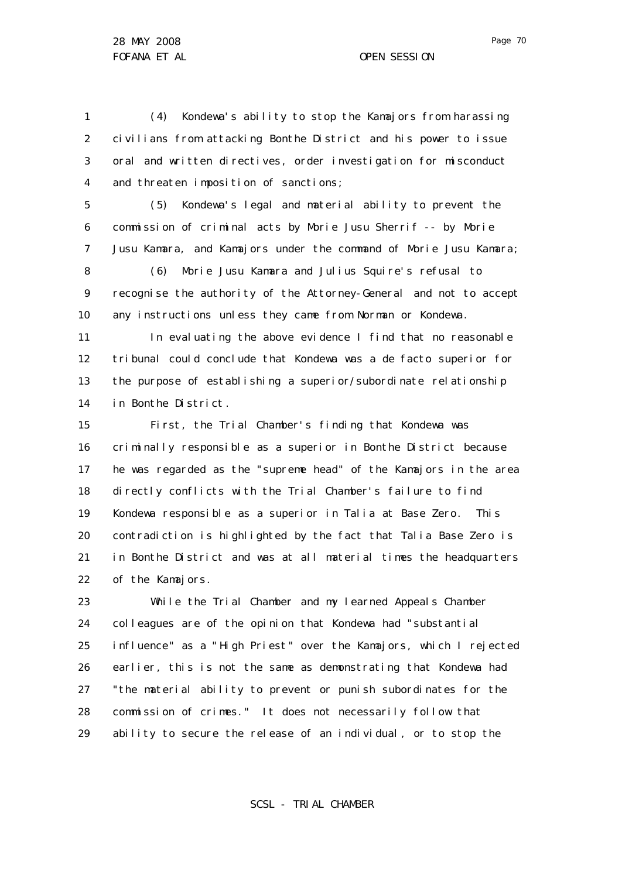(4) Kondewa's ability to stop the Kamajors from harassing civilians from attacking Bonthe District and his power to issue oral and written directives, order investigation for misconduct and threaten imposition of sanctions;

(5) Kondewa's legal and material ability to prevent the commission of criminal acts by Morie Jusu Sherrif -- by Morie Jusu Kamara, and Kamajors under the command of Morie Jusu Kamara;

(6) Morie Jusu Kamara and Julius Squire's refusal to recognise the authority of the Attorney-General and not to accept any instructions unless they came from Norman or Kondewa.

In evaluating the above evidence I find that no reasonable tribunal could conclude that Kondewa was a de facto superior for the purpose of establishing a superior/subordinate relationship in Bonthe District.

First, the Trial Chamber's finding that Kondewa was criminally responsible as a superior in Bonthe District because he was regarded as the "supreme head" of the Kamajors in the area directly conflicts with the Trial Chamber's failure to find Kondewa responsible as a superior in Talia at Base Zero. This contradiction is highlighted by the fact that Talia Base Zero is in Bonthe District and was at all material times the headquarters of the Kamajors.

While the Trial Chamber and my learned Appeals Chamber colleagues are of the opinion that Kondewa had "substantial influence" as a "High Priest" over the Kamajors, which I rejected earlier, this is not the same as demonstrating that Kondewa had "the material ability to prevent or punish subordinates for the commission of crimes." It does not necessarily follow that ability to secure the release of an individual, or to stop the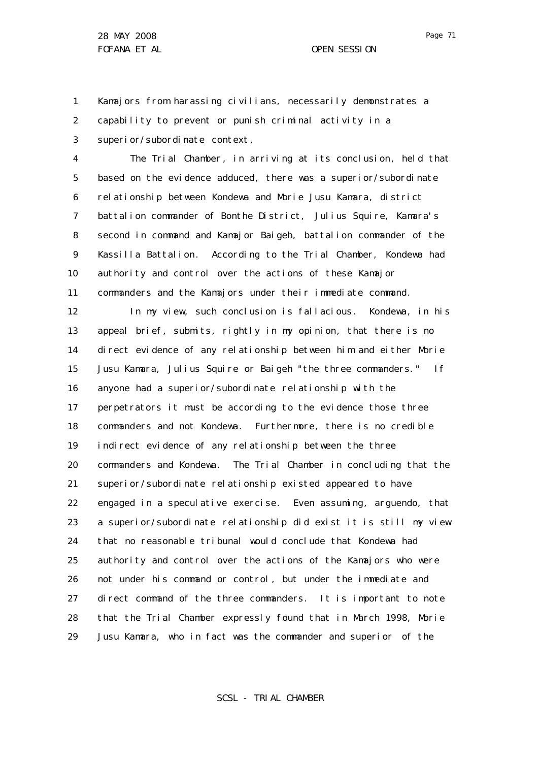Kamajors from harassing civilians, necessarily demonstrates a capability to prevent or punish criminal activity in a superior/subordinate context.

The Trial Chamber, in arriving at its conclusion, held that based on the evidence adduced, there was a superior/subordinate relationship between Kondewa and Morie Jusu Kamara, district battalion commander of Bonthe District, Julius Squire, Kamara's second in command and Kamajor Baigeh, battalion commander of the Kassilla Battalion. According to the Trial Chamber, Kondewa had authority and control over the actions of these Kamajor commanders and the Kamajors under their immediate command.

In my view, such conclusion is fallacious. Kondewa, in his appeal brief, submits, rightly in my opinion, that there is no direct evidence of any relationship between him and either Morie Jusu Kamara, Julius Squire or Baigeh "the three commanders." If anyone had a superior/subordinate relationship with the perpetrators it must be according to the evidence those three commanders and not Kondewa. Furthermore, there is no credible indirect evidence of any relationship between the three commanders and Kondewa. The Trial Chamber in concluding that the superior/subordinate relationship existed appeared to have engaged in a speculative exercise. Even assuming, arguendo, that a superior/subordinate relationship did exist it is still my view that no reasonable tribunal would conclude that Kondewa had authority and control over the actions of the Kamajors who were not under his command or control, but under the immediate and direct command of the three commanders. It is important to note that the Trial Chamber expressly found that in March 1998, Morie Jusu Kamara, who in fact was the commander and superior of the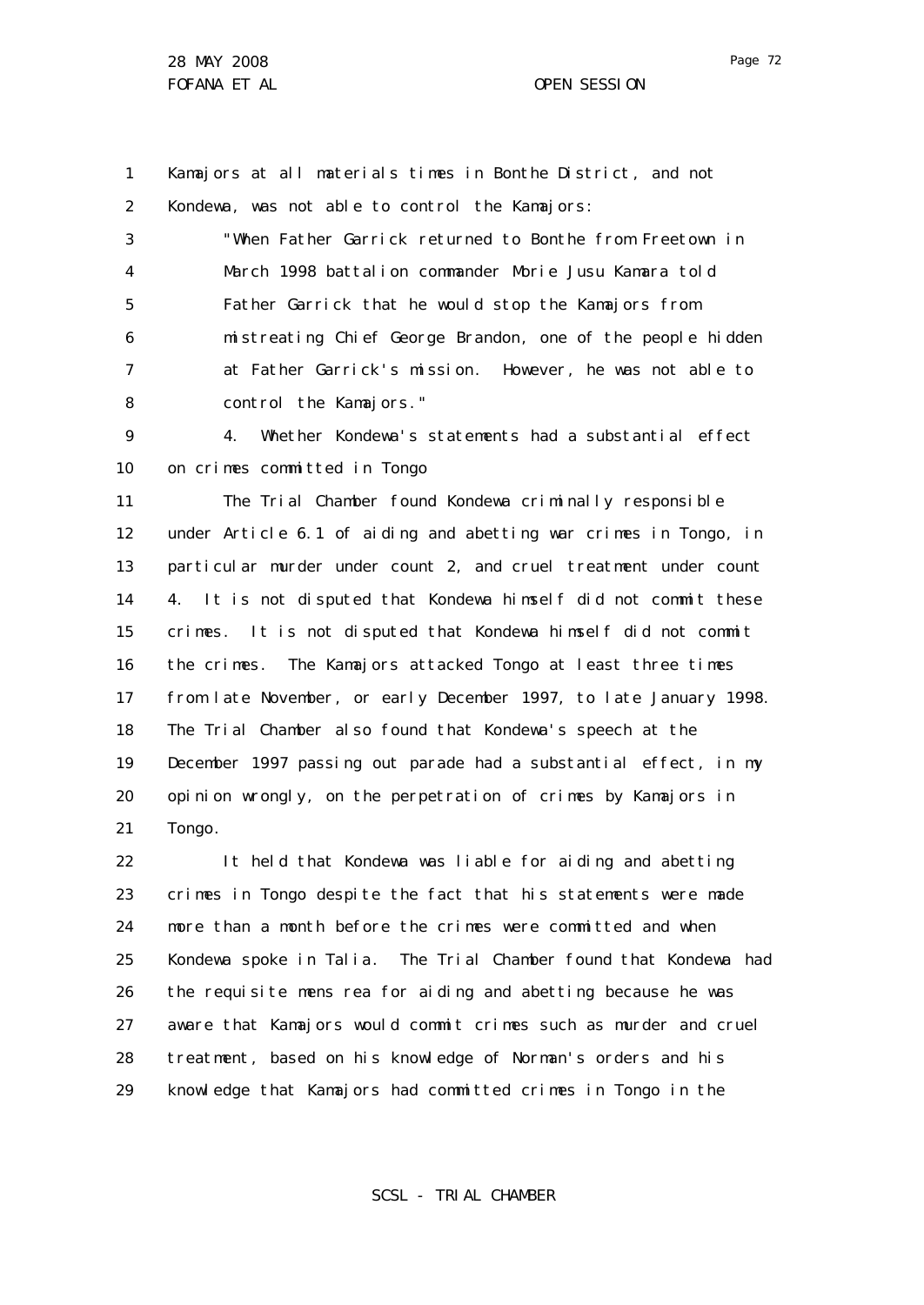Kamajors at all materials times in Bonthe District, and not Kondewa, was not able to control the Kamajors:

> "When Father Garrick returned to Bonthe from Freetown in March 1998 battalion commander Morie Jusu Kamara told Father Garrick that he would stop the Kamajors from mistreating Chief George Brandon, one of the people hidden at Father Garrick's mission. However, he was not able to control the Kamajors."

4. Whether Kondewa's statements had a substantial effect on crimes committed in Tongo

The Trial Chamber found Kondewa criminally responsible under Article 6.1 of aiding and abetting war crimes in Tongo, in particular murder under count 2, and cruel treatment under count 4. It is not disputed that Kondewa himself did not commit these crimes. It is not disputed that Kondewa himself did not commit the crimes. The Kamajors attacked Tongo at least three times from late November, or early December 1997, to late January 1998. The Trial Chamber also found that Kondewa's speech at the December 1997 passing out parade had a substantial effect, in my opinion wrongly, on the perpetration of crimes by Kamajors in Tongo.

It held that Kondewa was liable for aiding and abetting crimes in Tongo despite the fact that his statements were made more than a month before the crimes were committed and when Kondewa spoke in Talia. The Trial Chamber found that Kondewa had the requisite mens rea for aiding and abetting because he was aware that Kamajors would commit crimes such as murder and cruel treatment, based on his knowledge of Norman's orders and his knowledge that Kamajors had committed crimes in Tongo in the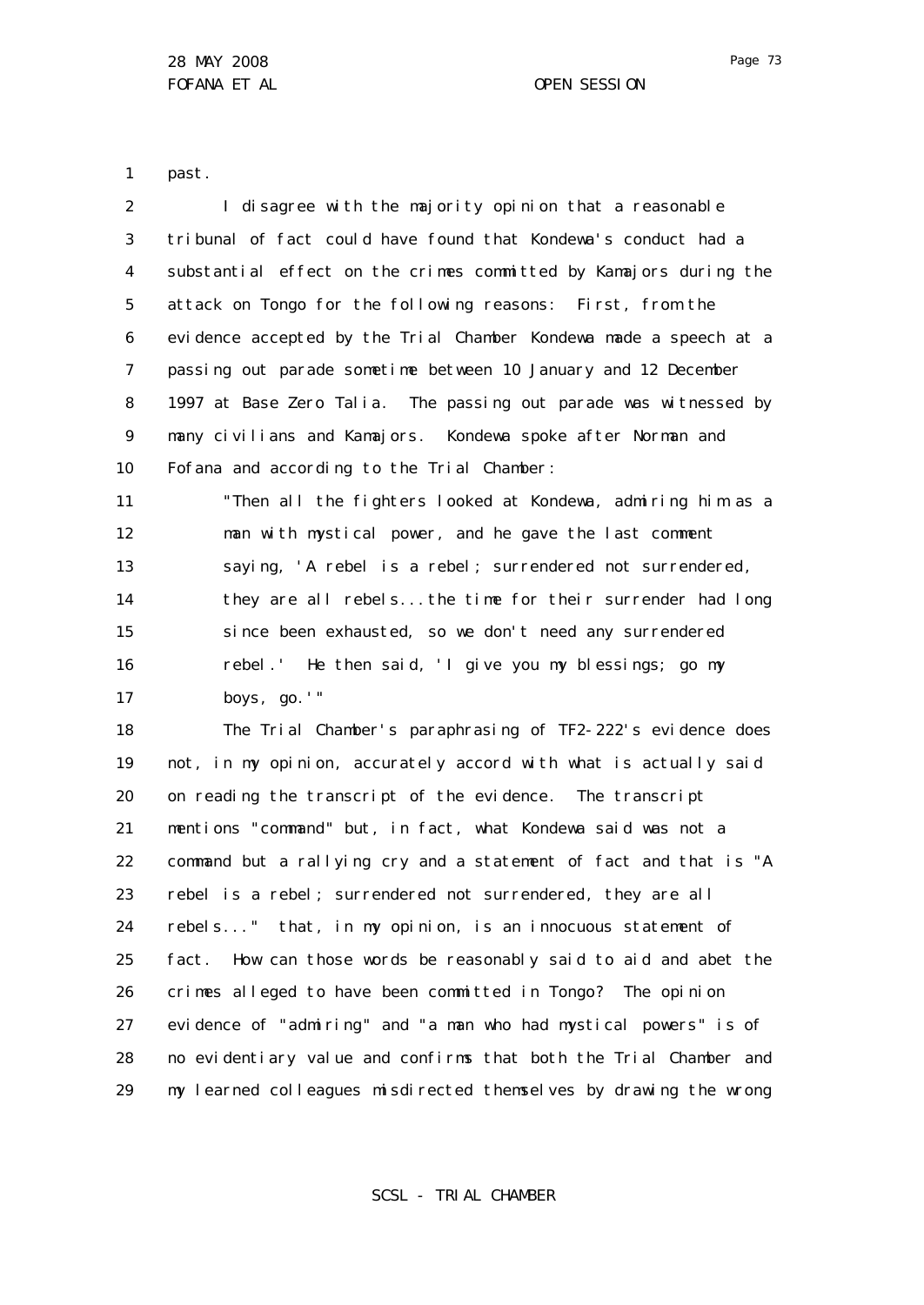past.

I disagree with the majority opinion that a reasonable tribunal of fact could have found that Kondewa's conduct had a substantial effect on the crimes committed by Kamajors during the attack on Tongo for the following reasons: First, from the evidence accepted by the Trial Chamber Kondewa made a speech at a passing out parade sometime between 10 January and 12 December 1997 at Base Zero Talia. The passing out parade was witnessed by many civilians and Kamajors. Kondewa spoke after Norman and Fofana and according to the Trial Chamber:

> "Then all the fighters looked at Kondewa, admiring him as a man with mystical power, and he gave the last comment saying, 'A rebel is a rebel; surrendered not surrendered, they are all rebels...the time for their surrender had long since been exhausted, so we don't need any surrendered rebel.' He then said, 'I give you my blessings; go my boys, go.'"

The Trial Chamber's paraphrasing of TF2-222's evidence does not, in my opinion, accurately accord with what is actually said on reading the transcript of the evidence. The transcript mentions "command" but, in fact, what Kondewa said was not a command but a rallying cry and a statement of fact and that is "A rebel is a rebel; surrendered not surrendered, they are all rebels..." that, in my opinion, is an innocuous statement of fact. How can those words be reasonably said to aid and abet the crimes alleged to have been committed in Tongo? The opinion evidence of "admiring" and "a man who had mystical powers" is of no evidentiary value and confirms that both the Trial Chamber and my learned colleagues misdirected themselves by drawing the wrong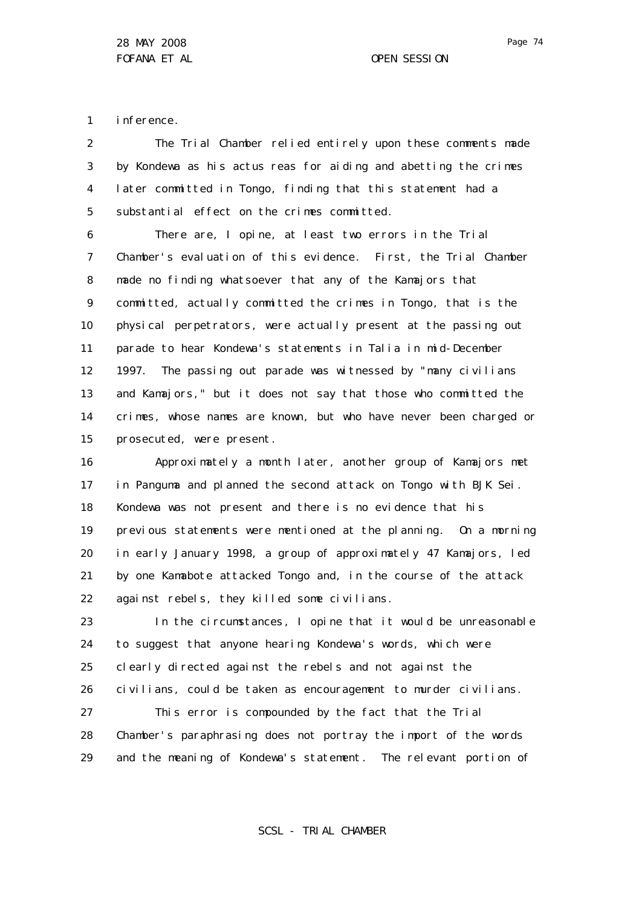inference.

The Trial Chamber relied entirely upon these comments made by Kondewa as his actus reas for aiding and abetting the crimes later committed in Tongo, finding that this statement had a substantial effect on the crimes committed.

There are, I opine, at least two errors in the Trial Chamber's evaluation of this evidence. First, the Trial Chamber made no finding whatsoever that any of the Kamajors that committed, actually committed the crimes in Tongo, that is the physical perpetrators, were actually present at the passing out parade to hear Kondewa's statements in Talia in mid-December 1997. The passing out parade was witnessed by "many civilians and Kamajors," but it does not say that those who committed the crimes, whose names are known, but who have never been charged or prosecuted, were present.

Approximately a month later, another group of Kamajors met in Panguma and planned the second attack on Tongo with BJK Sei. Kondewa was not present and there is no evidence that his previous statements were mentioned at the planning. On a morning in early January 1998, a group of approximately 47 Kamajors, led by one Kamabote attacked Tongo and, in the course of the attack against rebels, they killed some civilians.

In the circumstances, I opine that it would be unreasonable to suggest that anyone hearing Kondewa's words, which were clearly directed against the rebels and not against the civilians, could be taken as encouragement to murder civilians.

This error is compounded by the fact that the Trial Chamber's paraphrasing does not portray the import of the words and the meaning of Kondewa's statement. The relevant portion of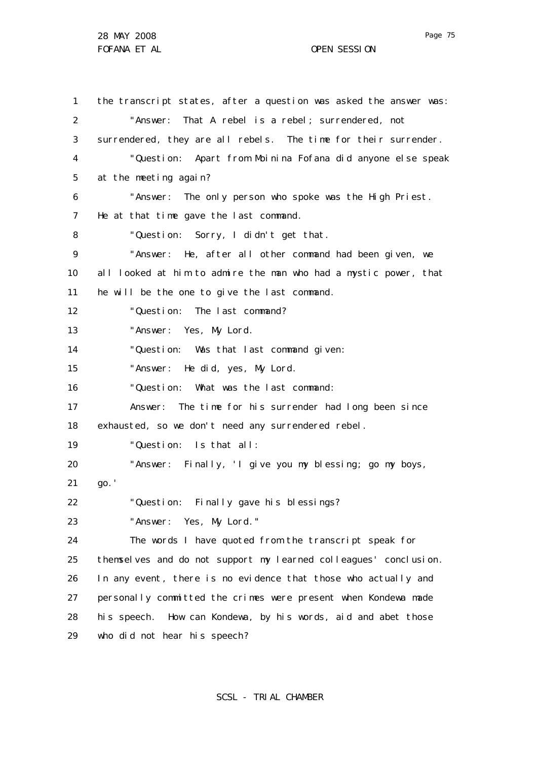the transcript states, after a question was asked the answer was:

"Answer: That A rebel is a rebel; surrendered, not surrendered, they are all rebels. The time for their surrender.

"Question: Apart from Moinina Fofana did anyone else speak at the meeting again?

"Answer: The only person who spoke was the High Priest. He at that time gave the last command.

"Question: Sorry, I didn't get that.

"Answer: He, after all other command had been given, we all looked at him to admire the man who had a mystic power, that he will be the one to give the last command.

"Question: The last command?

"Answer: Yes, My Lord.

"Question: Was that last command given:

"Answer: He did, yes, My Lord.

"Question: What was the last command:

Answer: The time for his surrender had long been since exhausted, so we don't need any surrendered rebel.

"Question: Is that all:

"Answer: Finally, 'I give you my blessing; go my boys, go.'

"Question: Finally gave his blessings?

"Answer: Yes, My Lord."

The words I have quoted from the transcript speak for themselves and do not support my learned colleagues' conclusion. In any event, there is no evidence that those who actually and personally committed the crimes were present when Kondewa made his speech. How can Kondewa, by his words, aid and abet those who did not hear his speech?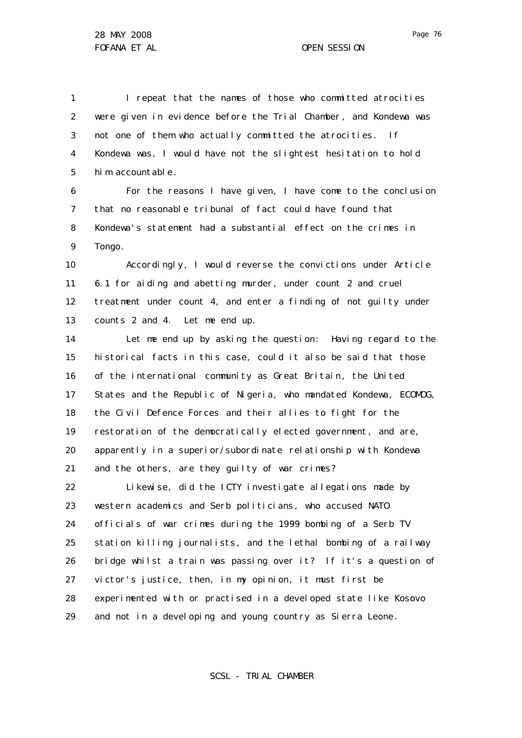I repeat that the names of those who committed atrocities were given in evidence before the Trial Chamber, and Kondewa was not one of them who actually committed the atrocities. If Kondewa was, I would have not the slightest hesitation to hold him accountable.

For the reasons I have given, I have come to the conclusion that no reasonable tribunal of fact could have found that Kondewa's statement had a substantial effect on the crimes in Tongo.

Accordingly, I would reverse the convictions under Article 6.1 for aiding and abetting murder, under count 2 and cruel treatment under count 4, and enter a finding of not guilty under counts 2 and 4. Let me end up.

Let me end up by asking the question: Having regard to the historical facts in this case, could it also be said that those of the international community as Great Britain, the United States and the Republic of Nigeria, who mandated Kondewa, ECOMOG, the Civil Defence Forces and their allies to fight for the restoration of the democratically elected government, and are, apparently in a superior/subordinate relationship with Kondewa and the others, are they guilty of war crimes?

Likewise, did the ICTY investigate allegations made by western academics and Serb politicians, who accused NATO officials of war crimes during the 1999 bombing of a Serb TV station killing journalists, and the lethal bombing of a railway bridge whilst a train was passing over it? If it's a question of victor's justice, then, in my opinion, it must first be experimented with or practised in a developed state like Kosovo and not in a developing and young country as Sierra Leone.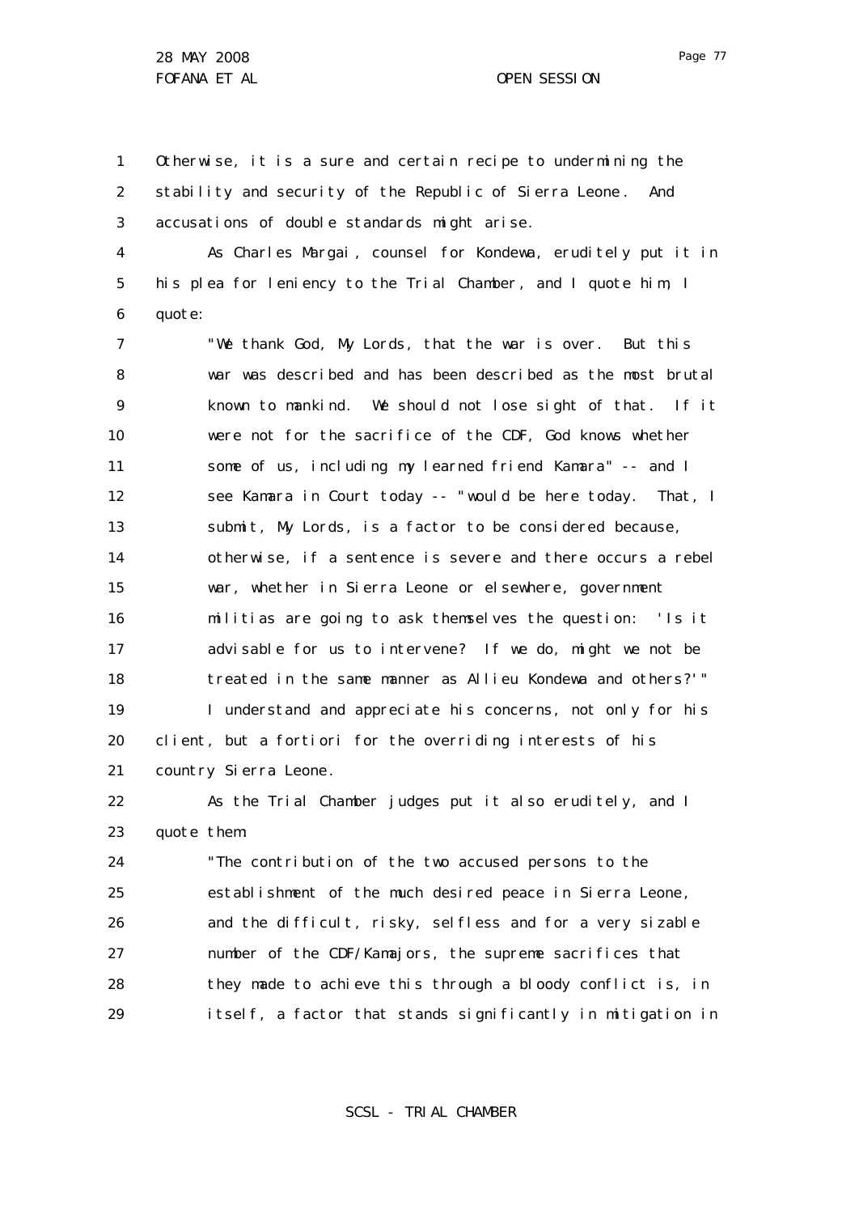Otherwise, it is a sure and certain recipe to undermining the stability and security of the Republic of Sierra Leone. And accusations of double standards might arise.

As Charles Margai, counsel for Kondewa, eruditely put it in his plea for leniency to the Trial Chamber, and I quote him, I quote:

> "We thank God, My Lords, that the war is over. But this war was described and has been described as the most brutal known to mankind. We should not lose sight of that. If it were not for the sacrifice of the CDF, God knows whether some of us, including my learned friend Kamara" -- and I see Kamara in Court today -- "would be here today. That, I submit, My Lords, is a factor to be considered because, otherwise, if a sentence is severe and there occurs a rebel war, whether in Sierra Leone or elsewhere, government militias are going to ask themselves the question: 'Is it advisable for us to intervene? If we do, might we not be treated in the same manner as Allieu Kondewa and others?'"

I understand and appreciate his concerns, not only for his client, but a fortiori for the overriding interests of his country Sierra Leone.

As the Trial Chamber judges put it also eruditely, and I quote them:

> "The contribution of the two accused persons to the establishment of the much desired peace in Sierra Leone, and the difficult, risky, selfless and for a very sizable number of the CDF/Kamajors, the supreme sacrifices that they made to achieve this through a bloody conflict is, in itself, a factor that stands significantly in mitigation in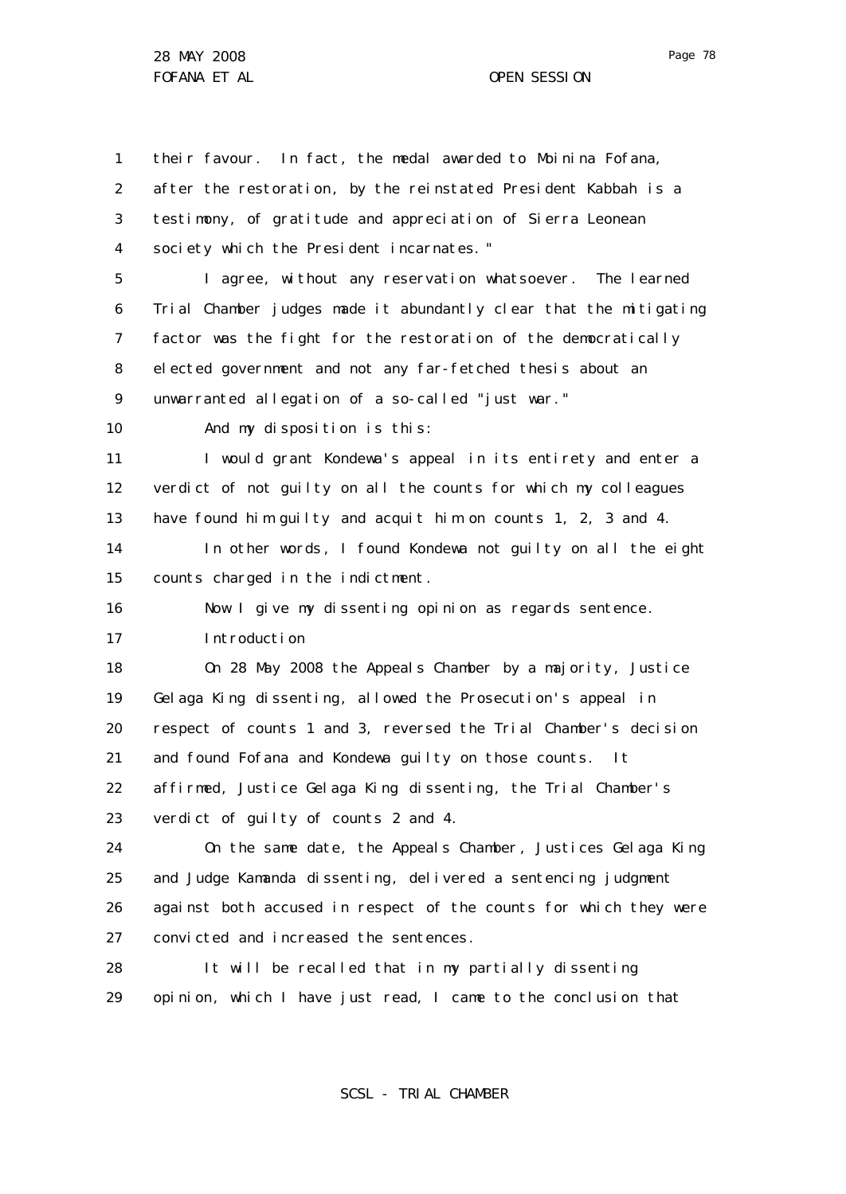their favour. In fact, the medal awarded to Moinina Fofana, after the restoration, by the reinstated President Kabbah is a testimony, of gratitude and appreciation of Sierra Leonean society which the President incarnates."

I agree, without any reservation whatsoever. The learned Trial Chamber judges made it abundantly clear that the mitigating factor was the fight for the restoration of the democratically elected government and not any far-fetched thesis about an unwarranted allegation of a so-called "just war."

And my disposition is this:

I would grant Kondewa's appeal in its entirety and enter a verdict of not guilty on all the counts for which my colleagues have found him guilty and acquit him on counts 1, 2, 3 and 4.

In other words, I found Kondewa not guilty on all the eight counts charged in the indictment.

Now I give my dissenting opinion as regards sentence.

Introduction

On 28 May 2008 the Appeals Chamber by a majority, Justice Gelaga King dissenting, allowed the Prosecution's appeal in respect of counts 1 and 3, reversed the Trial Chamber's decision and found Fofana and Kondewa guilty on those counts. It affirmed, Justice Gelaga King dissenting, the Trial Chamber's verdict of guilty of counts 2 and 4.

On the same date, the Appeals Chamber, Justices Gelaga King and Judge Kamanda dissenting, delivered a sentencing judgment against both accused in respect of the counts for which they were convicted and increased the sentences.

It will be recalled that in my partially dissenting opinion, which I have just read, I came to the conclusion that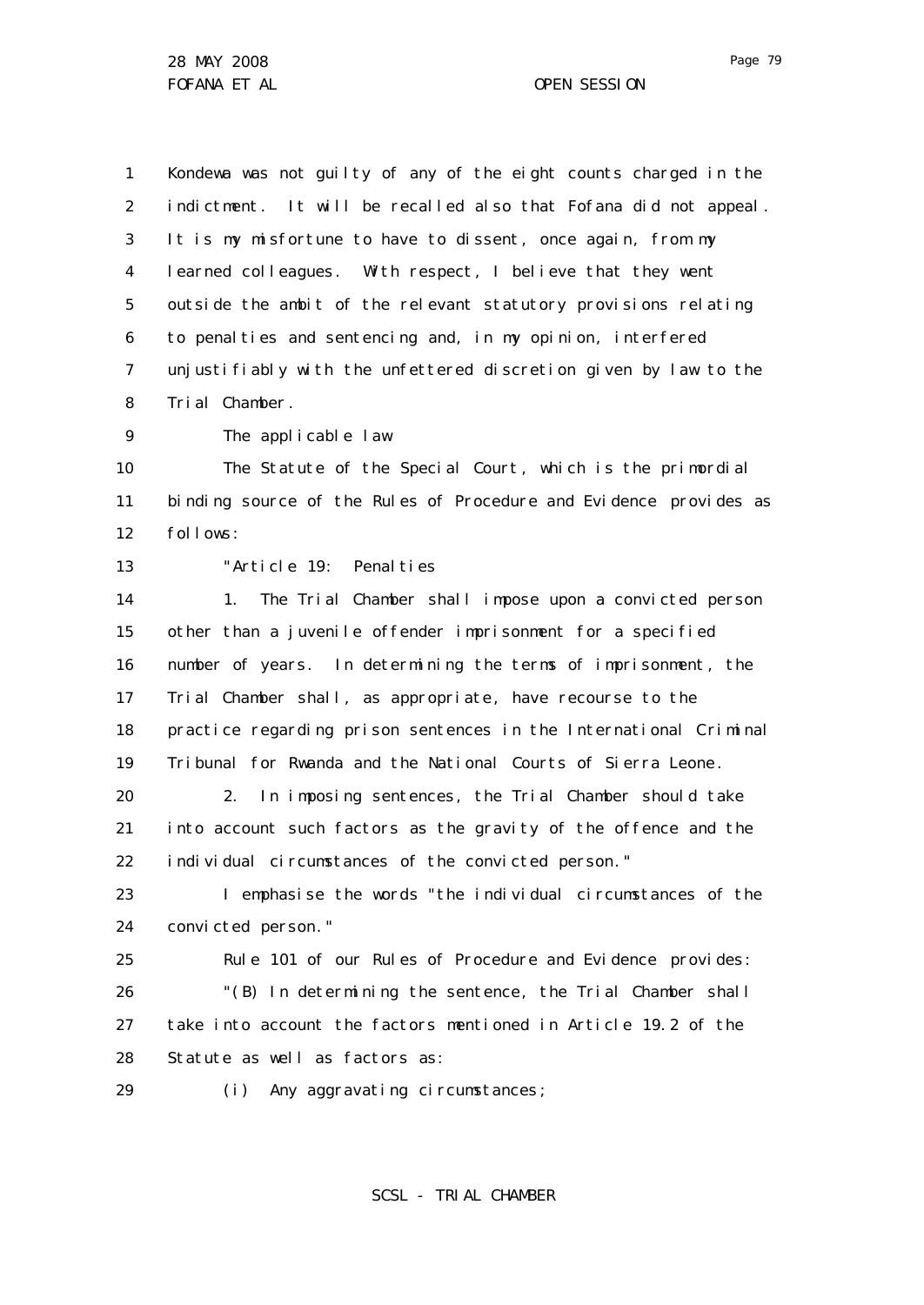Kondewa was not guilty of any of the eight counts charged in the indictment. It will be recalled also that Fofana did not appeal. It is my misfortune to have to dissent, once again, from my learned colleagues. With respect, I believe that they went outside the ambit of the relevant statutory provisions relating to penalties and sentencing and, in my opinion, interfered unjustifiably with the unfettered discretion given by law to the Trial Chamber.

The applicable law

The Statute of the Special Court, which is the primordial binding source of the Rules of Procedure and Evidence provides as follows:

"Article 19: Penalties

1. The Trial Chamber shall impose upon a convicted person other than a juvenile offender imprisonment for a specified number of years. In determining the terms of imprisonment, the Trial Chamber shall, as appropriate, have recourse to the practice regarding prison sentences in the International Criminal Tribunal for Rwanda and the National Courts of Sierra Leone.

2. In imposing sentences, the Trial Chamber should take into account such factors as the gravity of the offence and the individual circumstances of the convicted person."

I emphasise the words "the individual circumstances of the convicted person."

Rule 101 of our Rules of Procedure and Evidence provides:

"(B) In determining the sentence, the Trial Chamber shall take into account the factors mentioned in Article 19.2 of the Statute as well as factors as:

(i) Any aggravating circumstances;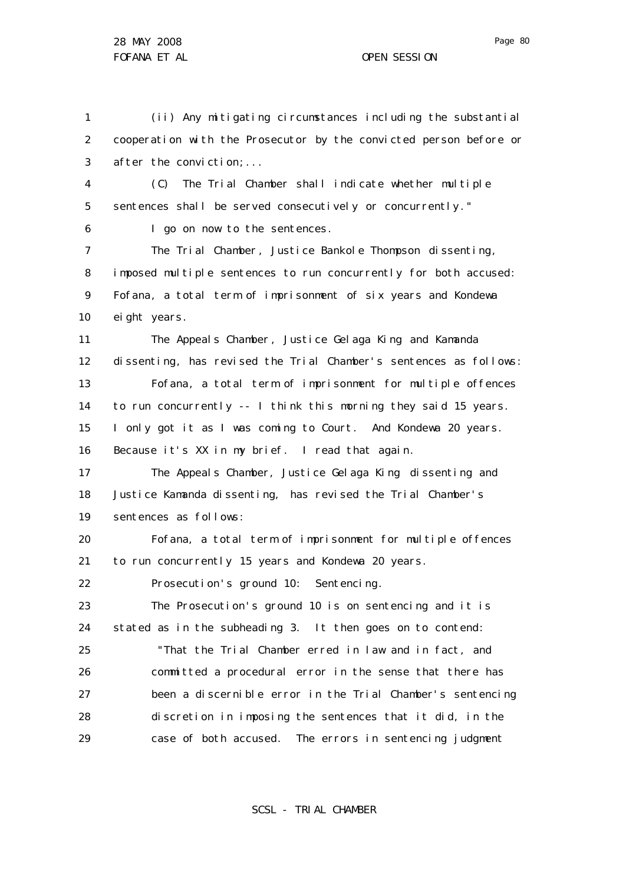(ii) Any mitigating circumstances including the substantial cooperation with the Prosecutor by the convicted person before or after the conviction;...

(C) The Trial Chamber shall indicate whether multiple sentences shall be served consecutively or concurrently."

I go on now to the sentences.

The Trial Chamber, Justice Bankole Thompson dissenting, imposed multiple sentences to run concurrently for both accused: Fofana, a total term of imprisonment of six years and Kondewa eight years.

The Appeals Chamber, Justice Gelaga King and Kamanda dissenting, has revised the Trial Chamber's sentences as follows: Fofana, a total term of imprisonment for multiple offences to run concurrently -- I think this morning they said 15 years. I only got it as I was coming to Court. And Kondewa 20 years. Because it's XX in my brief. I read that again.

The Appeals Chamber, Justice Gelaga King dissenting and Justice Kamanda dissenting, has revised the Trial Chamber's sentences as follows:

Fofana, a total term of imprisonment for multiple offences to run concurrently 15 years and Kondewa 20 years.

Prosecution's ground 10: Sentencing.

The Prosecution's ground 10 is on sentencing and it is stated as in the subheading 3. It then goes on to contend:

> "That the Trial Chamber erred in law and in fact, and committed a procedural error in the sense that there has been a discernible error in the Trial Chamber's sentencing discretion in imposing the sentences that it did, in the case of both accused. The errors in sentencing judgment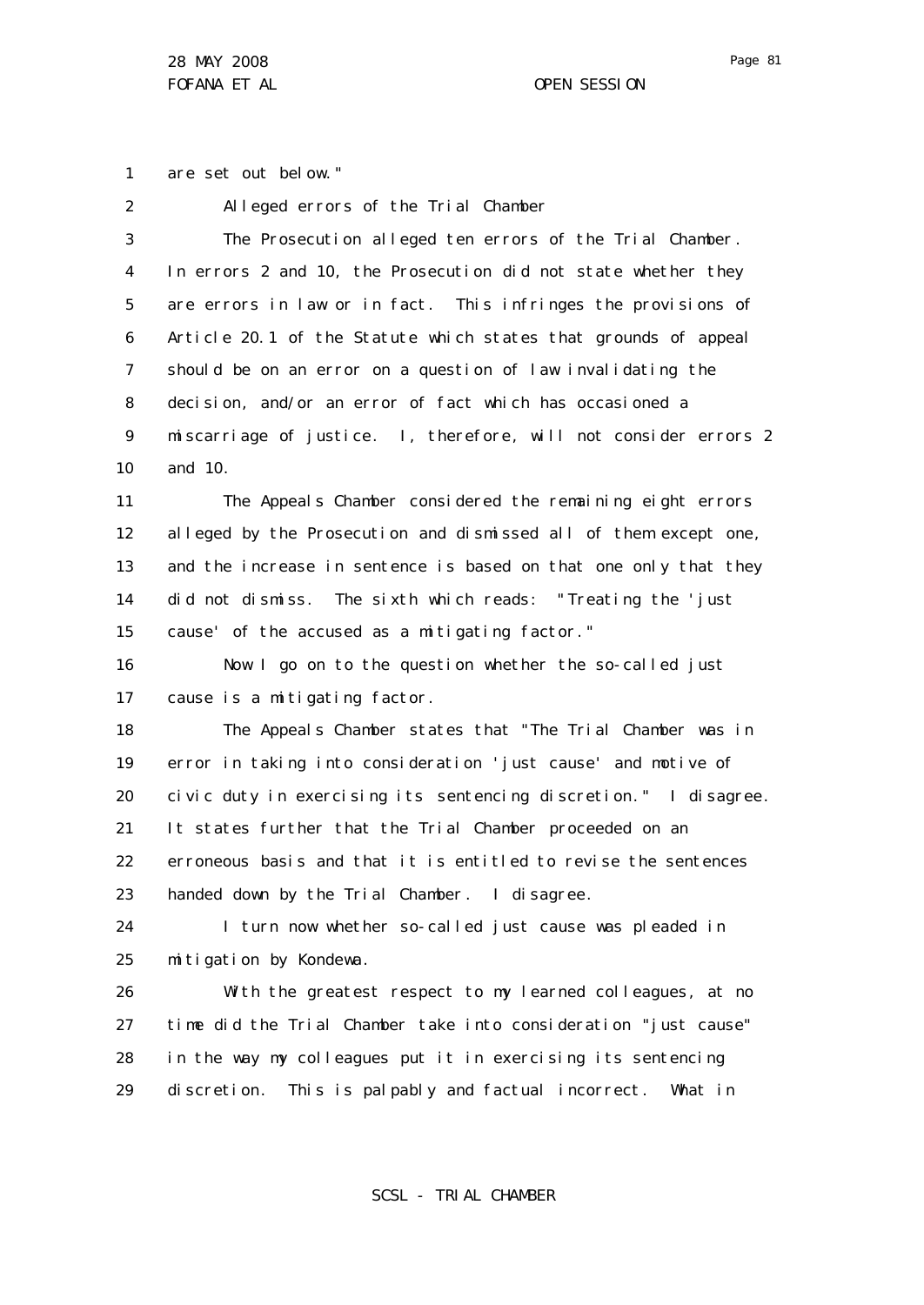are set out below."

Alleged errors of the Trial Chamber

The Prosecution alleged ten errors of the Trial Chamber. In errors 2 and 10, the Prosecution did not state whether they are errors in law or in fact. This infringes the provisions of Article 20.1 of the Statute which states that grounds of appeal should be on an error on a question of law invalidating the decision, and/or an error of fact which has occasioned a miscarriage of justice. I, therefore, will not consider errors 2 and 10.

The Appeals Chamber considered the remaining eight errors alleged by the Prosecution and dismissed all of them except one, and the increase in sentence is based on that one only that they did not dismiss. The sixth which reads: "Treating the 'just cause' of the accused as a mitigating factor."

Now I go on to the question whether the so-called just cause is a mitigating factor.

The Appeals Chamber states that "The Trial Chamber was in error in taking into consideration 'just cause' and motive of civic duty in exercising its sentencing discretion." I disagree. It states further that the Trial Chamber proceeded on an erroneous basis and that it is entitled to revise the sentences handed down by the Trial Chamber. I disagree.

I turn now whether so-called just cause was pleaded in mitigation by Kondewa.

With the greatest respect to my learned colleagues, at no time did the Trial Chamber take into consideration "just cause" in the way my colleagues put it in exercising its sentencing discretion. This is palpably and factual incorrect. What in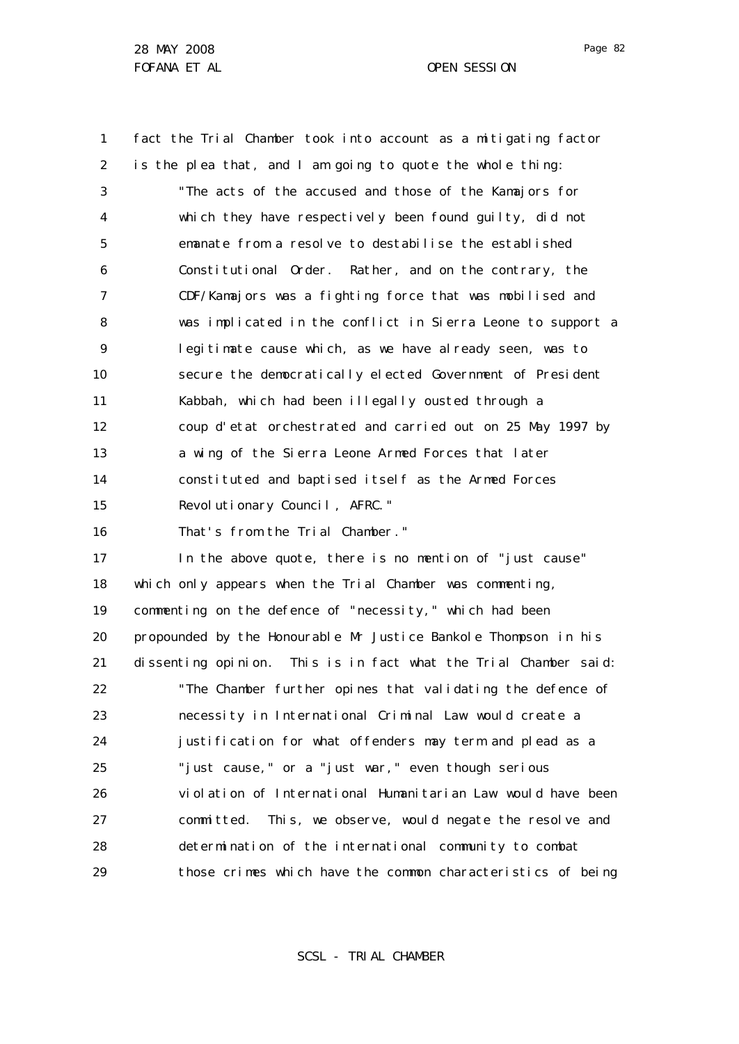fact the Trial Chamber took into account as a mitigating factor is the plea that, and I am going to quote the whole thing:

> "The acts of the accused and those of the Kamajors for which they have respectively been found guilty, did not emanate from a resolve to destabilise the established Constitutional Order. Rather, and on the contrary, the CDF/Kamajors was a fighting force that was mobilised and was implicated in the conflict in Sierra Leone to support a legitimate cause which, as we have already seen, was to secure the democratically elected Government of President Kabbah, which had been illegally ousted through a coup d'etat orchestrated and carried out on 25 May 1997 by a wing of the Sierra Leone Armed Forces that later constituted and baptised itself as the Armed Forces Revolutionary Council, AFRC."
>
> That's from the Trial Chamber."

In the above quote, there is no mention of "just cause" which only appears when the Trial Chamber was commenting, commenting on the defence of "necessity," which had been propounded by the Honourable Mr Justice Bankole Thompson in his dissenting opinion. This is in fact what the Trial Chamber said:

> "The Chamber further opines that validating the defence of necessity in International Criminal Law would create a justification for what offenders may term and plead as a "just cause," or a "just war," even though serious violation of International Humanitarian Law would have been committed. This, we observe, would negate the resolve and determination of the international community to combat those crimes which have the common characteristics of being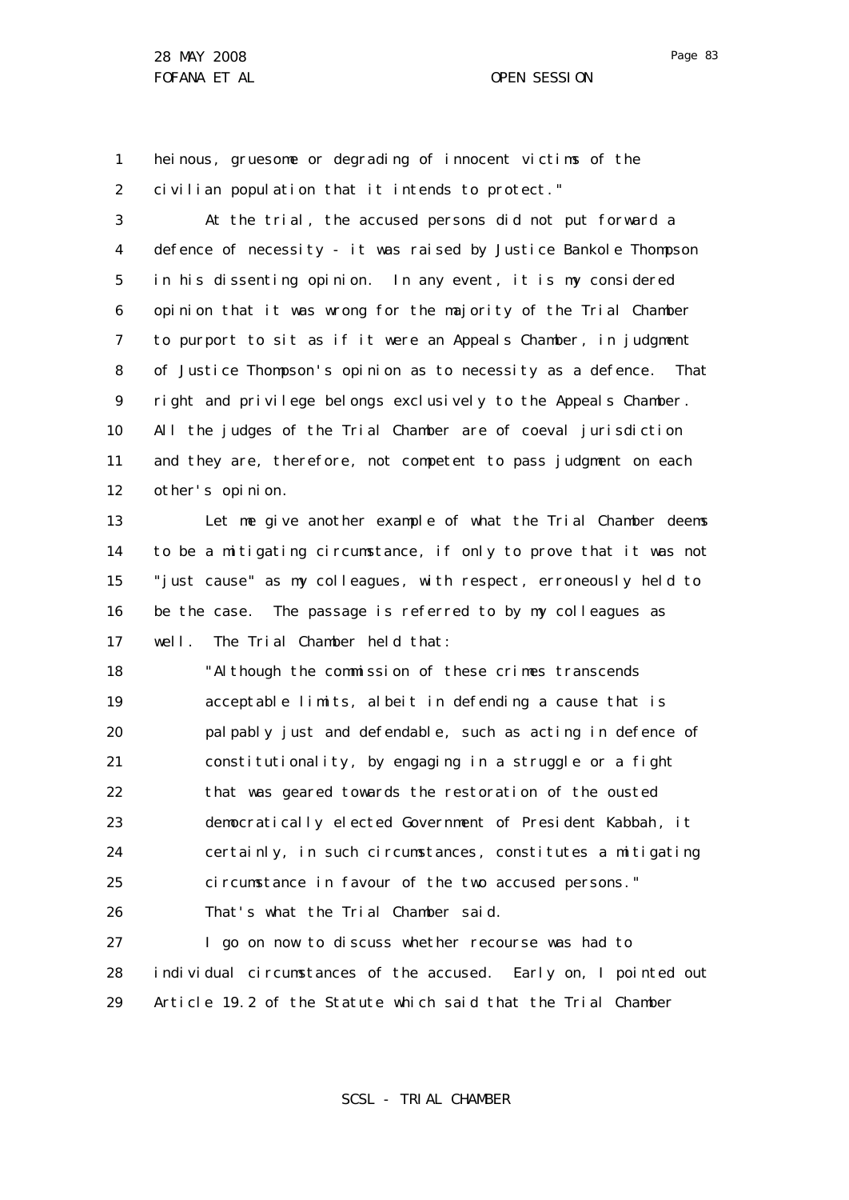heinous, gruesome or degrading of innocent victims of the civilian population that it intends to protect."

At the trial, the accused persons did not put forward a defence of necessity - it was raised by Justice Bankole Thompson in his dissenting opinion. In any event, it is my considered opinion that it was wrong for the majority of the Trial Chamber to purport to sit as if it were an Appeals Chamber, in judgment of Justice Thompson's opinion as to necessity as a defence. That right and privilege belongs exclusively to the Appeals Chamber. All the judges of the Trial Chamber are of coeval jurisdiction and they are, therefore, not competent to pass judgment on each other's opinion.

Let me give another example of what the Trial Chamber deems to be a mitigating circumstance, if only to prove that it was not "just cause" as my colleagues, with respect, erroneously held to be the case. The passage is referred to by my colleagues as well. The Trial Chamber held that:

> "Although the commission of these crimes transcends acceptable limits, albeit in defending a cause that is palpably just and defendable, such as acting in defence of constitutionality, by engaging in a struggle or a fight that was geared towards the restoration of the ousted democratically elected Government of President Kabbah, it certainly, in such circumstances, constitutes a mitigating circumstance in favour of the two accused persons."

That's what the Trial Chamber said.

I go on now to discuss whether recourse was had to individual circumstances of the accused. Early on, I pointed out Article 19.2 of the Statute which said that the Trial Chamber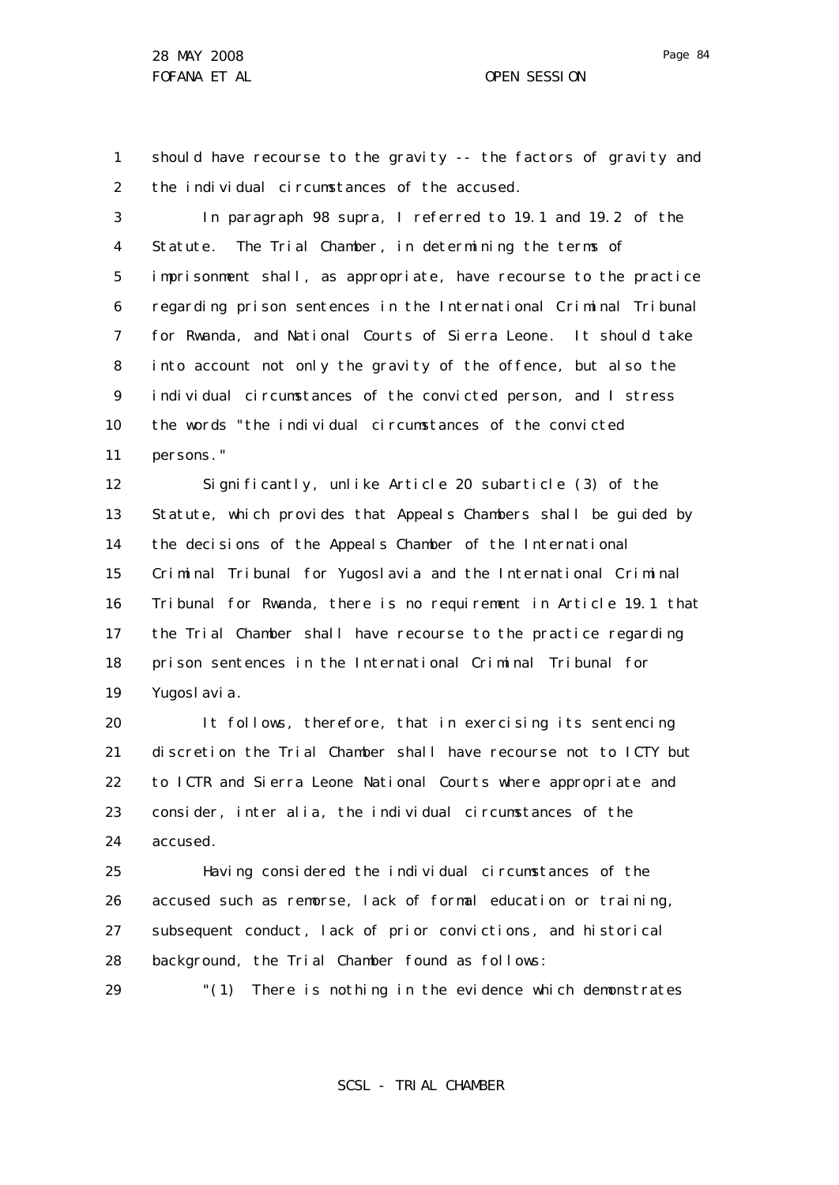should have recourse to the gravity -- the factors of gravity and the individual circumstances of the accused.

In paragraph 98 supra, I referred to 19.1 and 19.2 of the Statute. The Trial Chamber, in determining the terms of imprisonment shall, as appropriate, have recourse to the practice regarding prison sentences in the International Criminal Tribunal for Rwanda, and National Courts of Sierra Leone. It should take into account not only the gravity of the offence, but also the individual circumstances of the convicted person, and I stress the words "the individual circumstances of the convicted persons."

Significantly, unlike Article 20 subarticle (3) of the Statute, which provides that Appeals Chambers shall be guided by the decisions of the Appeals Chamber of the International Criminal Tribunal for Yugoslavia and the International Criminal Tribunal for Rwanda, there is no requirement in Article 19.1 that the Trial Chamber shall have recourse to the practice regarding prison sentences in the International Criminal Tribunal for Yugoslavia.

It follows, therefore, that in exercising its sentencing discretion the Trial Chamber shall have recourse not to ICTY but to ICTR and Sierra Leone National Courts where appropriate and consider, inter alia, the individual circumstances of the accused.

Having considered the individual circumstances of the accused such as remorse, lack of formal education or training, subsequent conduct, lack of prior convictions, and historical background, the Trial Chamber found as follows:

"(1) There is nothing in the evidence which demonstrates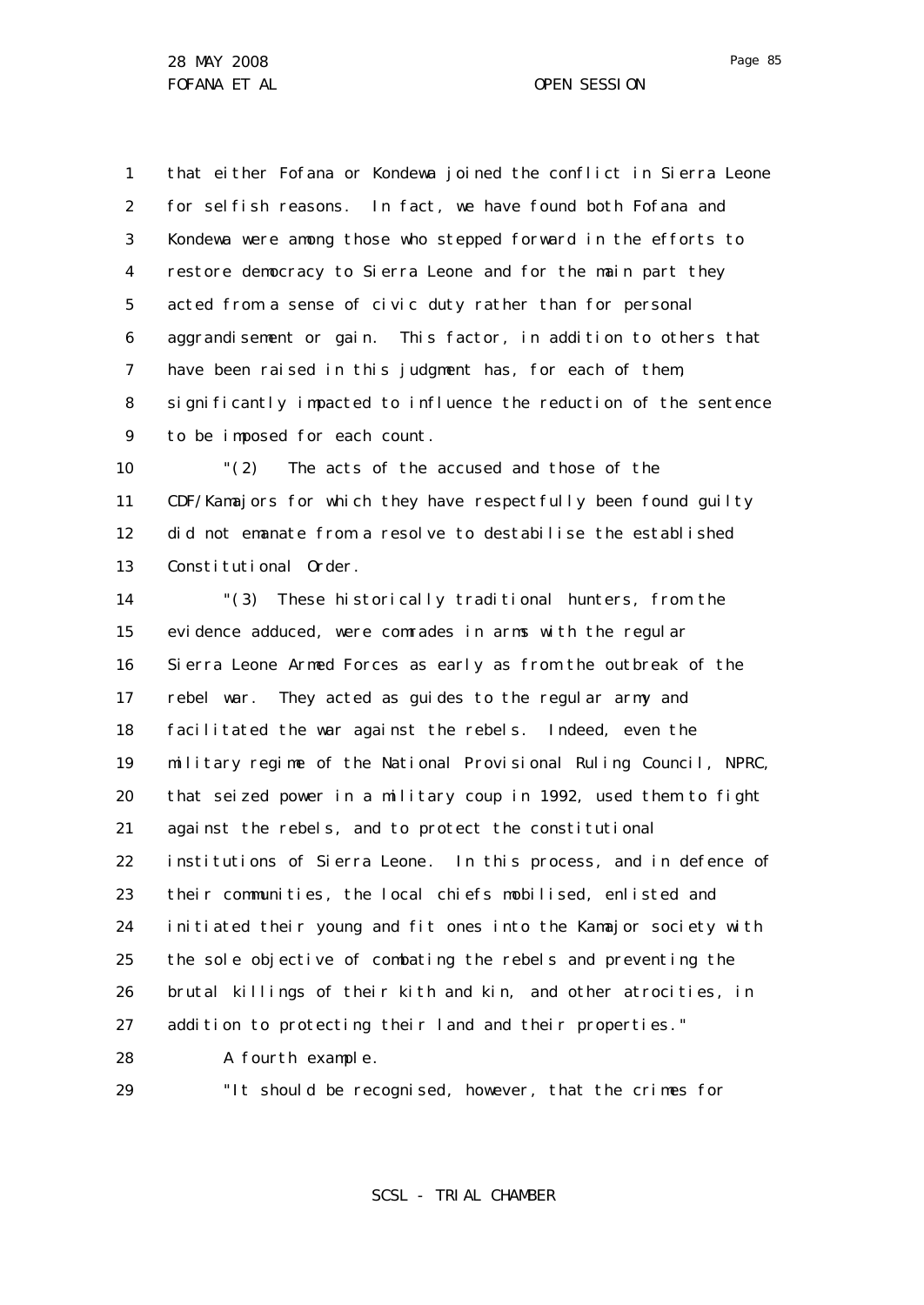that either Fofana or Kondewa joined the conflict in Sierra Leone for selfish reasons. In fact, we have found both Fofana and Kondewa were among those who stepped forward in the efforts to restore democracy to Sierra Leone and for the main part they acted from a sense of civic duty rather than for personal aggrandisement or gain. This factor, in addition to others that have been raised in this judgment has, for each of them, significantly impacted to influence the reduction of the sentence to be imposed for each count.

"(2) The acts of the accused and those of the CDF/Kamajors for which they have respectfully been found guilty did not emanate from a resolve to destabilise the established Constitutional Order.

"(3) These historically traditional hunters, from the evidence adduced, were comrades in arms with the regular Sierra Leone Armed Forces as early as from the outbreak of the rebel war. They acted as guides to the regular army and facilitated the war against the rebels. Indeed, even the military regime of the National Provisional Ruling Council, NPRC, that seized power in a military coup in 1992, used them to fight against the rebels, and to protect the constitutional institutions of Sierra Leone. In this process, and in defence of their communities, the local chiefs mobilised, enlisted and initiated their young and fit ones into the Kamajor society with the sole objective of combating the rebels and preventing the brutal killings of their kith and kin, and other atrocities, in addition to protecting their land and their properties."

A fourth example.

"It should be recognised, however, that the crimes for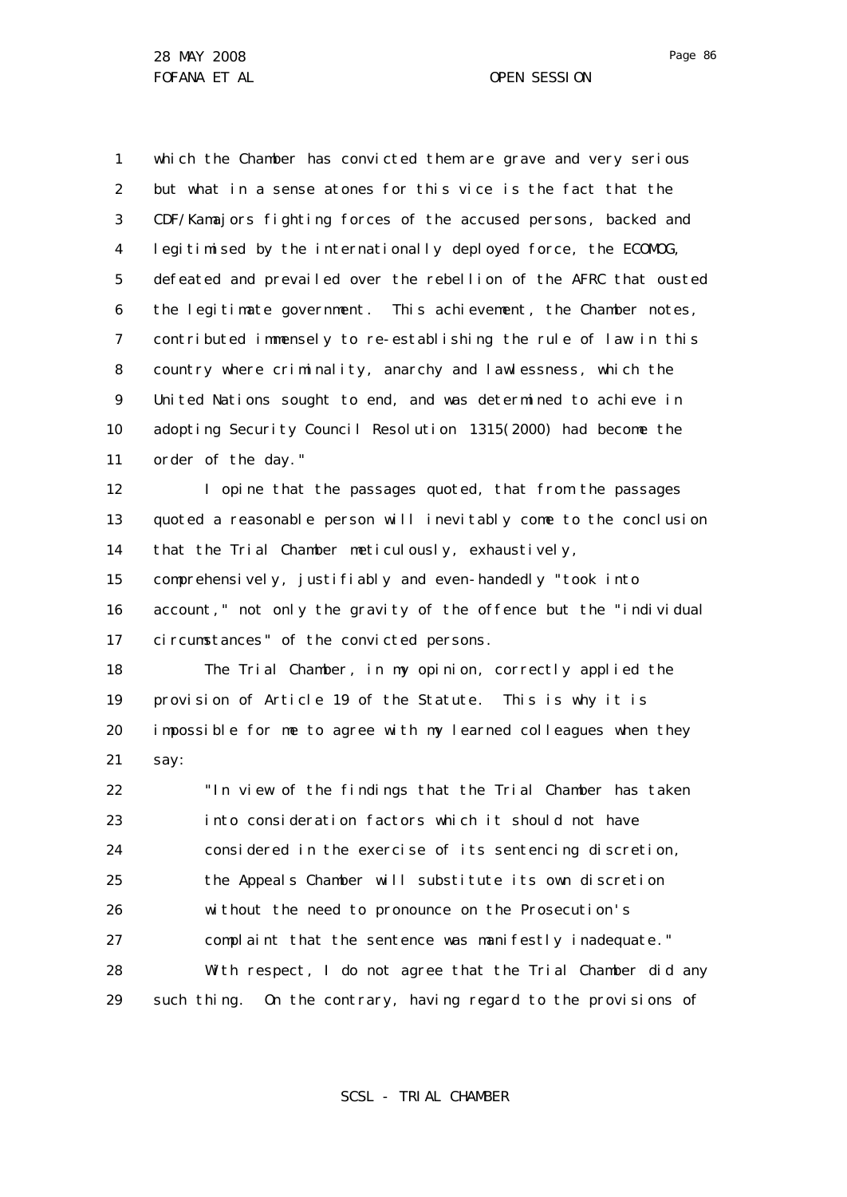which the Chamber has convicted them are grave and very serious but what in a sense atones for this vice is the fact that the CDF/Kamajors fighting forces of the accused persons, backed and legitimised by the internationally deployed force, the ECOMOG, defeated and prevailed over the rebellion of the AFRC that ousted the legitimate government. This achievement, the Chamber notes, contributed immensely to re-establishing the rule of law in this country where criminality, anarchy and lawlessness, which the United Nations sought to end, and was determined to achieve in adopting Security Council Resolution 1315(2000) had become the order of the day."

I opine that the passages quoted, that from the passages quoted a reasonable person will inevitably come to the conclusion that the Trial Chamber meticulously, exhaustively, comprehensively, justifiably and even-handedly "took into account," not only the gravity of the offence but the "individual circumstances" of the convicted persons.

The Trial Chamber, in my opinion, correctly applied the provision of Article 19 of the Statute. This is why it is impossible for me to agree with my learned colleagues when they say:

> "In view of the findings that the Trial Chamber has taken into consideration factors which it should not have considered in the exercise of its sentencing discretion, the Appeals Chamber will substitute its own discretion without the need to pronounce on the Prosecution's complaint that the sentence was manifestly inadequate."

With respect, I do not agree that the Trial Chamber did any such thing. On the contrary, having regard to the provisions of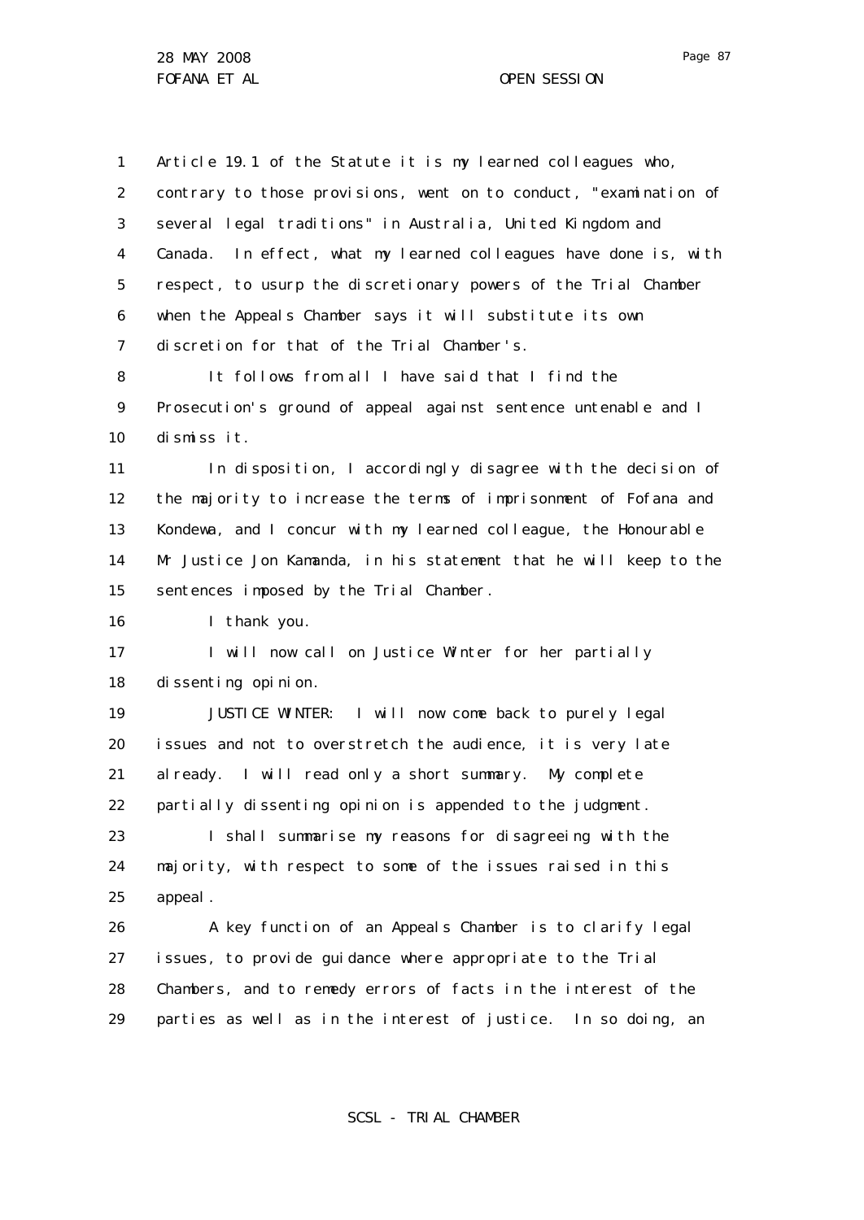Article 19.1 of the Statute it is my learned colleagues who, contrary to those provisions, went on to conduct, "examination of several legal traditions" in Australia, United Kingdom and Canada. In effect, what my learned colleagues have done is, with respect, to usurp the discretionary powers of the Trial Chamber when the Appeals Chamber says it will substitute its own discretion for that of the Trial Chamber's.

It follows from all I have said that I find the Prosecution's ground of appeal against sentence untenable and I dismiss it.

In disposition, I accordingly disagree with the decision of the majority to increase the terms of imprisonment of Fofana and Kondewa, and I concur with my learned colleague, the Honourable Mr Justice Jon Kamanda, in his statement that he will keep to the sentences imposed by the Trial Chamber.

I thank you.

I will now call on Justice Winter for her partially dissenting opinion.

JUSTICE WINTER: I will now come back to purely legal issues and not to overstretch the audience, it is very late already. I will read only a short summary. My complete partially dissenting opinion is appended to the judgment.

I shall summarise my reasons for disagreeing with the majority, with respect to some of the issues raised in this appeal.

A key function of an Appeals Chamber is to clarify legal issues, to provide guidance where appropriate to the Trial Chambers, and to remedy errors of facts in the interest of the parties as well as in the interest of justice. In so doing, an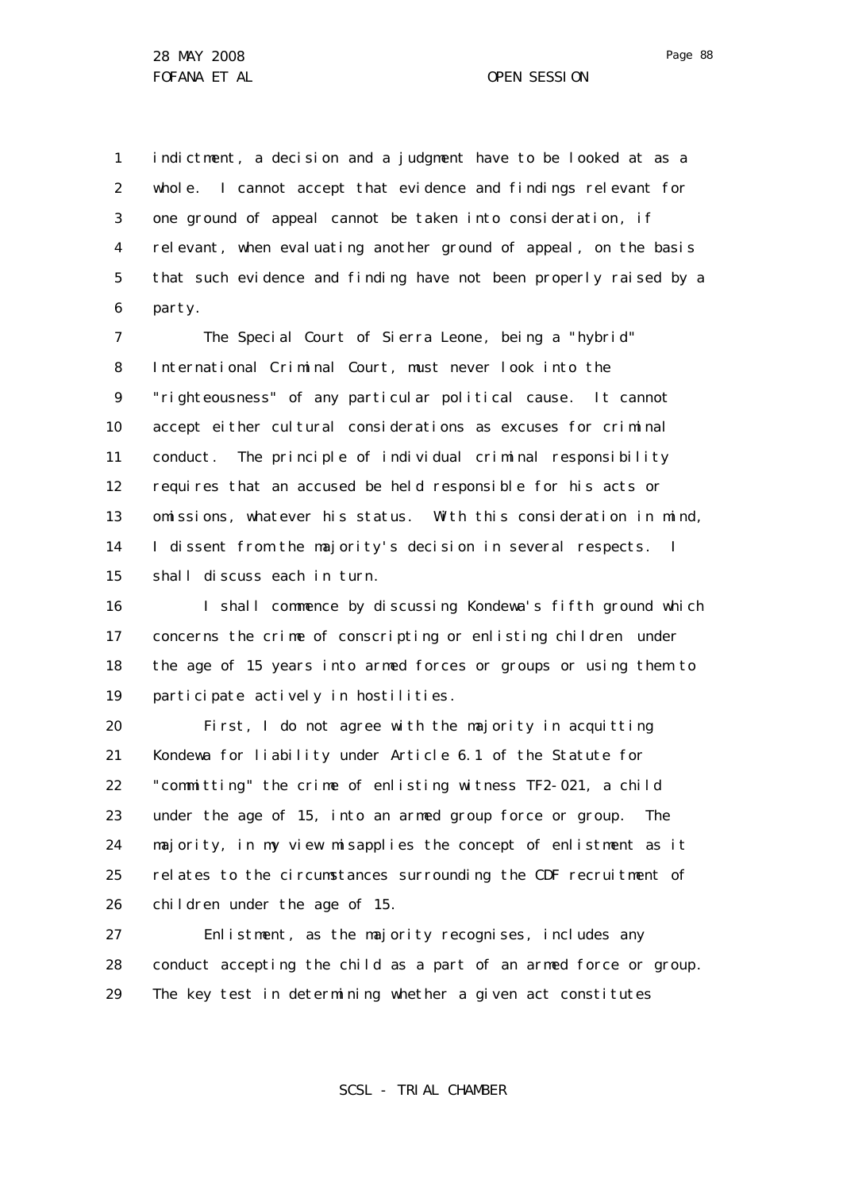indictment, a decision and a judgment have to be looked at as a whole. I cannot accept that evidence and findings relevant for one ground of appeal cannot be taken into consideration, if relevant, when evaluating another ground of appeal, on the basis that such evidence and finding have not been properly raised by a party.

The Special Court of Sierra Leone, being a "hybrid" International Criminal Court, must never look into the "righteousness" of any particular political cause. It cannot accept either cultural considerations as excuses for criminal conduct. The principle of individual criminal responsibility requires that an accused be held responsible for his acts or omissions, whatever his status. With this consideration in mind, I dissent from the majority's decision in several respects. I shall discuss each in turn.

I shall commence by discussing Kondewa's fifth ground which concerns the crime of conscripting or enlisting children under the age of 15 years into armed forces or groups or using them to participate actively in hostilities.

First, I do not agree with the majority in acquitting Kondewa for liability under Article 6.1 of the Statute for "committing" the crime of enlisting witness TF2-021, a child under the age of 15, into an armed group force or group. The majority, in my view misapplies the concept of enlistment as it relates to the circumstances surrounding the CDF recruitment of children under the age of 15.

Enlistment, as the majority recognises, includes any conduct accepting the child as a part of an armed force or group. The key test in determining whether a given act constitutes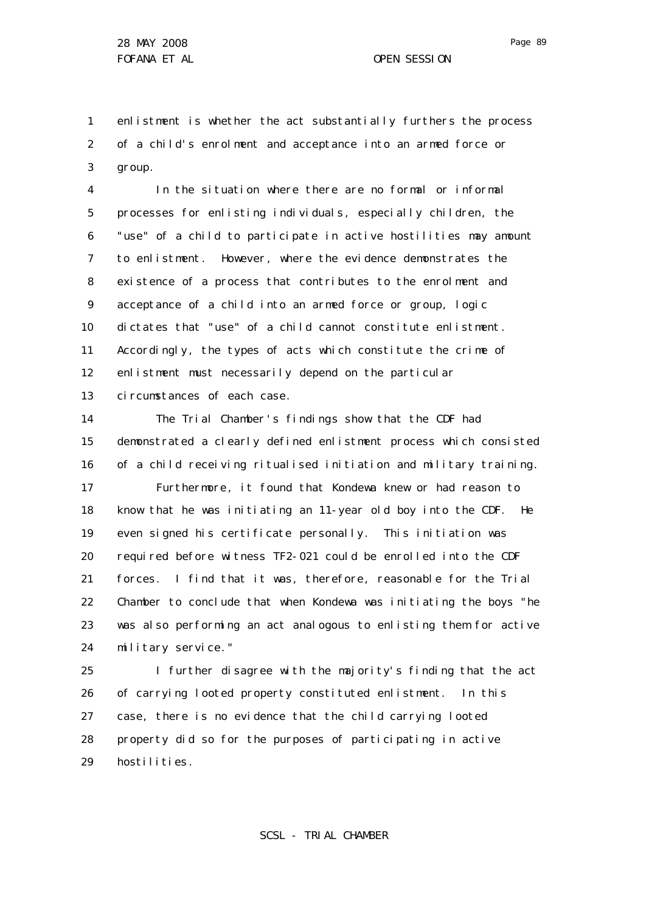enlistment is whether the act substantially furthers the process of a child's enrolment and acceptance into an armed force or group.

In the situation where there are no formal or informal processes for enlisting individuals, especially children, the "use" of a child to participate in active hostilities may amount to enlistment. However, where the evidence demonstrates the existence of a process that contributes to the enrolment and acceptance of a child into an armed force or group, logic dictates that "use" of a child cannot constitute enlistment. Accordingly, the types of acts which constitute the crime of enlistment must necessarily depend on the particular circumstances of each case.

The Trial Chamber's findings show that the CDF had demonstrated a clearly defined enlistment process which consisted of a child receiving ritualised initiation and military training.

Furthermore, it found that Kondewa knew or had reason to know that he was initiating an 11-year old boy into the CDF. He even signed his certificate personally. This initiation was required before witness TF2-021 could be enrolled into the CDF forces. I find that it was, therefore, reasonable for the Trial Chamber to conclude that when Kondewa was initiating the boys "he was also performing an act analogous to enlisting them for active military service."

I further disagree with the majority's finding that the act of carrying looted property constituted enlistment. In this case, there is no evidence that the child carrying looted property did so for the purposes of participating in active hostilities.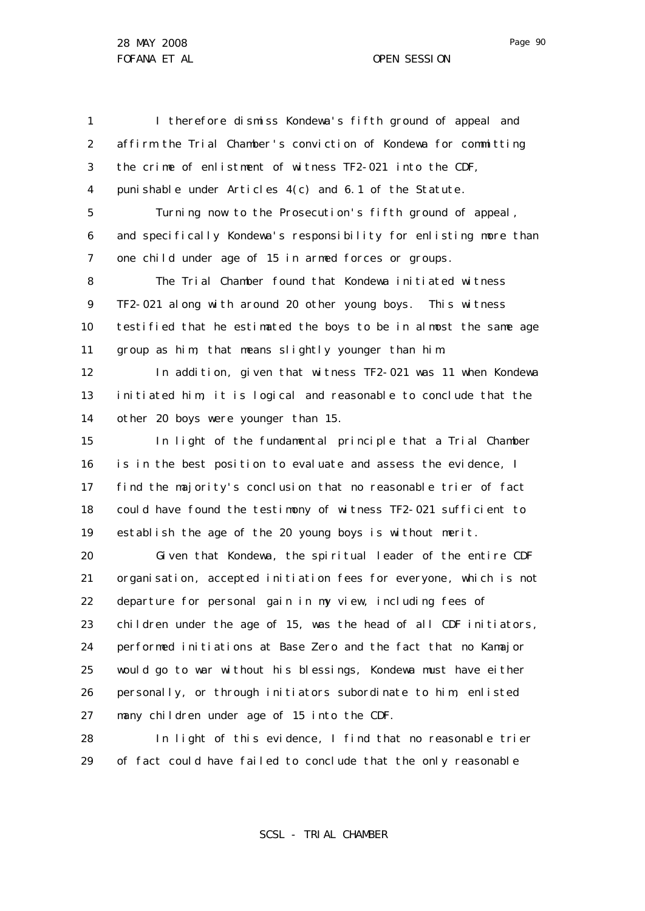I therefore dismiss Kondewa's fifth ground of appeal and affirm the Trial Chamber's conviction of Kondewa for committing the crime of enlistment of witness TF2-021 into the CDF, punishable under Articles 4(c) and 6.1 of the Statute.

Turning now to the Prosecution's fifth ground of appeal, and specifically Kondewa's responsibility for enlisting more than one child under age of 15 in armed forces or groups.

The Trial Chamber found that Kondewa initiated witness TF2-021 along with around 20 other young boys. This witness testified that he estimated the boys to be in almost the same age group as him; that means slightly younger than him.

In addition, given that witness TF2-021 was 11 when Kondewa initiated him, it is logical and reasonable to conclude that the other 20 boys were younger than 15.

In light of the fundamental principle that a Trial Chamber is in the best position to evaluate and assess the evidence, I find the majority's conclusion that no reasonable trier of fact could have found the testimony of witness TF2-021 sufficient to establish the age of the 20 young boys is without merit.

Given that Kondewa, the spiritual leader of the entire CDF organisation, accepted initiation fees for everyone, which is not departure for personal gain in my view, including fees of children under the age of 15, was the head of all CDF initiators, performed initiations at Base Zero and the fact that no Kamajor would go to war without his blessings, Kondewa must have either personally, or through initiators subordinate to him, enlisted many children under age of 15 into the CDF.

In light of this evidence, I find that no reasonable trier of fact could have failed to conclude that the only reasonable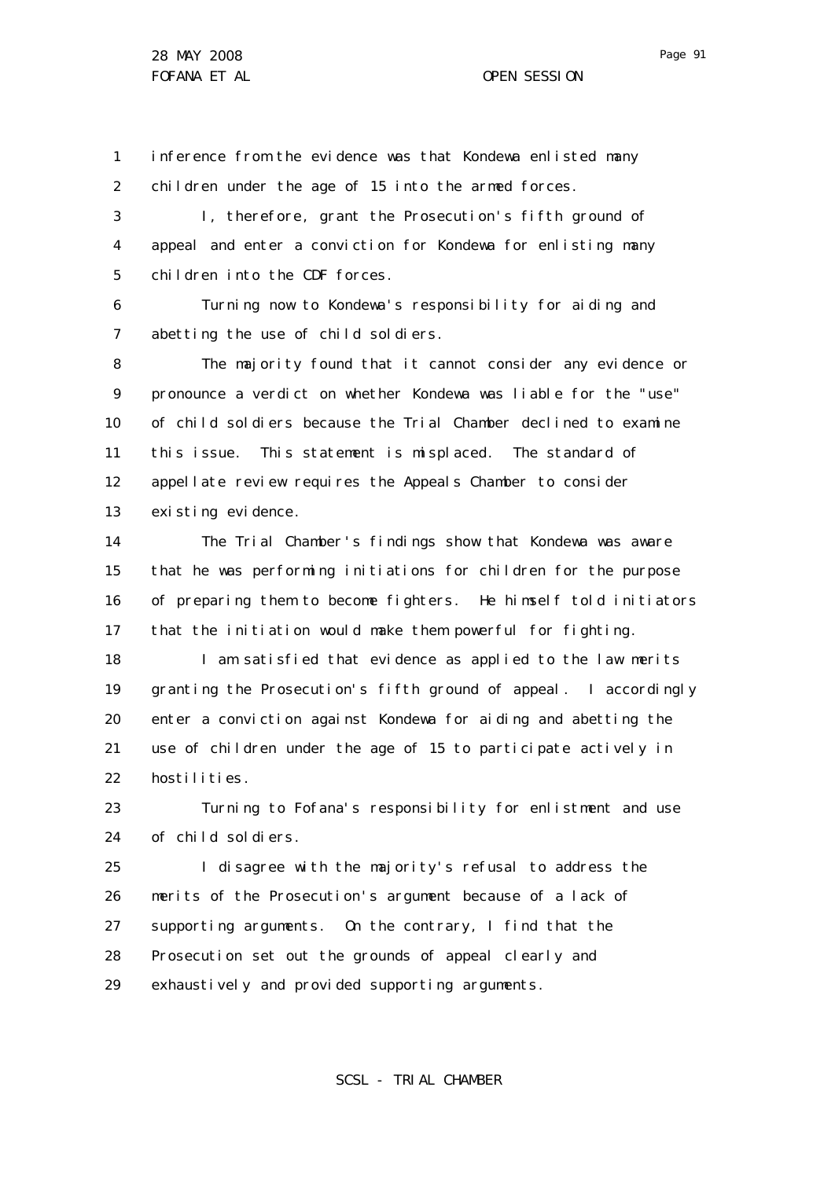inference from the evidence was that Kondewa enlisted many children under the age of 15 into the armed forces.

I, therefore, grant the Prosecution's fifth ground of appeal and enter a conviction for Kondewa for enlisting many children into the CDF forces.

Turning now to Kondewa's responsibility for aiding and abetting the use of child soldiers.

The majority found that it cannot consider any evidence or pronounce a verdict on whether Kondewa was liable for the "use" of child soldiers because the Trial Chamber declined to examine this issue. This statement is misplaced. The standard of appellate review requires the Appeals Chamber to consider existing evidence.

The Trial Chamber's findings show that Kondewa was aware that he was performing initiations for children for the purpose of preparing them to become fighters. He himself told initiators that the initiation would make them powerful for fighting.

I am satisfied that evidence as applied to the law merits granting the Prosecution's fifth ground of appeal. I accordingly enter a conviction against Kondewa for aiding and abetting the use of children under the age of 15 to participate actively in hostilities.

Turning to Fofana's responsibility for enlistment and use of child soldiers.

I disagree with the majority's refusal to address the merits of the Prosecution's argument because of a lack of supporting arguments. On the contrary, I find that the Prosecution set out the grounds of appeal clearly and exhaustively and provided supporting arguments.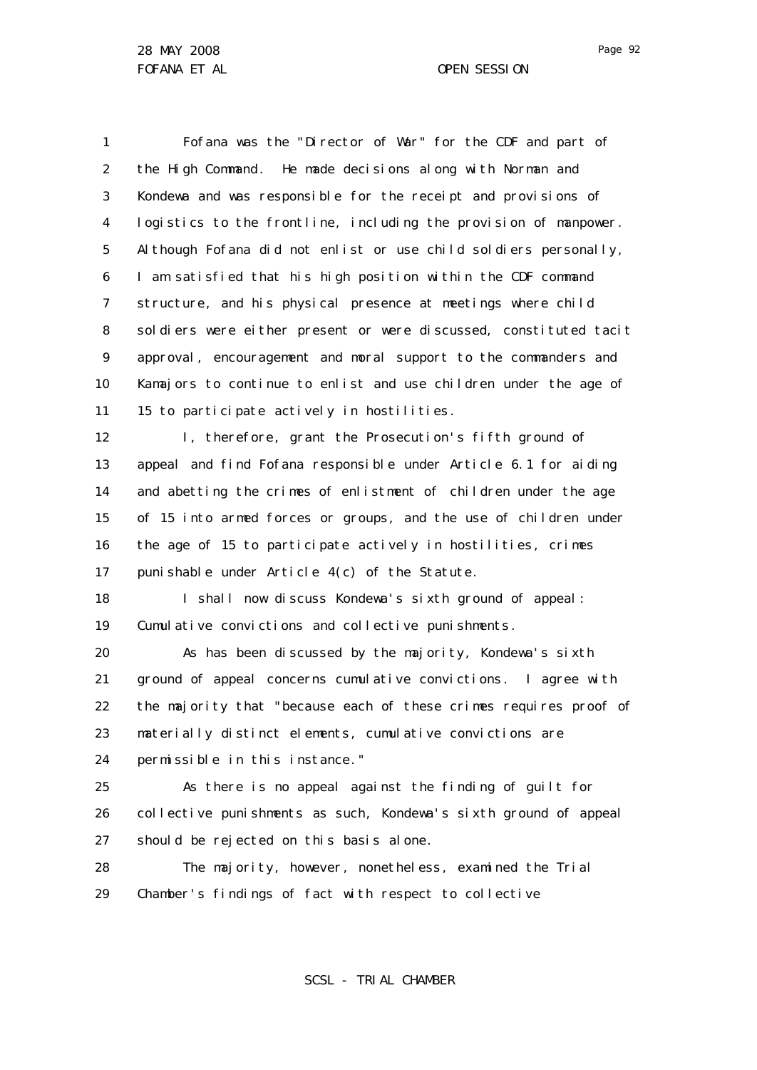Fofana was the "Director of War" for the CDF and part of the High Command. He made decisions along with Norman and Kondewa and was responsible for the receipt and provisions of logistics to the frontline, including the provision of manpower. Although Fofana did not enlist or use child soldiers personally, I am satisfied that his high position within the CDF command structure, and his physical presence at meetings where child soldiers were either present or were discussed, constituted tacit approval, encouragement and moral support to the commanders and Kamajors to continue to enlist and use children under the age of 15 to participate actively in hostilities.

I, therefore, grant the Prosecution's fifth ground of appeal and find Fofana responsible under Article 6.1 for aiding and abetting the crimes of enlistment of children under the age of 15 into armed forces or groups, and the use of children under the age of 15 to participate actively in hostilities, crimes punishable under Article 4(c) of the Statute.

I shall now discuss Kondewa's sixth ground of appeal: Cumulative convictions and collective punishments.

As has been discussed by the majority, Kondewa's sixth ground of appeal concerns cumulative convictions. I agree with the majority that "because each of these crimes requires proof of materially distinct elements, cumulative convictions are permissible in this instance."

As there is no appeal against the finding of guilt for collective punishments as such, Kondewa's sixth ground of appeal should be rejected on this basis alone.

The majority, however, nonetheless, examined the Trial Chamber's findings of fact with respect to collective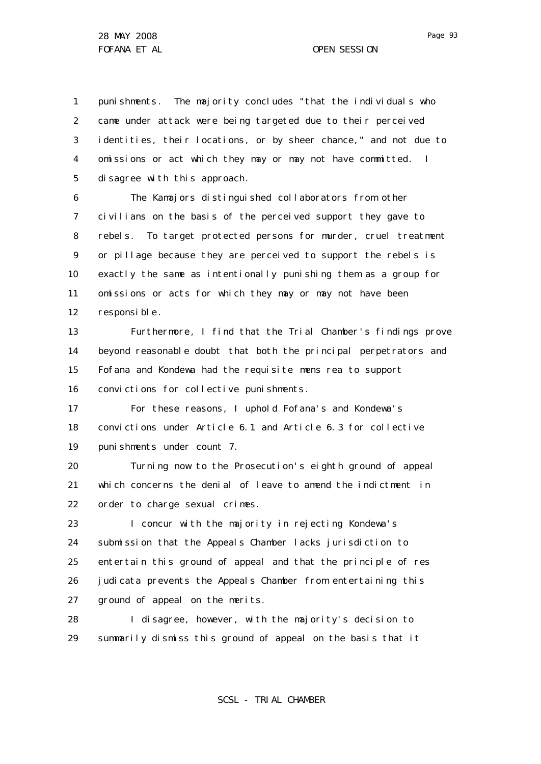punishments. The majority concludes "that the individuals who came under attack were being targeted due to their perceived identities, their locations, or by sheer chance," and not due to omissions or act which they may or may not have committed. I disagree with this approach.

The Kamajors distinguished collaborators from other civilians on the basis of the perceived support they gave to rebels. To target protected persons for murder, cruel treatment or pillage because they are perceived to support the rebels is exactly the same as intentionally punishing them as a group for omissions or acts for which they may or may not have been responsible.

Furthermore, I find that the Trial Chamber's findings prove beyond reasonable doubt that both the principal perpetrators and Fofana and Kondewa had the requisite mens rea to support convictions for collective punishments.

For these reasons, I uphold Fofana's and Kondewa's convictions under Article 6.1 and Article 6.3 for collective punishments under count 7.

Turning now to the Prosecution's eighth ground of appeal which concerns the denial of leave to amend the indictment in order to charge sexual crimes.

I concur with the majority in rejecting Kondewa's submission that the Appeals Chamber lacks jurisdiction to entertain this ground of appeal and that the principle of res judicata prevents the Appeals Chamber from entertaining this ground of appeal on the merits.

I disagree, however, with the majority's decision to summarily dismiss this ground of appeal on the basis that it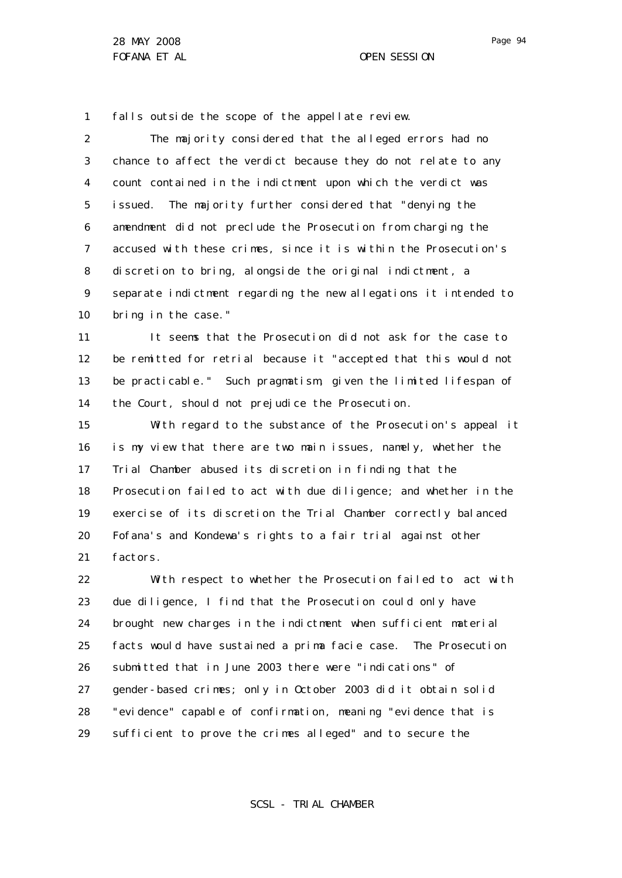falls outside the scope of the appellate review.

The majority considered that the alleged errors had no chance to affect the verdict because they do not relate to any count contained in the indictment upon which the verdict was issued. The majority further considered that "denying the amendment did not preclude the Prosecution from charging the accused with these crimes, since it is within the Prosecution's discretion to bring, alongside the original indictment, a separate indictment regarding the new allegations it intended to bring in the case."

It seems that the Prosecution did not ask for the case to be remitted for retrial because it "accepted that this would not be practicable." Such pragmatism, given the limited lifespan of the Court, should not prejudice the Prosecution.

With regard to the substance of the Prosecution's appeal it is my view that there are two main issues, namely, whether the Trial Chamber abused its discretion in finding that the Prosecution failed to act with due diligence; and whether in the exercise of its discretion the Trial Chamber correctly balanced Fofana's and Kondewa's rights to a fair trial against other factors.

With respect to whether the Prosecution failed to act with due diligence, I find that the Prosecution could only have brought new charges in the indictment when sufficient material facts would have sustained a prima facie case. The Prosecution submitted that in June 2003 there were "indications" of gender-based crimes; only in October 2003 did it obtain solid "evidence" capable of confirmation, meaning "evidence that is sufficient to prove the crimes alleged" and to secure the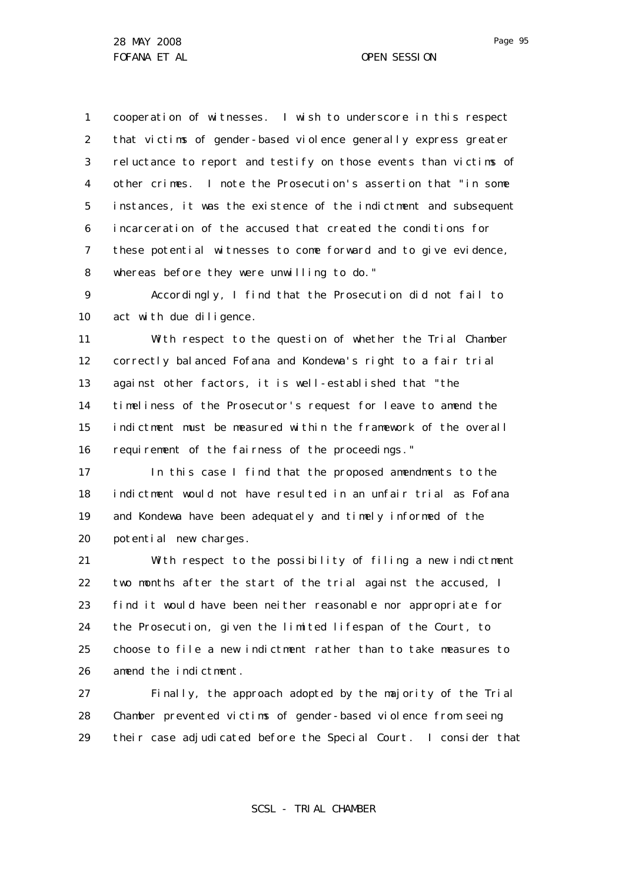cooperation of witnesses. I wish to underscore in this respect that victims of gender-based violence generally express greater reluctance to report and testify on those events than victims of other crimes. I note the Prosecution's assertion that "in some instances, it was the existence of the indictment and subsequent incarceration of the accused that created the conditions for these potential witnesses to come forward and to give evidence, whereas before they were unwilling to do."

Accordingly, I find that the Prosecution did not fail to act with due diligence.

With respect to the question of whether the Trial Chamber correctly balanced Fofana and Kondewa's right to a fair trial against other factors, it is well-established that "the timeliness of the Prosecutor's request for leave to amend the indictment must be measured within the framework of the overall requirement of the fairness of the proceedings."

In this case I find that the proposed amendments to the indictment would not have resulted in an unfair trial as Fofana and Kondewa have been adequately and timely informed of the potential new charges.

With respect to the possibility of filing a new indictment two months after the start of the trial against the accused, I find it would have been neither reasonable nor appropriate for the Prosecution, given the limited lifespan of the Court, to choose to file a new indictment rather than to take measures to amend the indictment.

Finally, the approach adopted by the majority of the Trial Chamber prevented victims of gender-based violence from seeing their case adjudicated before the Special Court. I consider that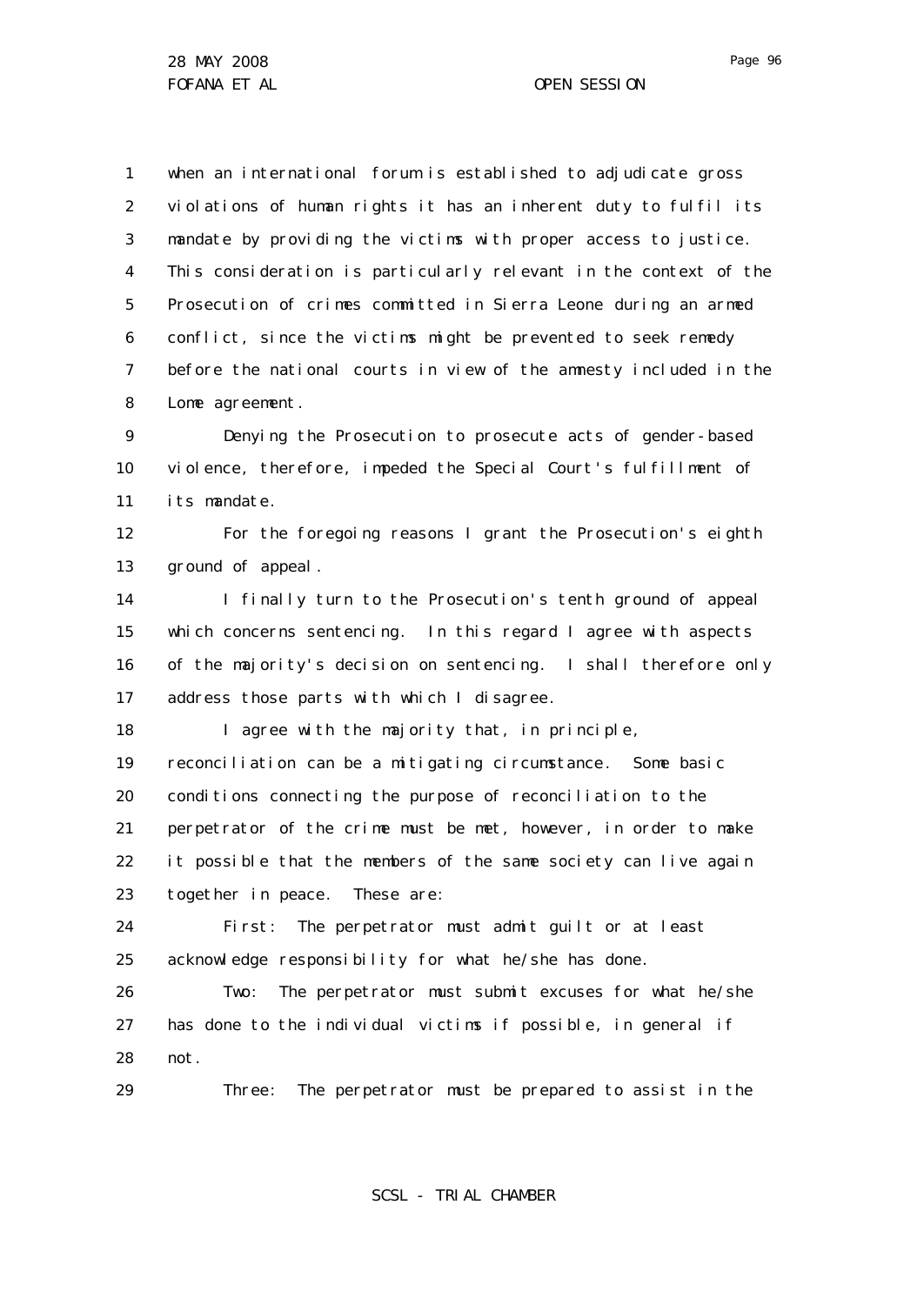when an international forum is established to adjudicate gross violations of human rights it has an inherent duty to fulfil its mandate by providing the victims with proper access to justice. This consideration is particularly relevant in the context of the Prosecution of crimes committed in Sierra Leone during an armed conflict, since the victims might be prevented to seek remedy before the national courts in view of the amnesty included in the Lome agreement.

Denying the Prosecution to prosecute acts of gender-based violence, therefore, impeded the Special Court's fulfillment of its mandate.

For the foregoing reasons I grant the Prosecution's eighth ground of appeal.

I finally turn to the Prosecution's tenth ground of appeal which concerns sentencing. In this regard I agree with aspects of the majority's decision on sentencing. I shall therefore only address those parts with which I disagree.

I agree with the majority that, in principle, reconciliation can be a mitigating circumstance. Some basic conditions connecting the purpose of reconciliation to the perpetrator of the crime must be met, however, in order to make it possible that the members of the same society can live again together in peace. These are:

First: The perpetrator must admit guilt or at least acknowledge responsibility for what he/she has done.

Two: The perpetrator must submit excuses for what he/she has done to the individual victims if possible, in general if not.

Three: The perpetrator must be prepared to assist in the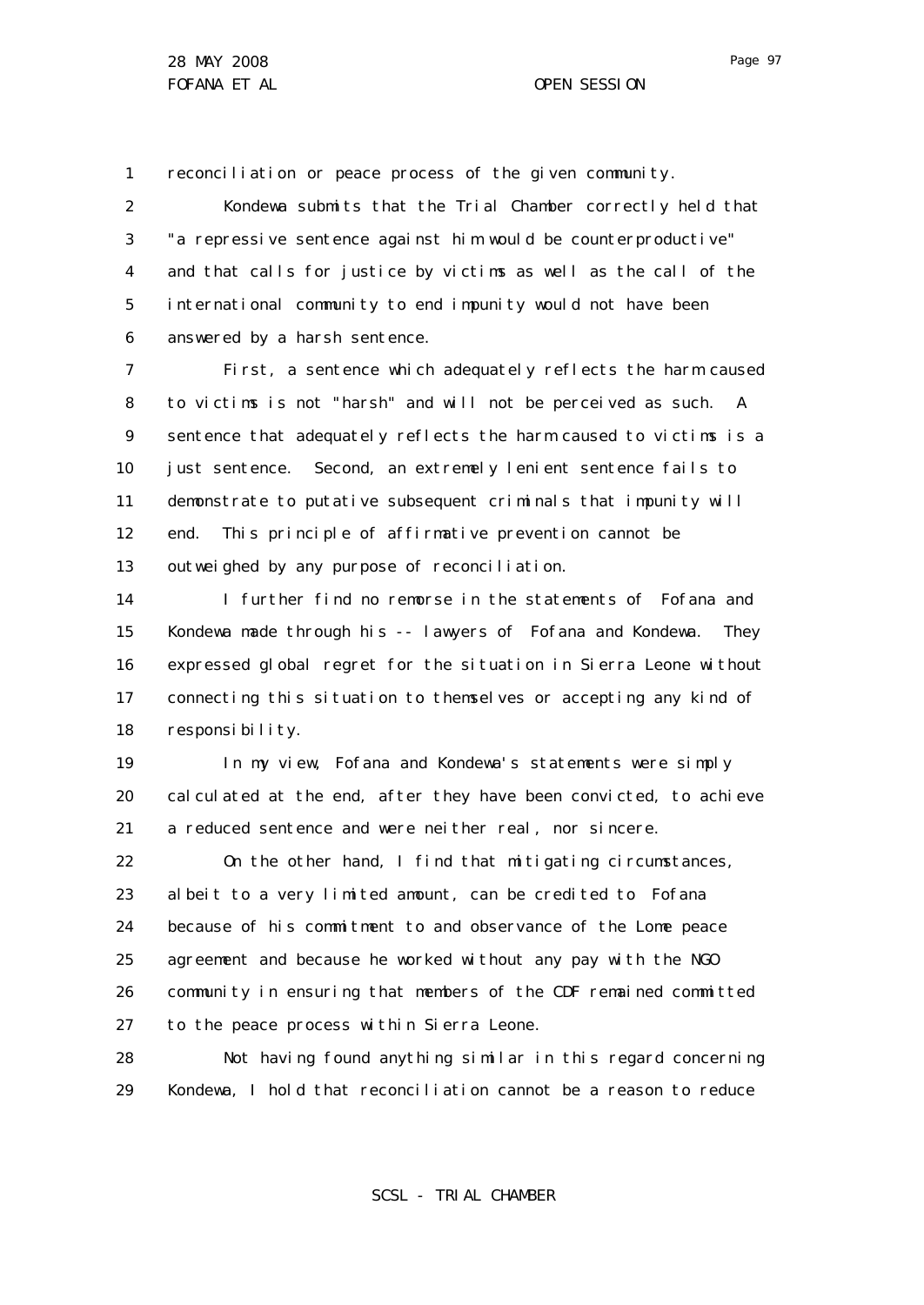reconciliation or peace process of the given community.

Kondewa submits that the Trial Chamber correctly held that "a repressive sentence against him would be counterproductive" and that calls for justice by victims as well as the call of the international community to end impunity would not have been answered by a harsh sentence.

First, a sentence which adequately reflects the harm caused to victims is not "harsh" and will not be perceived as such. A sentence that adequately reflects the harm caused to victims is a just sentence. Second, an extremely lenient sentence fails to demonstrate to putative subsequent criminals that impunity will end. This principle of affirmative prevention cannot be outweighed by any purpose of reconciliation.

I further find no remorse in the statements of Fofana and Kondewa made through his -- lawyers of Fofana and Kondewa. They expressed global regret for the situation in Sierra Leone without connecting this situation to themselves or accepting any kind of responsibility.

In my view, Fofana and Kondewa's statements were simply calculated at the end, after they have been convicted, to achieve a reduced sentence and were neither real, nor sincere.

On the other hand, I find that mitigating circumstances, albeit to a very limited amount, can be credited to Fofana because of his commitment to and observance of the Lome peace agreement and because he worked without any pay with the NGO community in ensuring that members of the CDF remained committed to the peace process within Sierra Leone.

Not having found anything similar in this regard concerning Kondewa, I hold that reconciliation cannot be a reason to reduce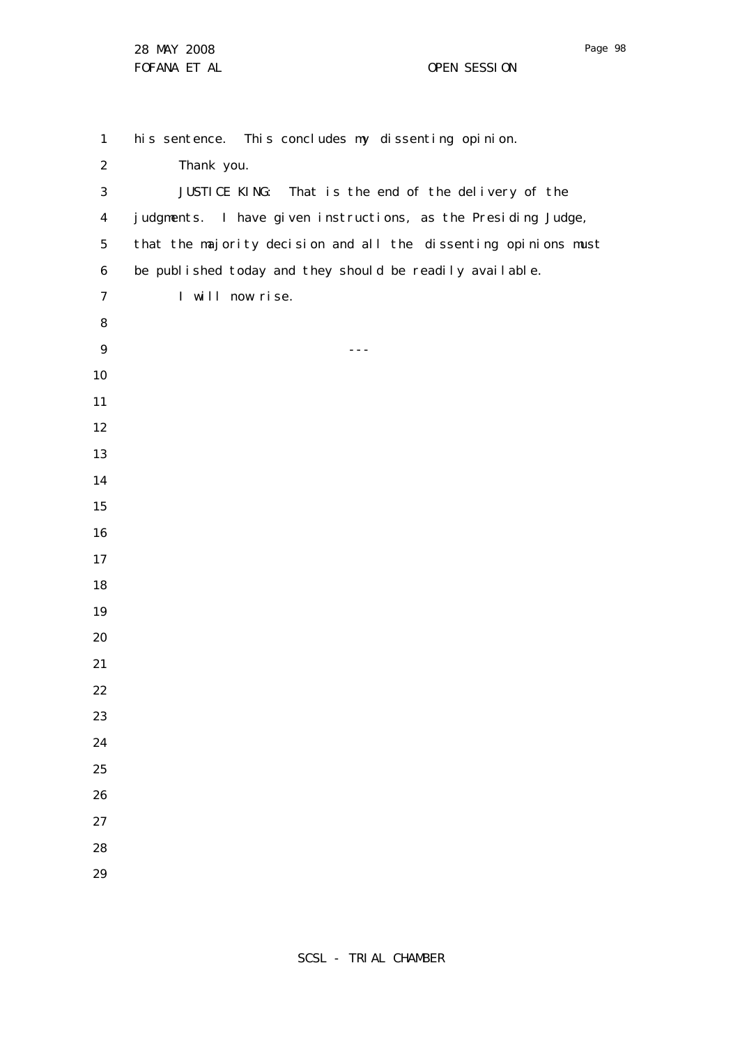his sentence. This concludes my dissenting opinion.

Thank you.

JUSTICE KING: That is the end of the delivery of the judgments. I have given instructions, as the Presiding Judge, that the majority decision and all the dissenting opinions must be published today and they should be readily available.

I will now rise.

---